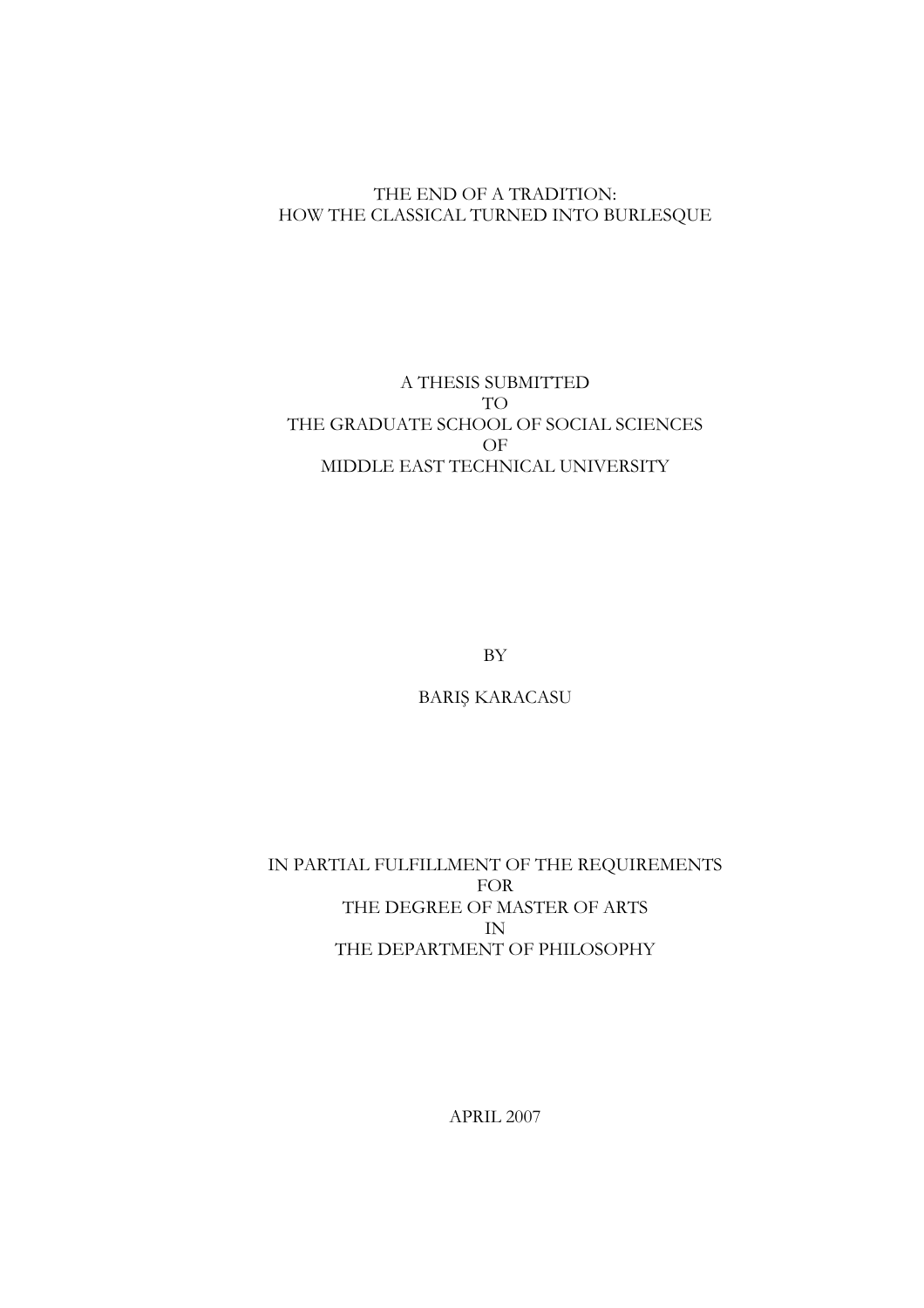# THE END OF A TRADITION:
# HOW THE CLASSICAL TURNED INTO BURLESQUE

A THESIS SUBMITTED
TO
THE GRADUATE SCHOOL OF SOCIAL SCIENCES
OF
MIDDLE EAST TECHNICAL UNIVERSITY

BY

BARIŞ KARACASU

IN PARTIAL FULFILLMENT OF THE REQUIREMENTS
FOR
THE DEGREE OF MASTER OF ARTS
IN
THE DEPARTMENT OF PHILOSOPHY

APRIL 2007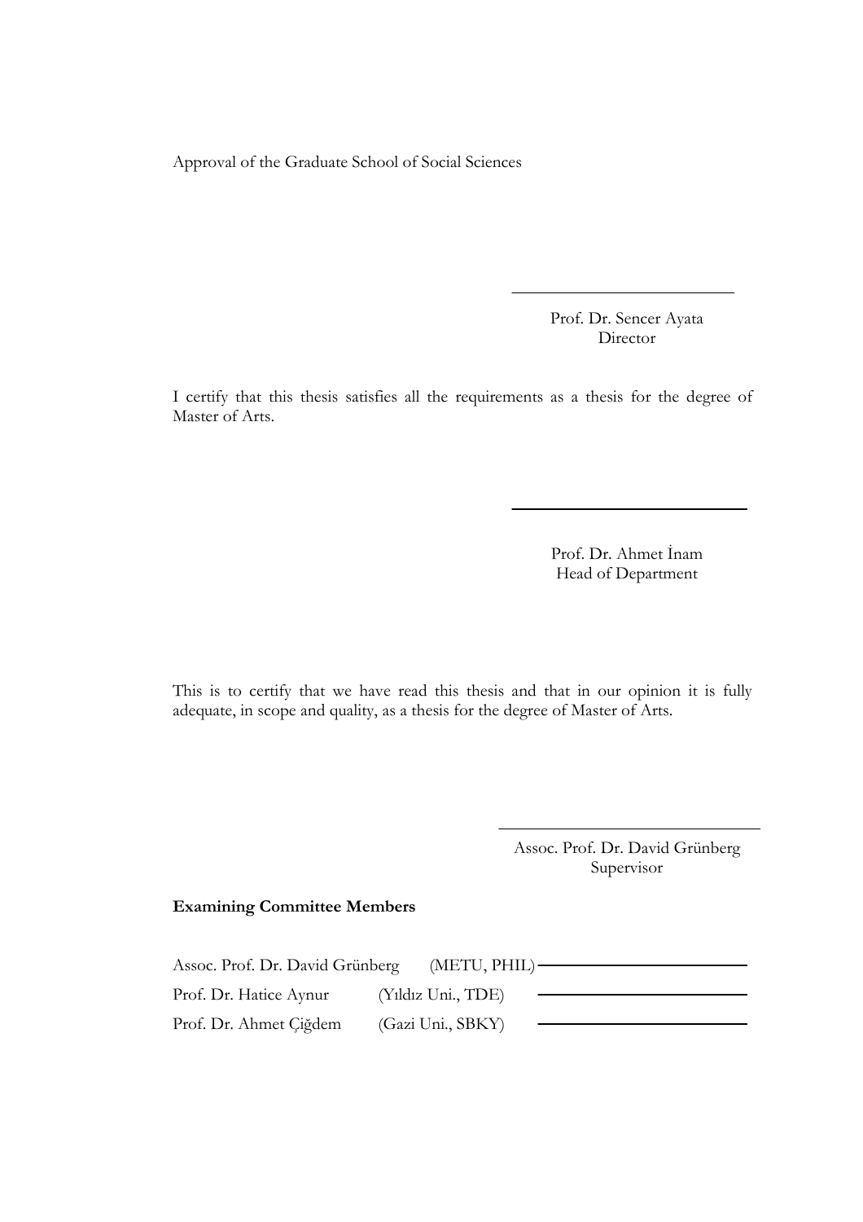Approval of the Graduate School of Social Sciences

Prof. Dr. Sencer Ayata
Director

I certify that this thesis satisfies all the requirements as a thesis for the degree of Master of Arts.

Prof. Dr. Ahmet İnam
Head of Department

This is to certify that we have read this thesis and that in our opinion it is fully adequate, in scope and quality, as a thesis for the degree of Master of Arts.

Assoc. Prof. Dr. David Grünberg
Supervisor

**Examining Committee Members**

| | | |
|---|---|---|
| Assoc. Prof. Dr. David Grünberg | (METU, PHIL) | |
| Prof. Dr. Hatice Aynur | (Yıldız Uni., TDE) | |
| Prof. Dr. Ahmet Çiğdem | (Gazi Uni., SBKY) | |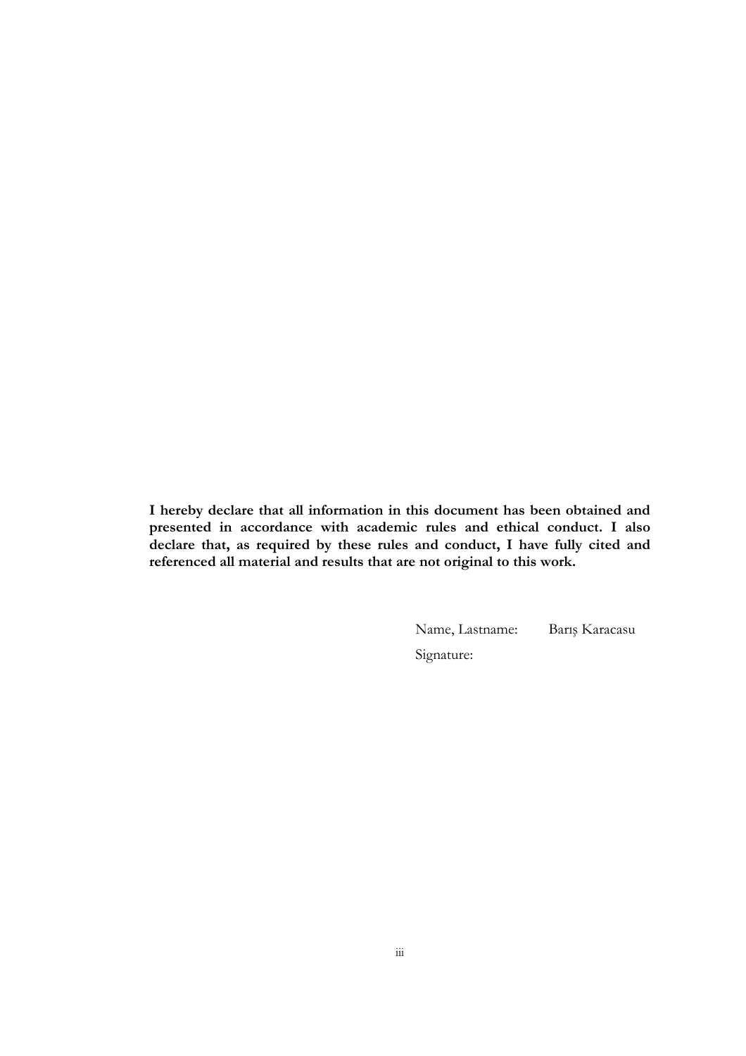**I hereby declare that all information in this document has been obtained and presented in accordance with academic rules and ethical conduct. I also declare that, as required by these rules and conduct, I have fully cited and referenced all material and results that are not original to this work.**

Name, Lastname: Barış Karacasu

Signature: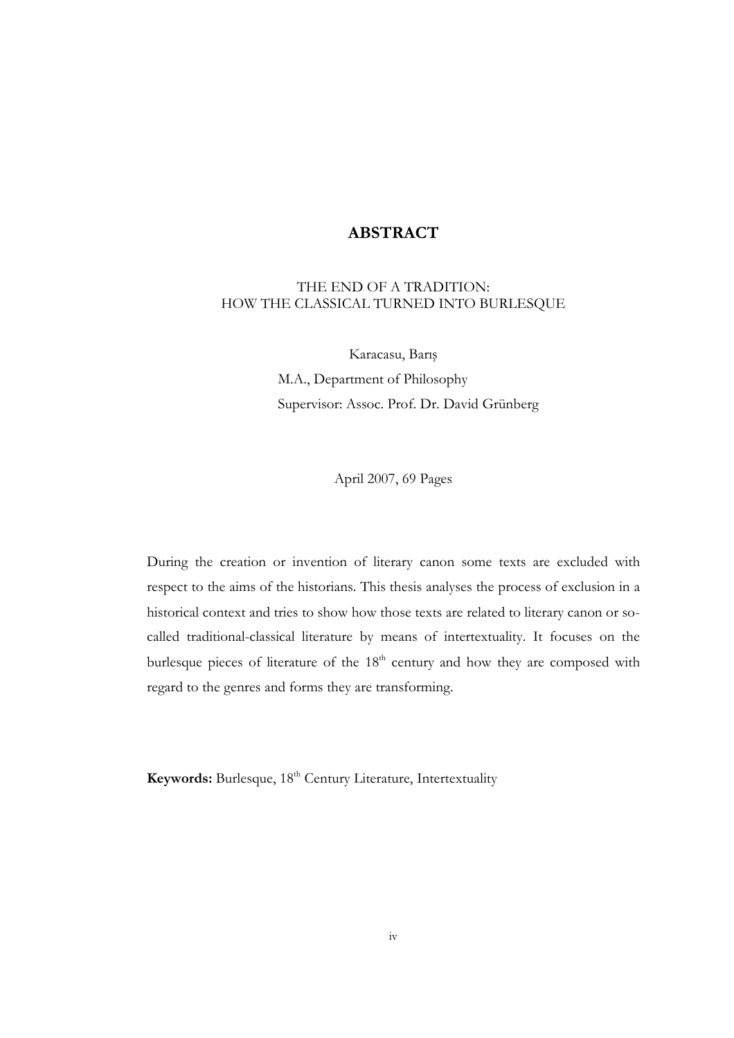# ABSTRACT

THE END OF A TRADITION:
HOW THE CLASSICAL TURNED INTO BURLESQUE

Karacasu, Barış
M.A., Department of Philosophy
Supervisor: Assoc. Prof. Dr. David Grünberg

April 2007, 69 Pages

During the creation or invention of literary canon some texts are excluded with respect to the aims of the historians. This thesis analyses the process of exclusion in a historical context and tries to show how those texts are related to literary canon or so-called traditional-classical literature by means of intertextuality. It focuses on the burlesque pieces of literature of the 18th century and how they are composed with regard to the genres and forms they are transforming.

**Keywords:** Burlesque, 18th Century Literature, Intertextuality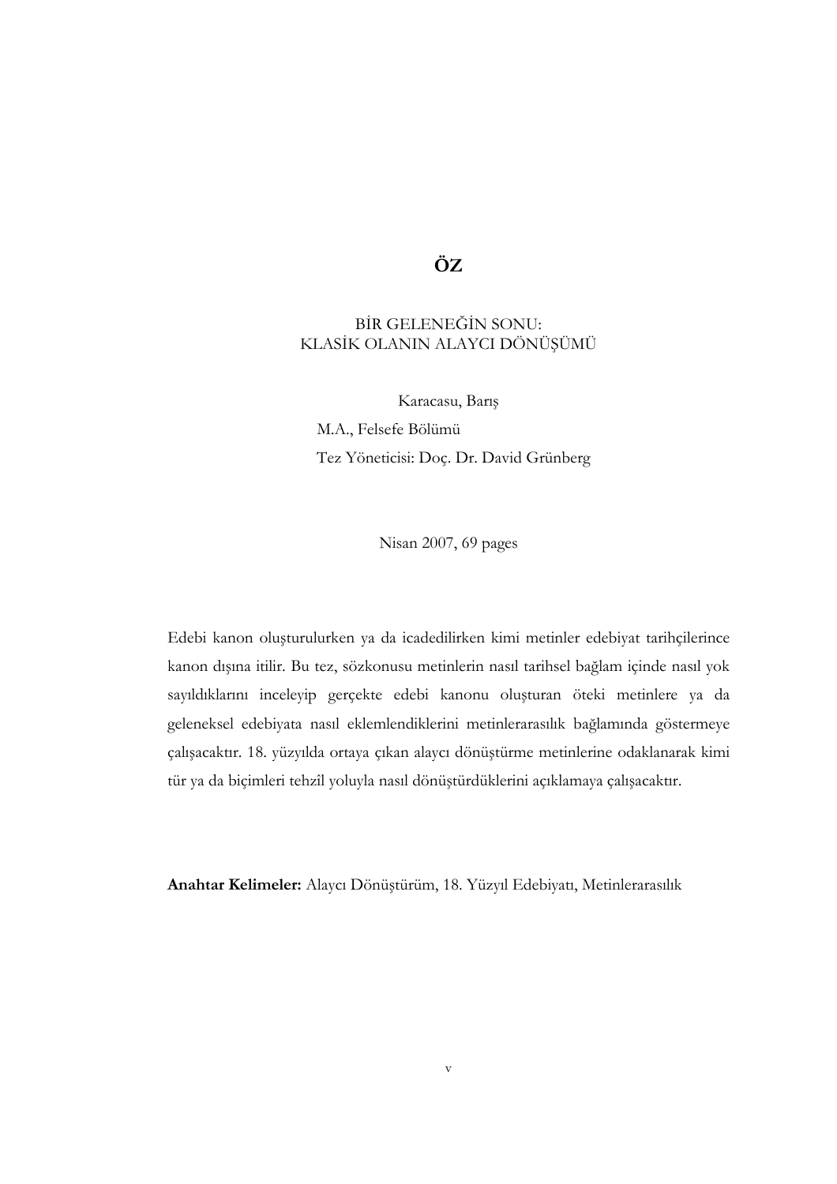# ÖZ

BİR GELENEĞİN SONU:
KLASİK OLANIN ALAYCI DÖNÜŞÜMÜ

Karacasu, Barış
M.A., Felsefe Bölümü
Tez Yöneticisi: Doç. Dr. David Grünberg

Nisan 2007, 69 pages

Edebi kanon oluşturulurken ya da icadedilirken kimi metinler edebiyat tarihçilerince kanon dışına itilir. Bu tez, sözkonusu metinlerin nasıl tarihsel bağlam içinde nasıl yok sayıldıklarını inceleyip gerçekte edebi kanonu oluşturan öteki metinlere ya da geleneksel edebiyata nasıl eklemlendiklerini metinlerarasılık bağlamında göstermeye çalışacaktır. 18. yüzyılda ortaya çıkan alaycı dönüştürme metinlerine odaklanarak kimi tür ya da biçimleri tehzil yoluyla nasıl dönüştürdüklerini açıklamaya çalışacaktır.

**Anahtar Kelimeler:** Alaycı Dönüştürüm, 18. Yüzyıl Edebiyatı, Metinlerarasılık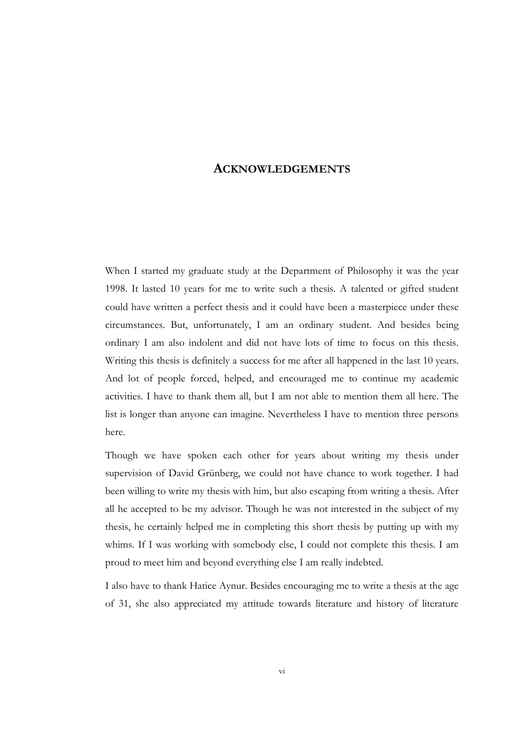# ACKNOWLEDGEMENTS

When I started my graduate study at the Department of Philosophy it was the year 1998. It lasted 10 years for me to write such a thesis. A talented or gifted student could have written a perfect thesis and it could have been a masterpiece under these circumstances. But, unfortunately, I am an ordinary student. And besides being ordinary I am also indolent and did not have lots of time to focus on this thesis. Writing this thesis is definitely a success for me after all happened in the last 10 years. And lot of people forced, helped, and encouraged me to continue my academic activities. I have to thank them all, but I am not able to mention them all here. The list is longer than anyone can imagine. Nevertheless I have to mention three persons here.

Though we have spoken each other for years about writing my thesis under supervision of David Grünberg, we could not have chance to work together. I had been willing to write my thesis with him, but also escaping from writing a thesis. After all he accepted to be my advisor. Though he was not interested in the subject of my thesis, he certainly helped me in completing this short thesis by putting up with my whims. If I was working with somebody else, I could not complete this thesis. I am proud to meet him and beyond everything else I am really indebted.

I also have to thank Hatice Aynur. Besides encouraging me to write a thesis at the age of 31, she also appreciated my attitude towards literature and history of literature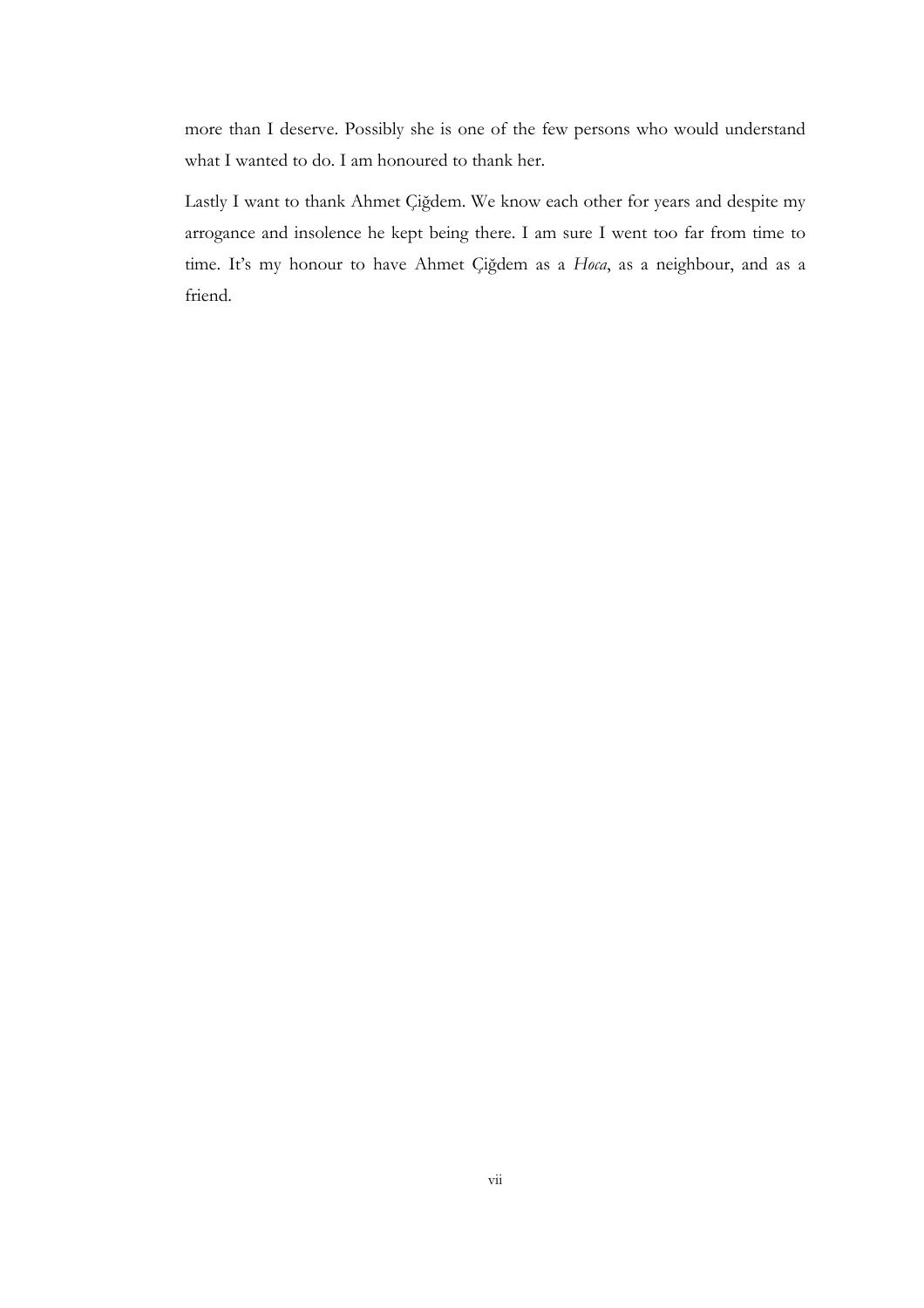more than I deserve. Possibly she is one of the few persons who would understand what I wanted to do. I am honoured to thank her.

Lastly I want to thank Ahmet Çiğdem. We know each other for years and despite my arrogance and insolence he kept being there. I am sure I went too far from time to time. It's my honour to have Ahmet Çiğdem as a *Hoca*, as a neighbour, and as a friend.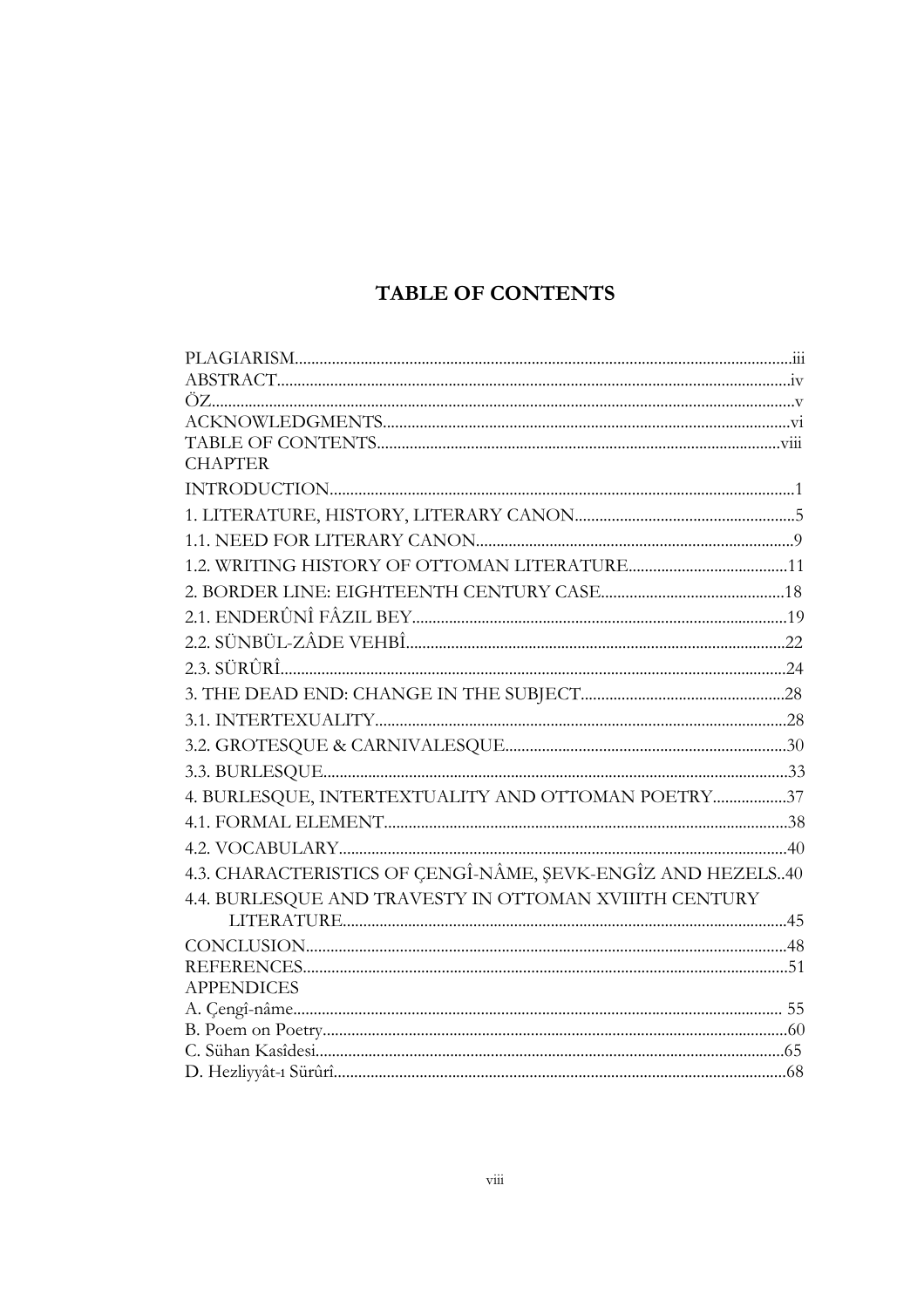# TABLE OF CONTENTS

PLAGIARISM.....iii
ABSTRACT.....iv
ÖZ.....v
ACKNOWLEDGMENTS.....vi
TABLE OF CONTENTS.....viii
CHAPTER
INTRODUCTION.....1
1. LITERATURE, HISTORY, LITERARY CANON.....5
1.1. NEED FOR LITERARY CANON.....9
1.2. WRITING HISTORY OF OTTOMAN LITERATURE.....11
2. BORDER LINE: EIGHTEENTH CENTURY CASE.....18
2.1. ENDERÛNÎ FÂZIL BEY.....19
2.2. SÜNBÜL-ZÂDE VEHBÎ.....22
2.3. SÜRÛRÎ.....24
3. THE DEAD END: CHANGE IN THE SUBJECT.....28
3.1. INTERTEXUALITY.....28
3.2. GROTESQUE & CARNIVALESQUE.....30
3.3. BURLESQUE.....33
4. BURLESQUE, INTERTEXTUALITY AND OTTOMAN POETRY.....37
4.1. FORMAL ELEMENT.....38
4.2. VOCABULARY.....40
4.3. CHARACTERISTICS OF ÇENGÎ-NÂME, ŞEVK-ENGÎZ AND HEZELS..40
4.4. BURLESQUE AND TRAVESTY IN OTTOMAN XVIIITH CENTURY LITERATURE.....45
CONCLUSION.....48
REFERENCES.....51
APPENDICES
A. Çengî-nâme.....55
B. Poem on Poetry.....60
C. Sühan Kasîdesi.....65
D. Hezliyyât-ı Sürûrî.....68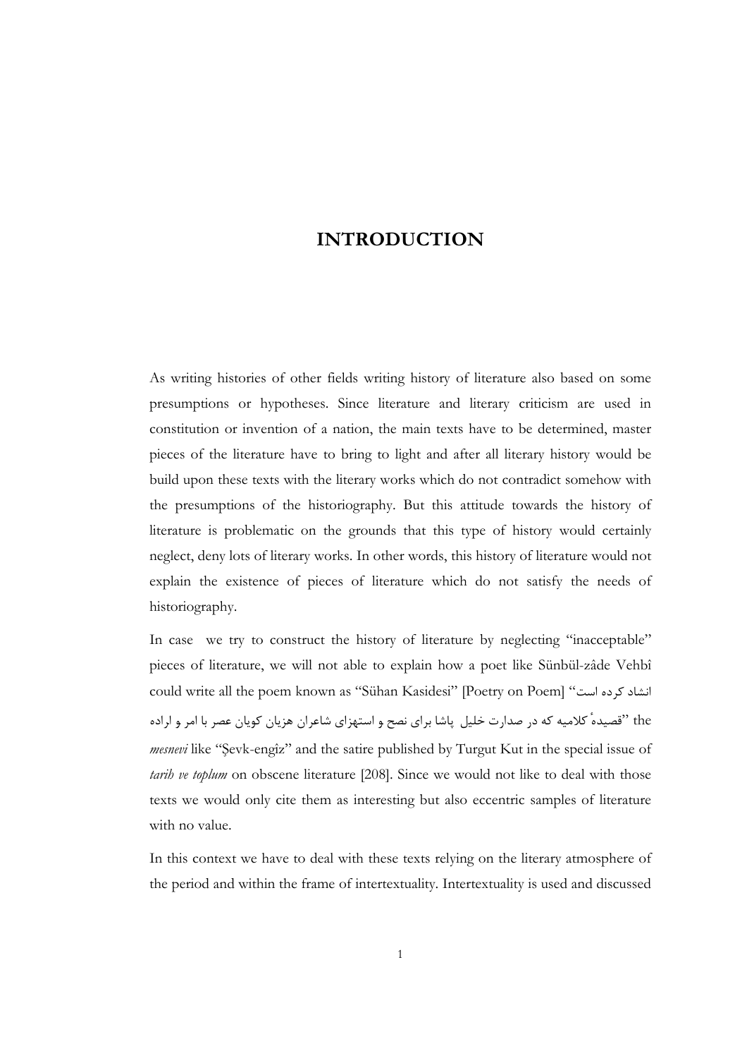# INTRODUCTION

As writing histories of other fields writing history of literature also based on some presumptions or hypotheses. Since literature and literary criticism are used in constitution or invention of a nation, the main texts have to be determined, master pieces of the literature have to bring to light and after all literary history would be build upon these texts with the literary works which do not contradict somehow with the presumptions of the historiography. But this attitude towards the history of literature is problematic on the grounds that this type of history would certainly neglect, deny lots of literary works. In other words, this history of literature would not explain the existence of pieces of literature which do not satisfy the needs of historiography.

In case we try to construct the history of literature by neglecting "inacceptable" pieces of literature, we will not able to explain how a poet like Sünbül-zâde Vehbî could write all the poem known as "Sühan Kasidesi" [Poetry on Poem] "قصيدهٔ كلاميه كه در صدارت خليل پاشا براى نصح و استهزاى شاعران هزيان كويان عصر با امر و اراده انشاد كرده است" the *mesnevi* like "Şevk-engîz" and the satire published by Turgut Kut in the special issue of *tarih ve toplum* on obscene literature [208]. Since we would not like to deal with those texts we would only cite them as interesting but also eccentric samples of literature with no value.

In this context we have to deal with these texts relying on the literary atmosphere of the period and within the frame of intertextuality. Intertextuality is used and discussed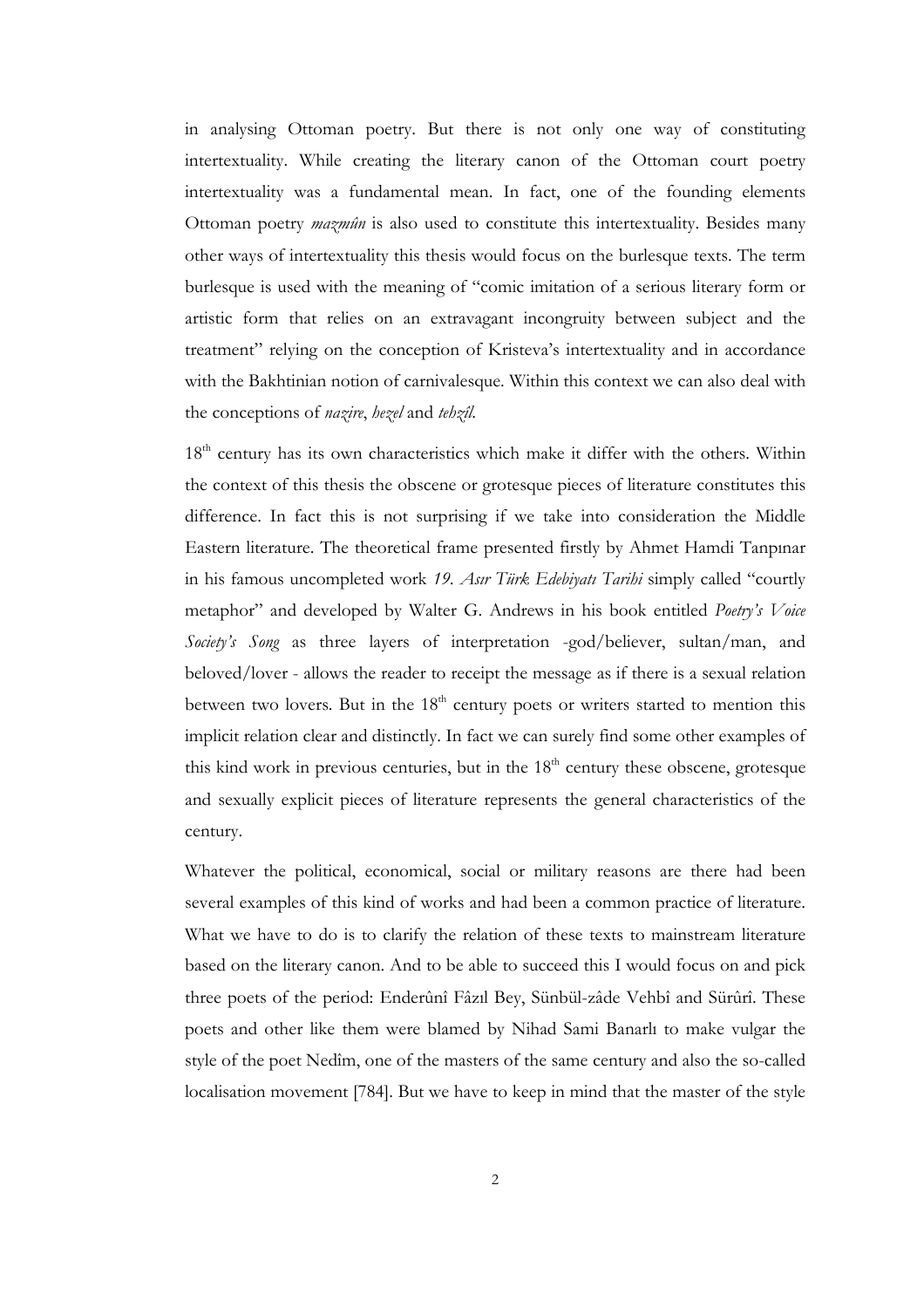in analysing Ottoman poetry. But there is not only one way of constituting intertextuality. While creating the literary canon of the Ottoman court poetry intertextuality was a fundamental mean. In fact, one of the founding elements Ottoman poetry *mazmûn* is also used to constitute this intertextuality. Besides many other ways of intertextuality this thesis would focus on the burlesque texts. The term burlesque is used with the meaning of "comic imitation of a serious literary form or artistic form that relies on an extravagant incongruity between subject and the treatment" relying on the conception of Kristeva's intertextuality and in accordance with the Bakhtinian notion of carnivalesque. Within this context we can also deal with the conceptions of *nazire*, *hezel* and *tehzîl*.

18th century has its own characteristics which make it differ with the others. Within the context of this thesis the obscene or grotesque pieces of literature constitutes this difference. In fact this is not surprising if we take into consideration the Middle Eastern literature. The theoretical frame presented firstly by Ahmet Hamdi Tanpınar in his famous uncompleted work *19. Asır Türk Edebiyatı Tarihi* simply called "courtly metaphor" and developed by Walter G. Andrews in his book entitled *Poetry's Voice Society's Song* as three layers of interpretation -god/believer, sultan/man, and beloved/lover - allows the reader to receipt the message as if there is a sexual relation between two lovers. But in the 18th century poets or writers started to mention this implicit relation clear and distinctly. In fact we can surely find some other examples of this kind work in previous centuries, but in the 18th century these obscene, grotesque and sexually explicit pieces of literature represents the general characteristics of the century.

Whatever the political, economical, social or military reasons are there had been several examples of this kind of works and had been a common practice of literature. What we have to do is to clarify the relation of these texts to mainstream literature based on the literary canon. And to be able to succeed this I would focus on and pick three poets of the period: Enderûnî Fâzıl Bey, Sünbül-zâde Vehbî and Sürûrî. These poets and other like them were blamed by Nihad Sami Banarlı to make vulgar the style of the poet Nedîm, one of the masters of the same century and also the so-called localisation movement [784]. But we have to keep in mind that the master of the style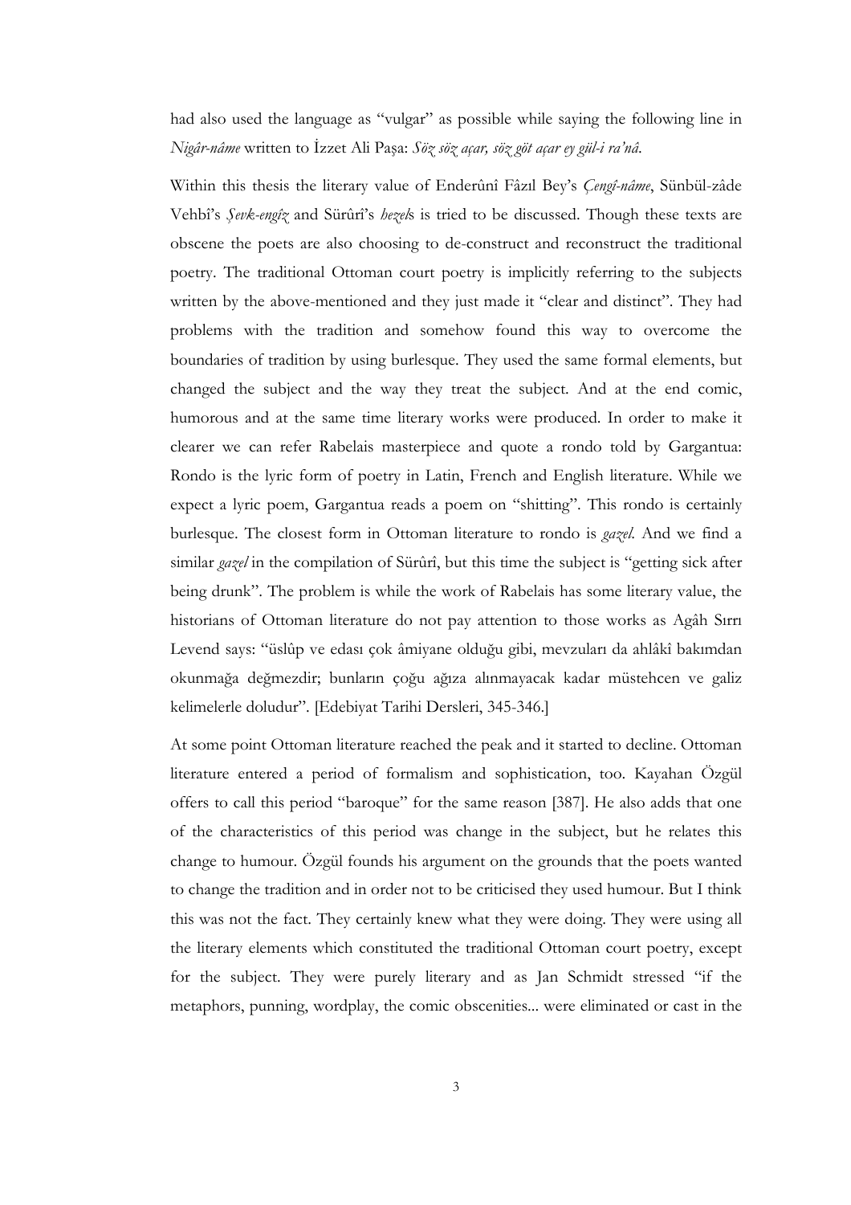had also used the language as "vulgar" as possible while saying the following line in *Nigâr-nâme* written to İzzet Ali Paşa: *Söz söz açar, söz göt açar ey gül-i ra'nâ.*

Within this thesis the literary value of Enderûnî Fâzıl Bey's *Çengî-nâme*, Sünbül-zâde Vehbî's *Şevk-engîz* and Sürûrî's *hezel*s is tried to be discussed. Though these texts are obscene the poets are also choosing to de-construct and reconstruct the traditional poetry. The traditional Ottoman court poetry is implicitly referring to the subjects written by the above-mentioned and they just made it "clear and distinct". They had problems with the tradition and somehow found this way to overcome the boundaries of tradition by using burlesque. They used the same formal elements, but changed the subject and the way they treat the subject. And at the end comic, humorous and at the same time literary works were produced. In order to make it clearer we can refer Rabelais masterpiece and quote a rondo told by Gargantua: Rondo is the lyric form of poetry in Latin, French and English literature. While we expect a lyric poem, Gargantua reads a poem on "shitting". This rondo is certainly burlesque. The closest form in Ottoman literature to rondo is *gazel*. And we find a similar *gazel* in the compilation of Sürûrî, but this time the subject is "getting sick after being drunk". The problem is while the work of Rabelais has some literary value, the historians of Ottoman literature do not pay attention to those works as Agâh Sırrı Levend says: "üslûp ve edası çok âmiyane olduğu gibi, mevzuları da ahlâkî bakımdan okunmağa değmezdir; bunların çoğu ağıza alınmayacak kadar müstehcen ve galiz kelimelerle doludur". [Edebiyat Tarihi Dersleri, 345-346.]

At some point Ottoman literature reached the peak and it started to decline. Ottoman literature entered a period of formalism and sophistication, too. Kayahan Özgül offers to call this period "baroque" for the same reason [387]. He also adds that one of the characteristics of this period was change in the subject, but he relates this change to humour. Özgül founds his argument on the grounds that the poets wanted to change the tradition and in order not to be criticised they used humour. But I think this was not the fact. They certainly knew what they were doing. They were using all the literary elements which constituted the traditional Ottoman court poetry, except for the subject. They were purely literary and as Jan Schmidt stressed "if the metaphors, punning, wordplay, the comic obscenities... were eliminated or cast in the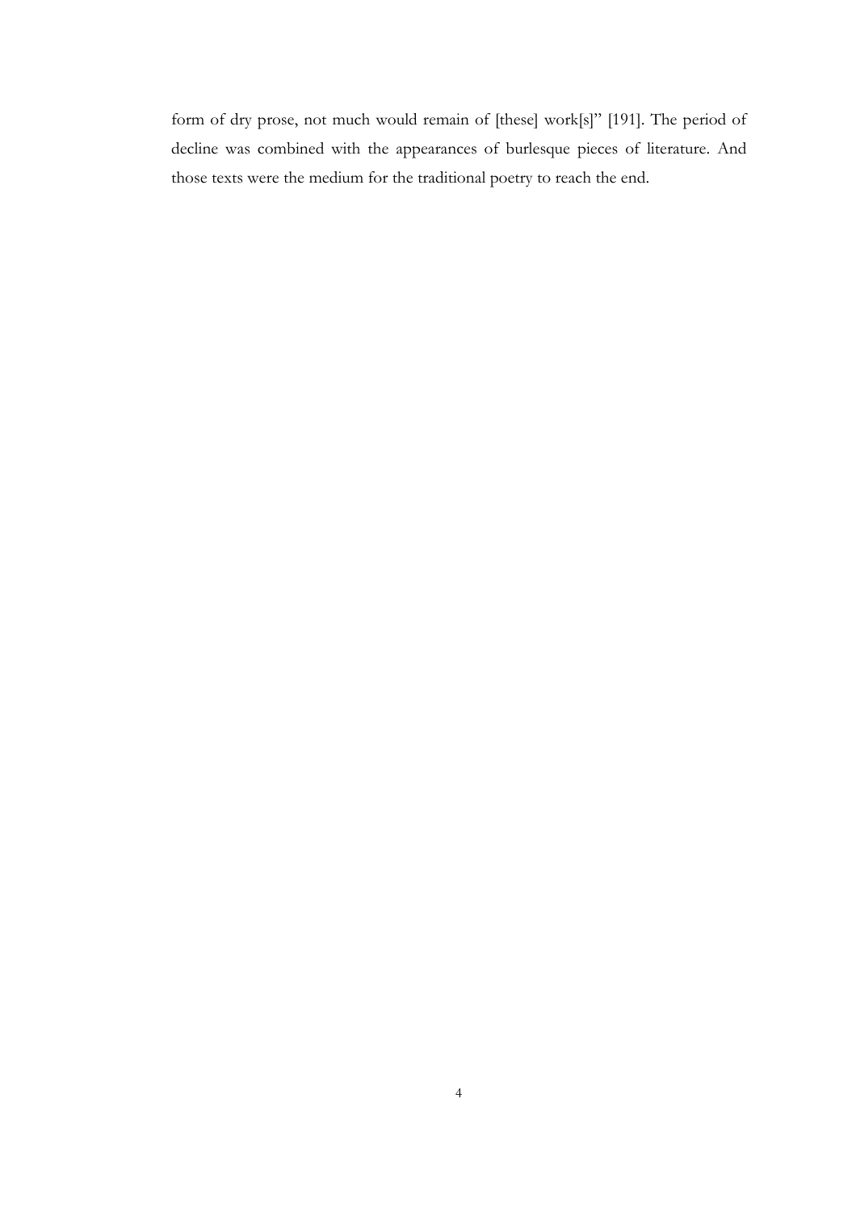form of dry prose, not much would remain of [these] work[s]" [191]. The period of decline was combined with the appearances of burlesque pieces of literature. And those texts were the medium for the traditional poetry to reach the end.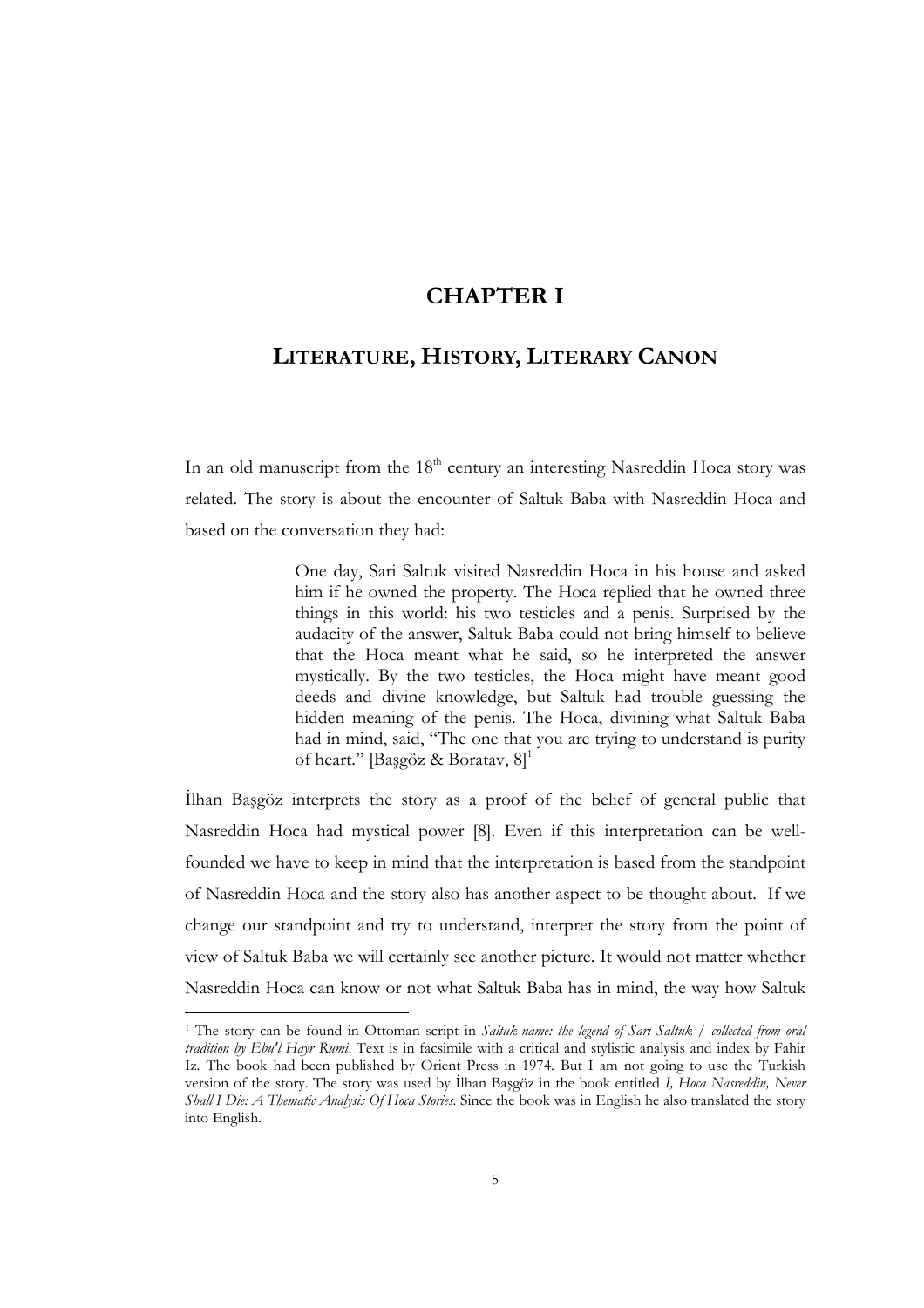# CHAPTER I

## LITERATURE, HISTORY, LITERARY CANON

In an old manuscript from the 18th century an interesting Nasreddin Hoca story was related. The story is about the encounter of Saltuk Baba with Nasreddin Hoca and based on the conversation they had:

> One day, Sari Saltuk visited Nasreddin Hoca in his house and asked him if he owned the property. The Hoca replied that he owned three things in this world: his two testicles and a penis. Surprised by the audacity of the answer, Saltuk Baba could not bring himself to believe that the Hoca meant what he said, so he interpreted the answer mystically. By the two testicles, the Hoca might have meant good deeds and divine knowledge, but Saltuk had trouble guessing the hidden meaning of the penis. The Hoca, divining what Saltuk Baba had in mind, said, "The one that you are trying to understand is purity of heart." [Başgöz & Boratav, 8][1]

İlhan Başgöz interprets the story as a proof of the belief of general public that Nasreddin Hoca had mystical power [8]. Even if this interpretation can be well-founded we have to keep in mind that the interpretation is based from the standpoint of Nasreddin Hoca and the story also has another aspect to be thought about. If we change our standpoint and try to understand, interpret the story from the point of view of Saltuk Baba we will certainly see another picture. It would not matter whether Nasreddin Hoca can know or not what Saltuk Baba has in mind, the way how Saltuk

---

[1] The story can be found in Ottoman script in *Saltuk-name: the legend of Sarı Saltuk / collected from oral tradition by Ebu'l Hayr Rumi*. Text is in facsimile with a critical and stylistic analysis and index by Fahir Iz. The book had been published by Orient Press in 1974. But I am not going to use the Turkish version of the story. The story was used by İlhan Başgöz in the book entitled *I, Hoca Nasreddin, Never Shall I Die: A Thematic Analysis Of Hoca Stories*. Since the book was in English he also translated the story into English.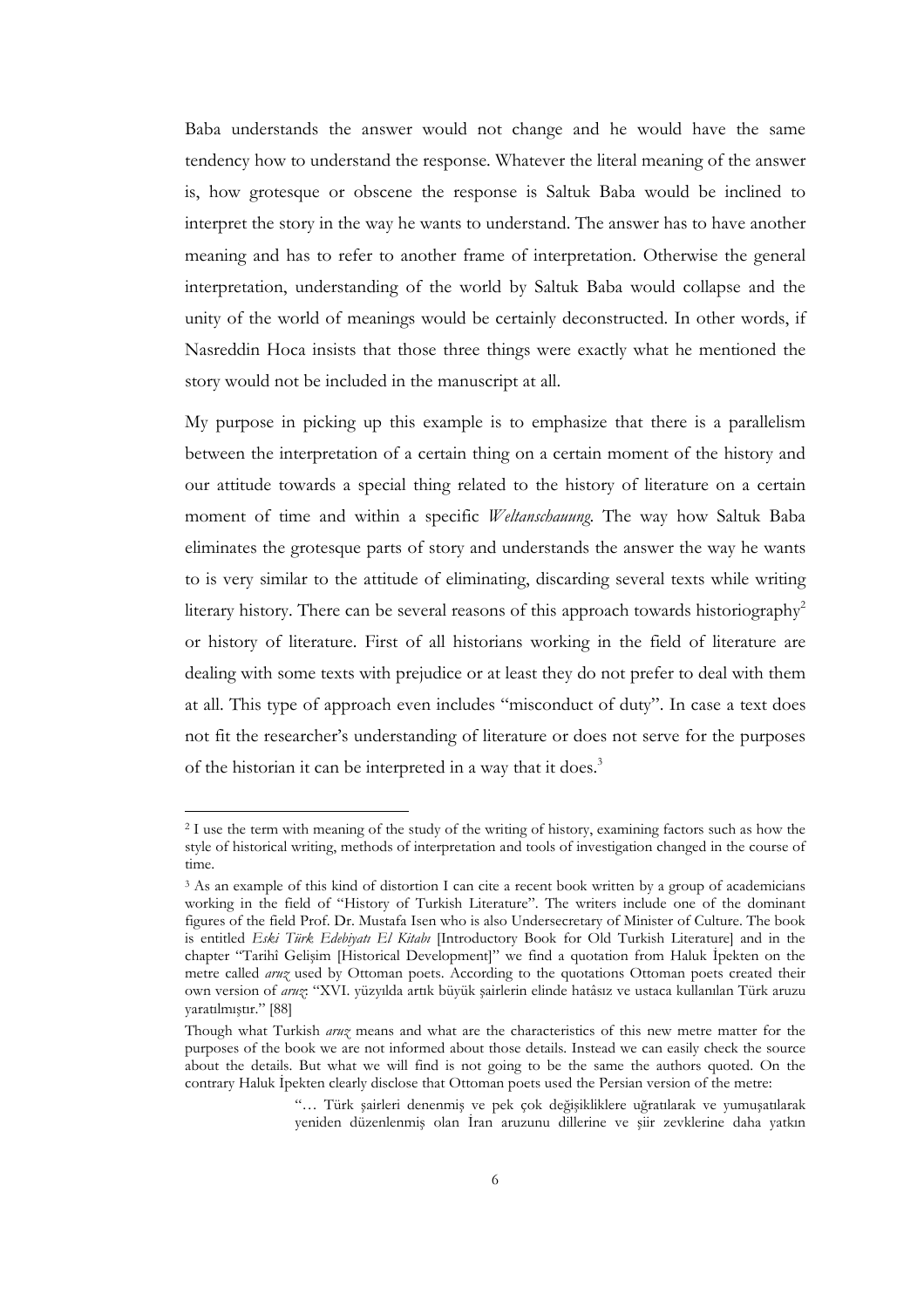Baba understands the answer would not change and he would have the same tendency how to understand the response. Whatever the literal meaning of the answer is, how grotesque or obscene the response is Saltuk Baba would be inclined to interpret the story in the way he wants to understand. The answer has to have another meaning and has to refer to another frame of interpretation. Otherwise the general interpretation, understanding of the world by Saltuk Baba would collapse and the unity of the world of meanings would be certainly deconstructed. In other words, if Nasreddin Hoca insists that those three things were exactly what he mentioned the story would not be included in the manuscript at all.

My purpose in picking up this example is to emphasize that there is a parallelism between the interpretation of a certain thing on a certain moment of the history and our attitude towards a special thing related to the history of literature on a certain moment of time and within a specific *Weltanschauung*. The way how Saltuk Baba eliminates the grotesque parts of story and understands the answer the way he wants to is very similar to the attitude of eliminating, discarding several texts while writing literary history. There can be several reasons of this approach towards historiography[2] or history of literature. First of all historians working in the field of literature are dealing with some texts with prejudice or at least they do not prefer to deal with them at all. This type of approach even includes "misconduct of duty". In case a text does not fit the researcher's understanding of literature or does not serve for the purposes of the historian it can be interpreted in a way that it does.[3]

---

[2] I use the term with meaning of the study of the writing of history, examining factors such as how the style of historical writing, methods of interpretation and tools of investigation changed in the course of time.

[3] As an example of this kind of distortion I can cite a recent book written by a group of academicians working in the field of "History of Turkish Literature". The writers include one of the dominant figures of the field Prof. Dr. Mustafa Isen who is also Undersecretary of Minister of Culture. The book is entitled *Eski Türk Edebiyatı El Kitabı* [Introductory Book for Old Turkish Literature] and in the chapter "Tarihî Gelişim [Historical Development]" we find a quotation from Haluk İpekten on the metre called *aruz* used by Ottoman poets. According to the quotations Ottoman poets created their own version of *aruz*: "XVI. yüzyılda artık büyük şairlerin elinde hatâsız ve ustaca kullanılan Türk aruzu yaratılmıştır." [88]

Though what Turkish *aruz* means and what are the characteristics of this new metre matter for the purposes of the book we are not informed about those details. Instead we can easily check the source about the details. But what we will find is not going to be the same the authors quoted. On the contrary Haluk İpekten clearly disclose that Ottoman poets used the Persian version of the metre:

> "… Türk şairleri denenmiş ve pek çok değişikliklere uğratılarak ve yumuşatılarak yeniden düzenlenmiş olan İran aruzunu dillerine ve şiir zevklerine daha yatkın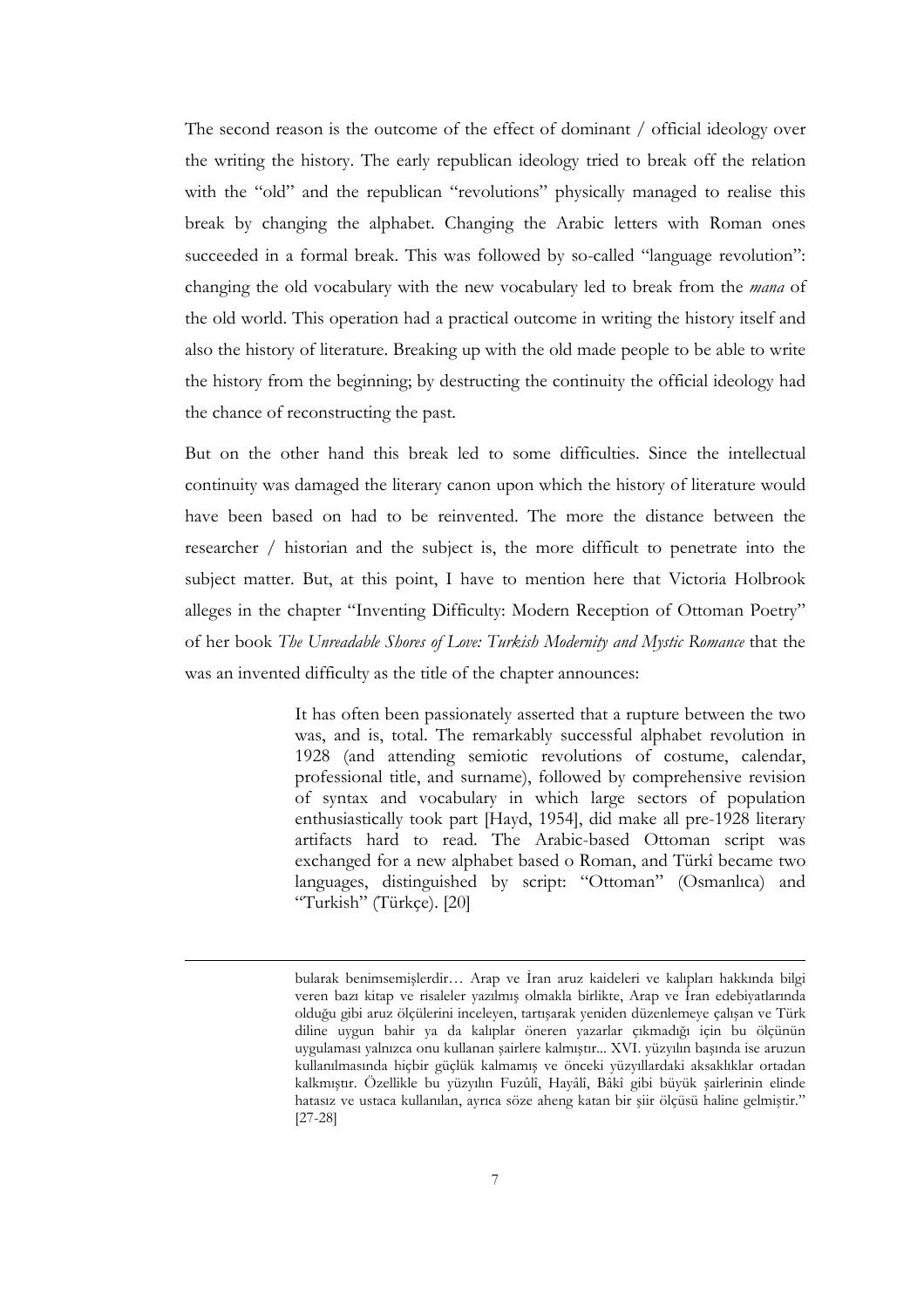The second reason is the outcome of the effect of dominant / official ideology over the writing the history. The early republican ideology tried to break off the relation with the "old" and the republican "revolutions" physically managed to realise this break by changing the alphabet. Changing the Arabic letters with Roman ones succeeded in a formal break. This was followed by so-called "language revolution": changing the old vocabulary with the new vocabulary led to break from the *mana* of the old world. This operation had a practical outcome in writing the history itself and also the history of literature. Breaking up with the old made people to be able to write the history from the beginning; by destructing the continuity the official ideology had the chance of reconstructing the past.

But on the other hand this break led to some difficulties. Since the intellectual continuity was damaged the literary canon upon which the history of literature would have been based on had to be reinvented. The more the distance between the researcher / historian and the subject is, the more difficult to penetrate into the subject matter. But, at this point, I have to mention here that Victoria Holbrook alleges in the chapter "Inventing Difficulty: Modern Reception of Ottoman Poetry" of her book *The Unreadable Shores of Love: Turkish Modernity and Mystic Romance* that the was an invented difficulty as the title of the chapter announces:

> It has often been passionately asserted that a rupture between the two was, and is, total. The remarkably successful alphabet revolution in 1928 (and attending semiotic revolutions of costume, calendar, professional title, and surname), followed by comprehensive revision of syntax and vocabulary in which large sectors of population enthusiastically took part [Hayd, 1954], did make all pre-1928 literary artifacts hard to read. The Arabic-based Ottoman script was exchanged for a new alphabet based o Roman, and Türkî became two languages, distinguished by script: "Ottoman" (Osmanlıca) and "Turkish" (Türkçe). [20]

---

bularak benimsemişlerdir… Arap ve İran aruz kaideleri ve kalıpları hakkında bilgi veren bazı kitap ve risaleler yazılmış olmakla birlikte, Arap ve İran edebiyatlarında olduğu gibi aruz ölçülerini inceleyen, tartışarak yeniden düzenlemeye çalışan ve Türk diline uygun bahir ya da kalıplar öneren yazarlar çıkmadığı için bu ölçünün uygulaması yalnızca onu kullanan şairlere kalmıştır... XVI. yüzyılın başında ise aruzun kullanılmasında hiçbir güçlük kalmamış ve önceki yüzyıllardaki aksaklıklar ortadan kalkmıştır. Özellikle bu yüzyılın Fuzûlî, Hayâlî, Bâkî gibi büyük şairlerinin elinde hatasız ve ustaca kullanılan, ayrıca söze aheng katan bir şiir ölçüsü haline gelmiştir." [27-28]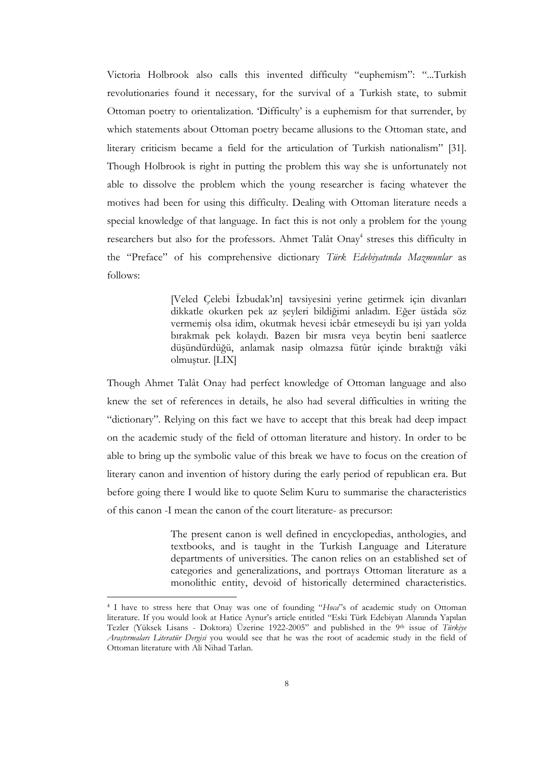Victoria Holbrook also calls this invented difficulty "euphemism": "...Turkish revolutionaries found it necessary, for the survival of a Turkish state, to submit Ottoman poetry to orientalization. 'Difficulty' is a euphemism for that surrender, by which statements about Ottoman poetry became allusions to the Ottoman state, and literary criticism became a field for the articulation of Turkish nationalism" [31]. Though Holbrook is right in putting the problem this way she is unfortunately not able to dissolve the problem which the young researcher is facing whatever the motives had been for using this difficulty. Dealing with Ottoman literature needs a special knowledge of that language. In fact this is not only a problem for the young researchers but also for the professors. Ahmet Talât Onay[4] streses this difficulty in the "Preface" of his comprehensive dictionary *Türk Edebiyatında Mazmunlar* as follows:

> [Veled Çelebi İzbudak'ın] tavsiyesini yerine getirmek için divanları dikkatle okurken pek az şeyleri bildiğimi anladım. Eğer üstâda söz vermemiş olsa idim, okutmak hevesi icbâr etmeseydi bu işi yarı yolda bırakmak pek kolaydı. Bazen bir mısra veya beytin beni saatlerce düşündürdüğü, anlamak nasip olmazsa fütûr içinde bıraktığı vâki olmuştur. [LIX]

Though Ahmet Talât Onay had perfect knowledge of Ottoman language and also knew the set of references in details, he also had several difficulties in writing the "dictionary". Relying on this fact we have to accept that this break had deep impact on the academic study of the field of ottoman literature and history. In order to be able to bring up the symbolic value of this break we have to focus on the creation of literary canon and invention of history during the early period of republican era. But before going there I would like to quote Selim Kuru to summarise the characteristics of this canon -I mean the canon of the court literature- as precursor:

> The present canon is well defined in encyclopedias, anthologies, and textbooks, and is taught in the Turkish Language and Literature departments of universities. The canon relies on an established set of categories and generalizations, and portrays Ottoman literature as a monolithic entity, devoid of historically determined characteristics.

---

[4] I have to stress here that Onay was one of founding "*Hoca*"s of academic study on Ottoman literature. If you would look at Hatice Aynur's article entitled "Eski Türk Edebiyatı Alanında Yapılan Tezler (Yüksek Lisans - Doktora) Üzerine 1922-2005" and published in the 9th issue of *Türkiye Araştırmaları Literatür Dergisi* you would see that he was the root of academic study in the field of Ottoman literature with Ali Nihad Tarlan.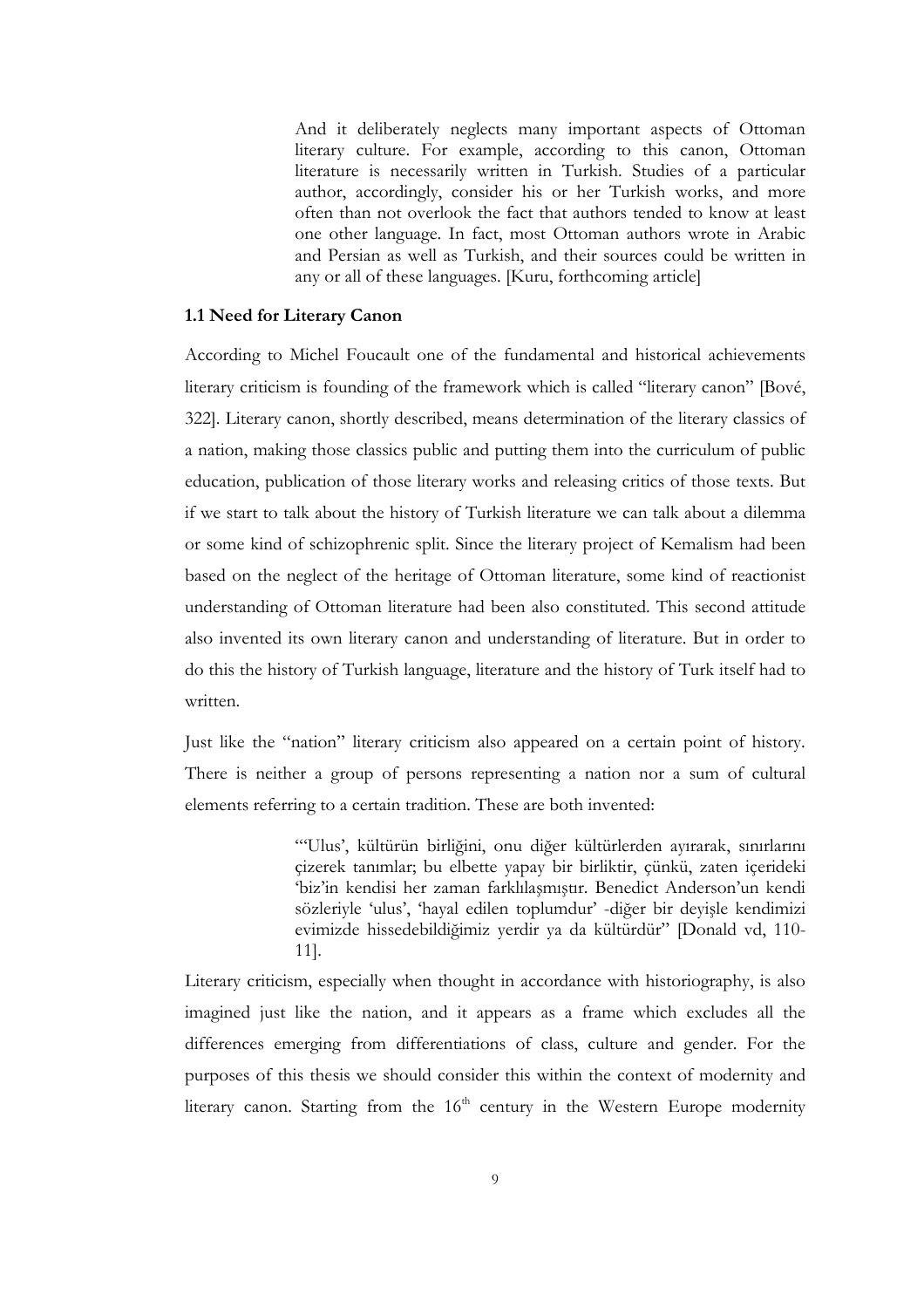> And it deliberately neglects many important aspects of Ottoman literary culture. For example, according to this canon, Ottoman literature is necessarily written in Turkish. Studies of a particular author, accordingly, consider his or her Turkish works, and more often than not overlook the fact that authors tended to know at least one other language. In fact, most Ottoman authors wrote in Arabic and Persian as well as Turkish, and their sources could be written in any or all of these languages. [Kuru, forthcoming article]

### 1.1 Need for Literary Canon

According to Michel Foucault one of the fundamental and historical achievements literary criticism is founding of the framework which is called "literary canon" [Bové, 322]. Literary canon, shortly described, means determination of the literary classics of a nation, making those classics public and putting them into the curriculum of public education, publication of those literary works and releasing critics of those texts. But if we start to talk about the history of Turkish literature we can talk about a dilemma or some kind of schizophrenic split. Since the literary project of Kemalism had been based on the neglect of the heritage of Ottoman literature, some kind of reactionist understanding of Ottoman literature had been also constituted. This second attitude also invented its own literary canon and understanding of literature. But in order to do this the history of Turkish language, literature and the history of Turk itself had to written.

Just like the "nation" literary criticism also appeared on a certain point of history. There is neither a group of persons representing a nation nor a sum of cultural elements referring to a certain tradition. These are both invented:

> "'Ulus', kültürün birliğini, onu diğer kültürlerden ayırarak, sınırlarını çizerek tanımlar; bu elbette yapay bir birliktir, çünkü, zaten içerideki 'biz'in kendisi her zaman farklılaşmıştır. Benedict Anderson'un kendi sözleriyle 'ulus', 'hayal edilen toplumdur' -diğer bir deyişle kendimizi evimizde hissedebildiğimiz yerdir ya da kültürdür" [Donald vd, 110-11].

Literary criticism, especially when thought in accordance with historiography, is also imagined just like the nation, and it appears as a frame which excludes all the differences emerging from differentiations of class, culture and gender. For the purposes of this thesis we should consider this within the context of modernity and literary canon. Starting from the 16th century in the Western Europe modernity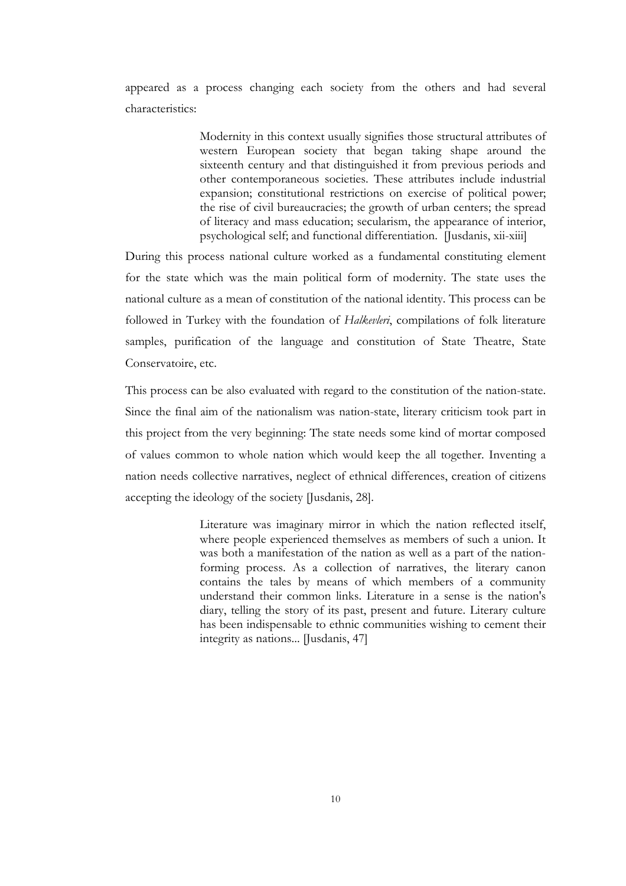appeared as a process changing each society from the others and had several characteristics:

> Modernity in this context usually signifies those structural attributes of western European society that began taking shape around the sixteenth century and that distinguished it from previous periods and other contemporaneous societies. These attributes include industrial expansion; constitutional restrictions on exercise of political power; the rise of civil bureaucracies; the growth of urban centers; the spread of literacy and mass education; secularism, the appearance of interior, psychological self; and functional differentiation. [Jusdanis, xii-xiii]

During this process national culture worked as a fundamental constituting element for the state which was the main political form of modernity. The state uses the national culture as a mean of constitution of the national identity. This process can be followed in Turkey with the foundation of *Halkevleri*, compilations of folk literature samples, purification of the language and constitution of State Theatre, State Conservatoire, etc.

This process can be also evaluated with regard to the constitution of the nation-state. Since the final aim of the nationalism was nation-state, literary criticism took part in this project from the very beginning: The state needs some kind of mortar composed of values common to whole nation which would keep the all together. Inventing a nation needs collective narratives, neglect of ethnical differences, creation of citizens accepting the ideology of the society [Jusdanis, 28].

> Literature was imaginary mirror in which the nation reflected itself, where people experienced themselves as members of such a union. It was both a manifestation of the nation as well as a part of the nation-forming process. As a collection of narratives, the literary canon contains the tales by means of which members of a community understand their common links. Literature in a sense is the nation's diary, telling the story of its past, present and future. Literary culture has been indispensable to ethnic communities wishing to cement their integrity as nations... [Jusdanis, 47]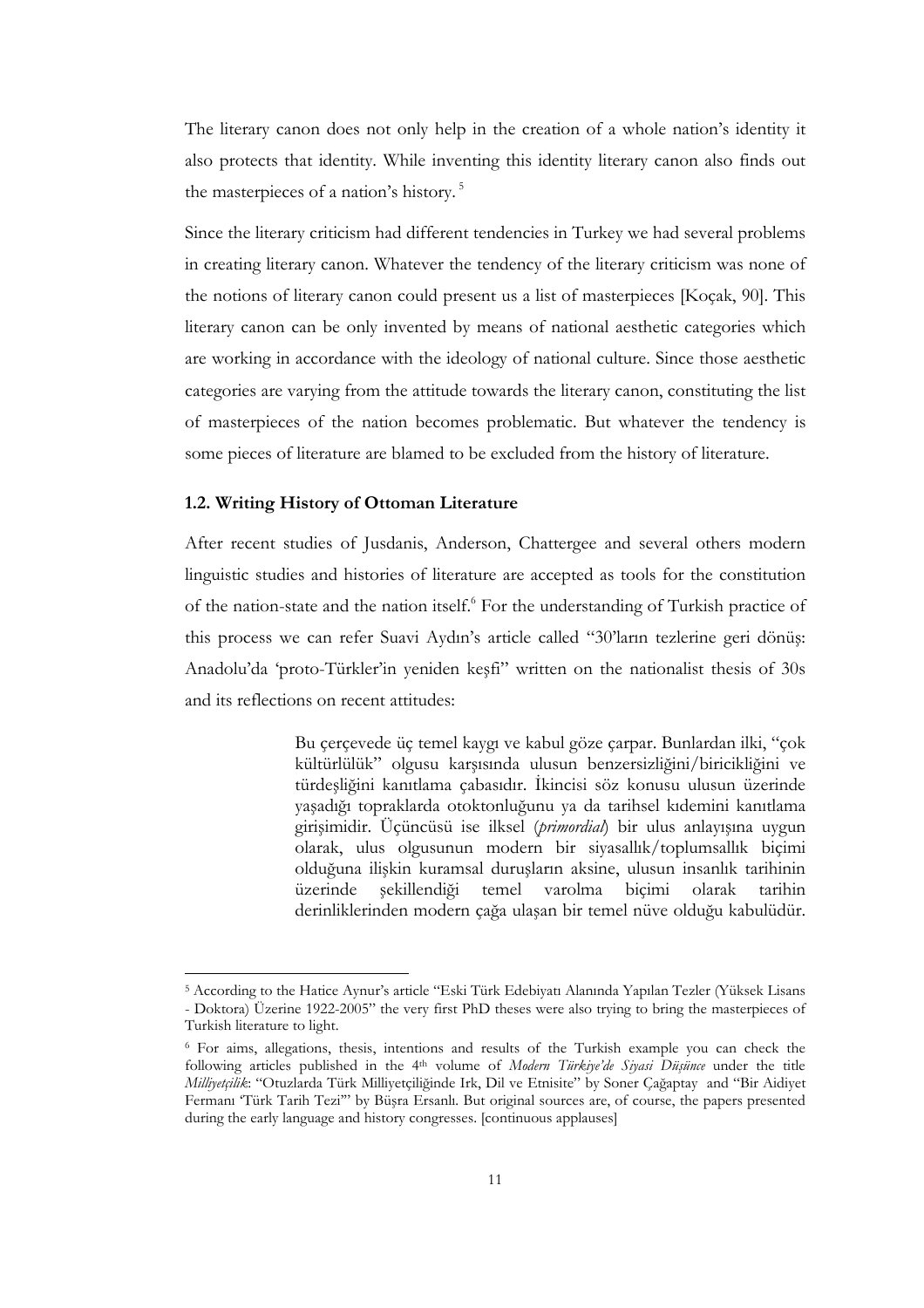The literary canon does not only help in the creation of a whole nation's identity it also protects that identity. While inventing this identity literary canon also finds out the masterpieces of a nation's history. [5]

Since the literary criticism had different tendencies in Turkey we had several problems in creating literary canon. Whatever the tendency of the literary criticism was none of the notions of literary canon could present us a list of masterpieces [Koçak, 90]. This literary canon can be only invented by means of national aesthetic categories which are working in accordance with the ideology of national culture. Since those aesthetic categories are varying from the attitude towards the literary canon, constituting the list of masterpieces of the nation becomes problematic. But whatever the tendency is some pieces of literature are blamed to be excluded from the history of literature.

### 1.2. Writing History of Ottoman Literature

After recent studies of Jusdanis, Anderson, Chattergee and several others modern linguistic studies and histories of literature are accepted as tools for the constitution of the nation-state and the nation itself.[6] For the understanding of Turkish practice of this process we can refer Suavi Aydın's article called "30'ların tezlerine geri dönüş: Anadolu'da 'proto-Türkler'in yeniden keşfi" written on the nationalist thesis of 30s and its reflections on recent attitudes:

> Bu çerçevede üç temel kaygı ve kabul göze çarpar. Bunlardan ilki, "çok kültürlülük" olgusu karşısında ulusun benzersizliğini/biricikliğini ve türdeşliğini kanıtlama çabasıdır. İkincisi söz konusu ulusun üzerinde yaşadığı topraklarda otoktonluğunu ya da tarihsel kıdemini kanıtlama girişimidir. Üçüncüsü ise ilksel (*primordial*) bir ulus anlayışına uygun olarak, ulus olgusunun modern bir siyasallık/toplumsallık biçimi olduğuna ilişkin kuramsal duruşların aksine, ulusun insanlık tarihinin üzerinde şekillendiği temel varolma biçimi olarak tarihin derinliklerinden modern çağa ulaşan bir temel nüve olduğu kabulüdür.

---

[5] According to the Hatice Aynur's article "Eski Türk Edebiyatı Alanında Yapılan Tezler (Yüksek Lisans - Doktora) Üzerine 1922-2005" the very first PhD theses were also trying to bring the masterpieces of Turkish literature to light.

[6] For aims, allegations, thesis, intentions and results of the Turkish example you can check the following articles published in the 4th volume of *Modern Türkiye'de Siyasi Düşünce* under the title *Milliyetçilik*: "Otuzlarda Türk Milliyetçiliğinde Irk, Dil ve Etnisite" by Soner Çağaptay and "Bir Aidiyet Fermanı 'Türk Tarih Tezi'" by Büşra Ersanlı. But original sources are, of course, the papers presented during the early language and history congresses. [continuous applauses]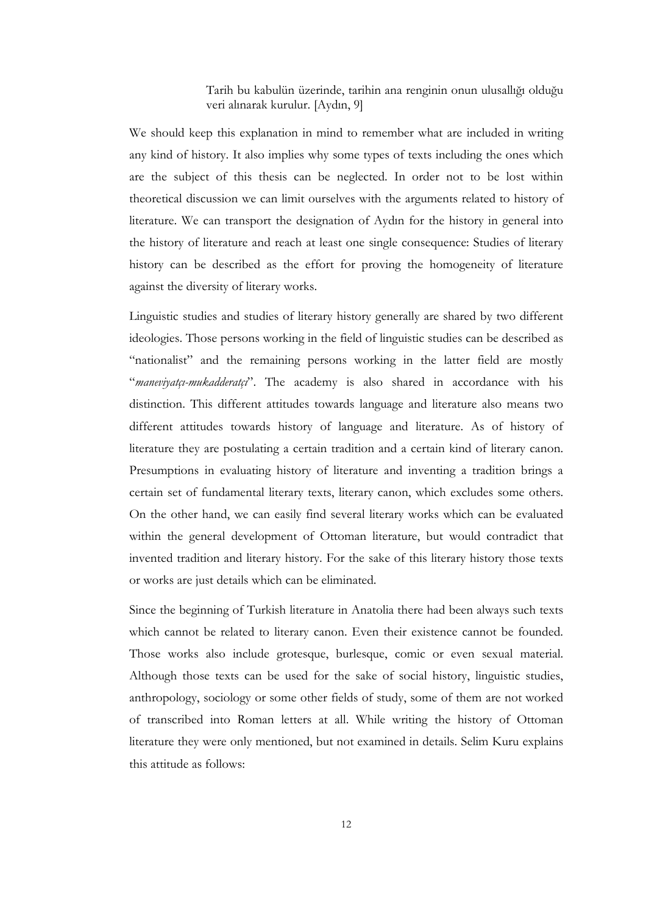> Tarih bu kabulün üzerinde, tarihin ana renginin onun ulusallığı olduğu veri alınarak kurulur. [Aydın, 9]

We should keep this explanation in mind to remember what are included in writing any kind of history. It also implies why some types of texts including the ones which are the subject of this thesis can be neglected. In order not to be lost within theoretical discussion we can limit ourselves with the arguments related to history of literature. We can transport the designation of Aydın for the history in general into the history of literature and reach at least one single consequence: Studies of literary history can be described as the effort for proving the homogeneity of literature against the diversity of literary works.

Linguistic studies and studies of literary history generally are shared by two different ideologies. Those persons working in the field of linguistic studies can be described as "nationalist" and the remaining persons working in the latter field are mostly "*maneviyatçı-mukadderatçı*". The academy is also shared in accordance with his distinction. This different attitudes towards language and literature also means two different attitudes towards history of language and literature. As of history of literature they are postulating a certain tradition and a certain kind of literary canon. Presumptions in evaluating history of literature and inventing a tradition brings a certain set of fundamental literary texts, literary canon, which excludes some others. On the other hand, we can easily find several literary works which can be evaluated within the general development of Ottoman literature, but would contradict that invented tradition and literary history. For the sake of this literary history those texts or works are just details which can be eliminated.

Since the beginning of Turkish literature in Anatolia there had been always such texts which cannot be related to literary canon. Even their existence cannot be founded. Those works also include grotesque, burlesque, comic or even sexual material. Although those texts can be used for the sake of social history, linguistic studies, anthropology, sociology or some other fields of study, some of them are not worked of transcribed into Roman letters at all. While writing the history of Ottoman literature they were only mentioned, but not examined in details. Selim Kuru explains this attitude as follows: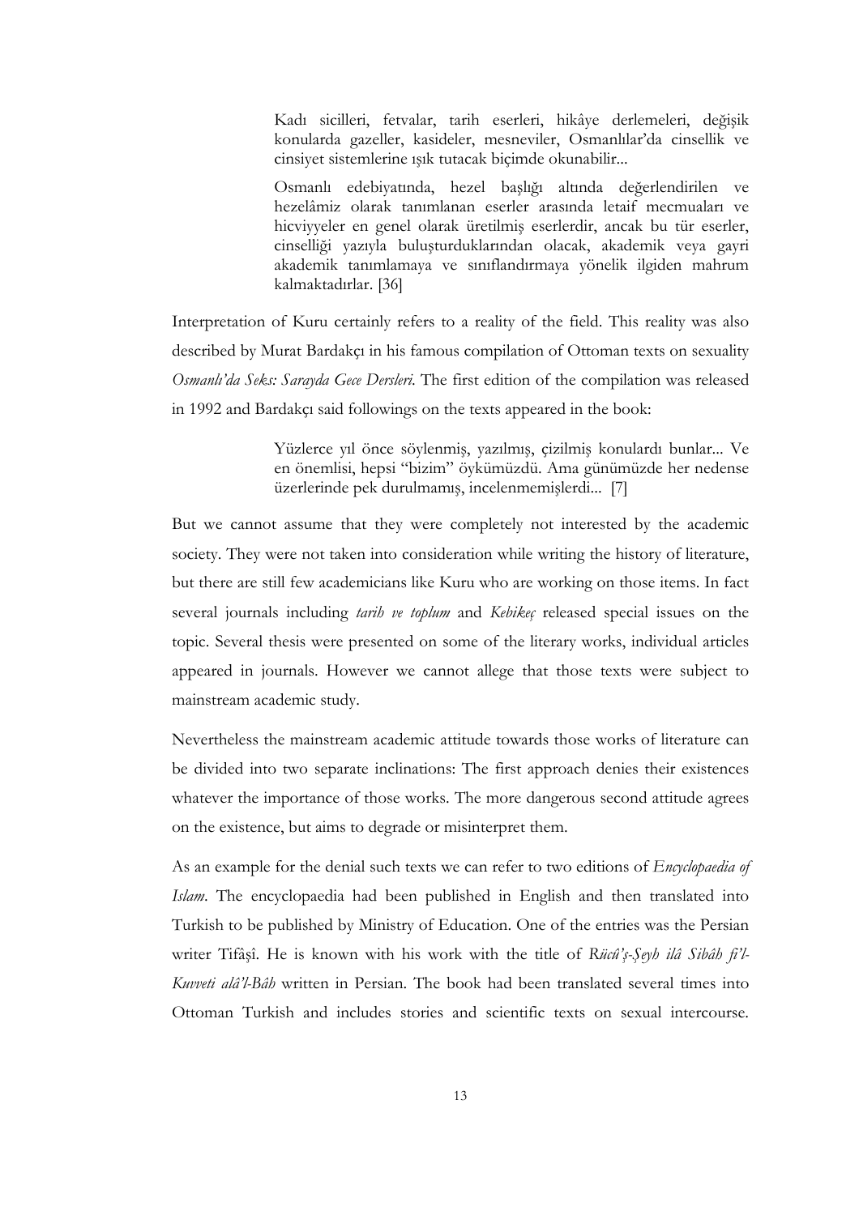> Kadı sicilleri, fetvalar, tarih eserleri, hikâye derlemeleri, değişik konularda gazeller, kasideler, mesneviler, Osmanlılar'da cinsellik ve cinsiyet sistemlerine ışık tutacak biçimde okunabilir...
>
> Osmanlı edebiyatında, hezel başlığı altında değerlendirilen ve hezelâmiz olarak tanımlanan eserler arasında letaif mecmuaları ve hicviyyeler en genel olarak üretilmiş eserlerdir, ancak bu tür eserler, cinselliği yazıyla buluşturduklarından olacak, akademik veya gayri akademik tanımlamaya ve sınıflandırmaya yönelik ilgiden mahrum kalmaktadırlar. [36]

Interpretation of Kuru certainly refers to a reality of the field. This reality was also described by Murat Bardakçı in his famous compilation of Ottoman texts on sexuality *Osmanlı'da Seks: Sarayda Gece Dersleri*. The first edition of the compilation was released in 1992 and Bardakçı said followings on the texts appeared in the book:

> Yüzlerce yıl önce söylenmiş, yazılmış, çizilmiş konulardı bunlar... Ve en önemlisi, hepsi "bizim" öykümüzdü. Ama günümüzde her nedense üzerlerinde pek durulmamış, incelenmemişlerdi... [7]

But we cannot assume that they were completely not interested by the academic society. They were not taken into consideration while writing the history of literature, but there are still few academicians like Kuru who are working on those items. In fact several journals including *tarih ve toplum* and *Kebikeç* released special issues on the topic. Several thesis were presented on some of the literary works, individual articles appeared in journals. However we cannot allege that those texts were subject to mainstream academic study.

Nevertheless the mainstream academic attitude towards those works of literature can be divided into two separate inclinations: The first approach denies their existences whatever the importance of those works. The more dangerous second attitude agrees on the existence, but aims to degrade or misinterpret them.

As an example for the denial such texts we can refer to two editions of *Encyclopaedia of Islam*. The encyclopaedia had been published in English and then translated into Turkish to be published by Ministry of Education. One of the entries was the Persian writer Tifâşî. He is known with his work with the title of *Rücû'ş-Şeyh ilâ Sibâh fi'l-Kuvveti alâ'l-Bâh* written in Persian. The book had been translated several times into Ottoman Turkish and includes stories and scientific texts on sexual intercourse.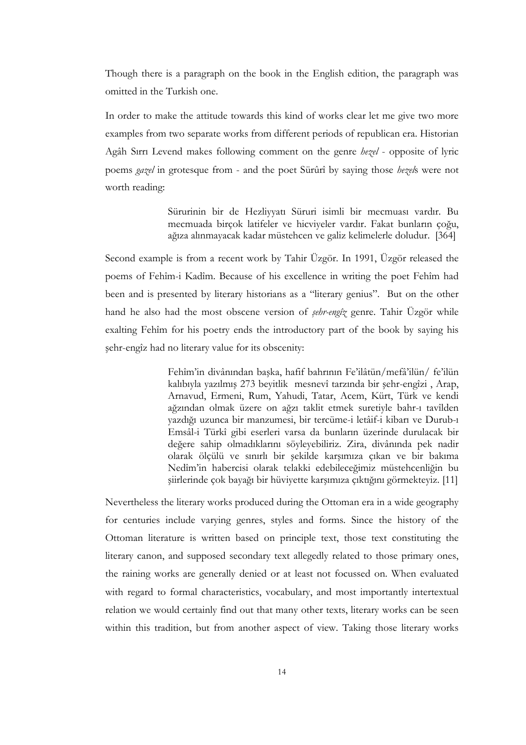Though there is a paragraph on the book in the English edition, the paragraph was omitted in the Turkish one.

In order to make the attitude towards this kind of works clear let me give two more examples from two separate works from different periods of republican era. Historian Agâh Sırrı Levend makes following comment on the genre *hezel* - opposite of lyric poems *gazel* in grotesque from - and the poet Sürûrî by saying those *hezel*s were not worth reading:

> Sürurinin bir de Hezliyyatı Süruri isimli bir mecmuası vardır. Bu mecmuada birçok latifeler ve hicviyeler vardır. Fakat bunların çoğu, ağıza alınmayacak kadar müstehcen ve galiz kelimelerle doludur. [364]

Second example is from a recent work by Tahir Üzgör. In 1991, Üzgör released the poems of Fehîm-i Kadîm. Because of his excellence in writing the poet Fehîm had been and is presented by literary historians as a "literary genius". But on the other hand he also had the most obscene version of *şehr-engîz* genre. Tahir Üzgör while exalting Fehîm for his poetry ends the introductory part of the book by saying his şehr-engîz had no literary value for its obscenity:

> Fehîm'in divânından başka, hafif bahrının Fe'ilâtün/mefâ'ilün/ fe'ilün kalıbıyla yazılmış 273 beyitlik mesnevî tarzında bir şehr-engîzi , Arap, Arnavud, Ermeni, Rum, Yahudi, Tatar, Acem, Kürt, Türk ve kendi ağzından olmak üzere on ağzı taklit etmek suretiyle bahr-ı tavîlden yazdığı uzunca bir manzumesi, bir tercüme-i letâif-i kibarı ve Durub-ı Emsâl-i Türkî gibi eserleri varsa da bunların üzerinde durulacak bir değere sahip olmadıklarını söyleyebiliriz. Zira, divânında pek nadir olarak ölçülü ve sınırlı bir şekilde karşımıza çıkan ve bir bakıma Nedîm'in habercisi olarak telakki edebileceğimiz müstehcenliğin bu şiirlerinde çok bayağı bir hüviyette karşımıza çıktığını görmekteyiz. [11]

Nevertheless the literary works produced during the Ottoman era in a wide geography for centuries include varying genres, styles and forms. Since the history of the Ottoman literature is written based on principle text, those text constituting the literary canon, and supposed secondary text allegedly related to those primary ones, the raining works are generally denied or at least not focussed on. When evaluated with regard to formal characteristics, vocabulary, and most importantly intertextual relation we would certainly find out that many other texts, literary works can be seen within this tradition, but from another aspect of view. Taking those literary works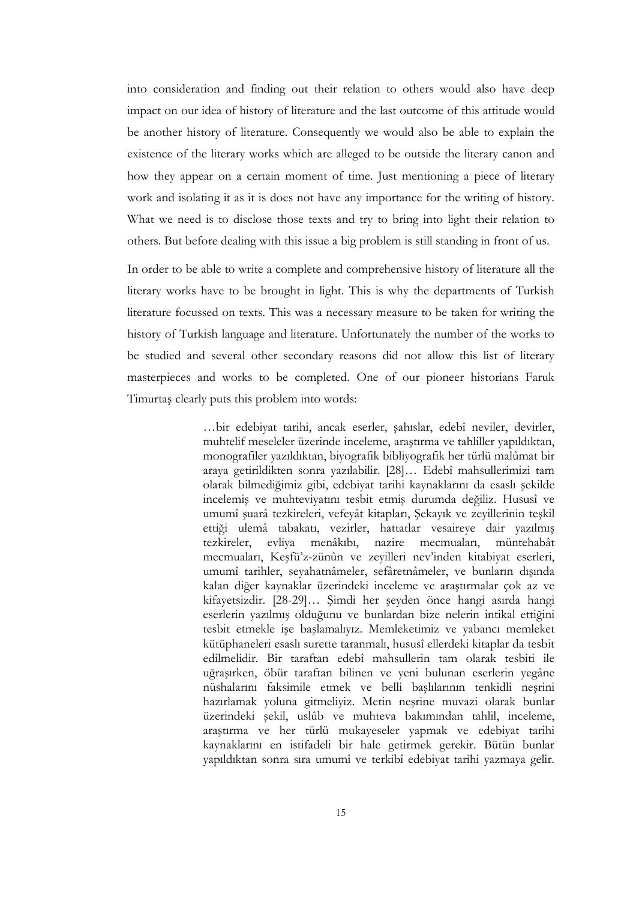into consideration and finding out their relation to others would also have deep impact on our idea of history of literature and the last outcome of this attitude would be another history of literature. Consequently we would also be able to explain the existence of the literary works which are alleged to be outside the literary canon and how they appear on a certain moment of time. Just mentioning a piece of literary work and isolating it as it is does not have any importance for the writing of history. What we need is to disclose those texts and try to bring into light their relation to others. But before dealing with this issue a big problem is still standing in front of us.

In order to be able to write a complete and comprehensive history of literature all the literary works have to be brought in light. This is why the departments of Turkish literature focussed on texts. This was a necessary measure to be taken for writing the history of Turkish language and literature. Unfortunately the number of the works to be studied and several other secondary reasons did not allow this list of literary masterpieces and works to be completed. One of our pioneer historians Faruk Timurtaş clearly puts this problem into words:

> …bir edebiyat tarihi, ancak eserler, şahıslar, edebî neviler, devirler, muhtelif meseleler üzerinde inceleme, araştırma ve tahliller yapıldıktan, monografiler yazıldıktan, biyografik bibliyografik her türlü malûmat bir araya getirildikten sonra yazılabilir. [28]… Edebî mahsullerimizi tam olarak bilmediğimiz gibi, edebiyat tarihi kaynaklarını da esaslı şekilde incelemiş ve muhteviyatını tesbit etmiş durumda değiliz. Hususî ve umumî şuarâ tezkireleri, vefeyât kitapları, Şekayık ve zeyillerinin teşkil ettiği ulemâ tabakatı, vezirler, hattatlar vesaireye dair yazılmış tezkireler, evliya menâkıbı, nazire mecmuaları, müntehabât mecmuaları, Keşfü'z-zünûn ve zeyilleri nev'inden kitabiyat eserleri, umumî tarihler, seyahatnâmeler, sefâretnâmeler, ve bunların dışında kalan diğer kaynaklar üzerindeki inceleme ve araştırmalar çok az ve kifayetsizdir. [28-29]… Şimdi her şeyden önce hangi asırda hangi eserlerin yazılmış olduğunu ve bunlardan bize nelerin intikal ettiğini tesbit etmekle işe başlamalıyız. Memleketimiz ve yabancı memleket kütüphaneleri esaslı surette taranmalı, hususî ellerdeki kitaplar da tesbit edilmelidir. Bir taraftan edebî mahsullerin tam olarak tesbiti ile uğraşırken, öbür taraftan bilinen ve yeni bulunan eserlerin yegâne nüshalarını faksimile etmek ve belli başlılarının tenkidli neşrini hazırlamak yoluna gitmeliyiz. Metin neşrine muvazi olarak bunlar üzerindeki şekil, uslûb ve muhteva bakımından tahlil, inceleme, araştırma ve her türlü mukayeseler yapmak ve edebiyat tarihi kaynaklarını en istifadeli bir hale getirmek gerekir. Bütün bunlar yapıldıktan sonra sıra umumî ve terkibî edebiyat tarihi yazmaya gelir.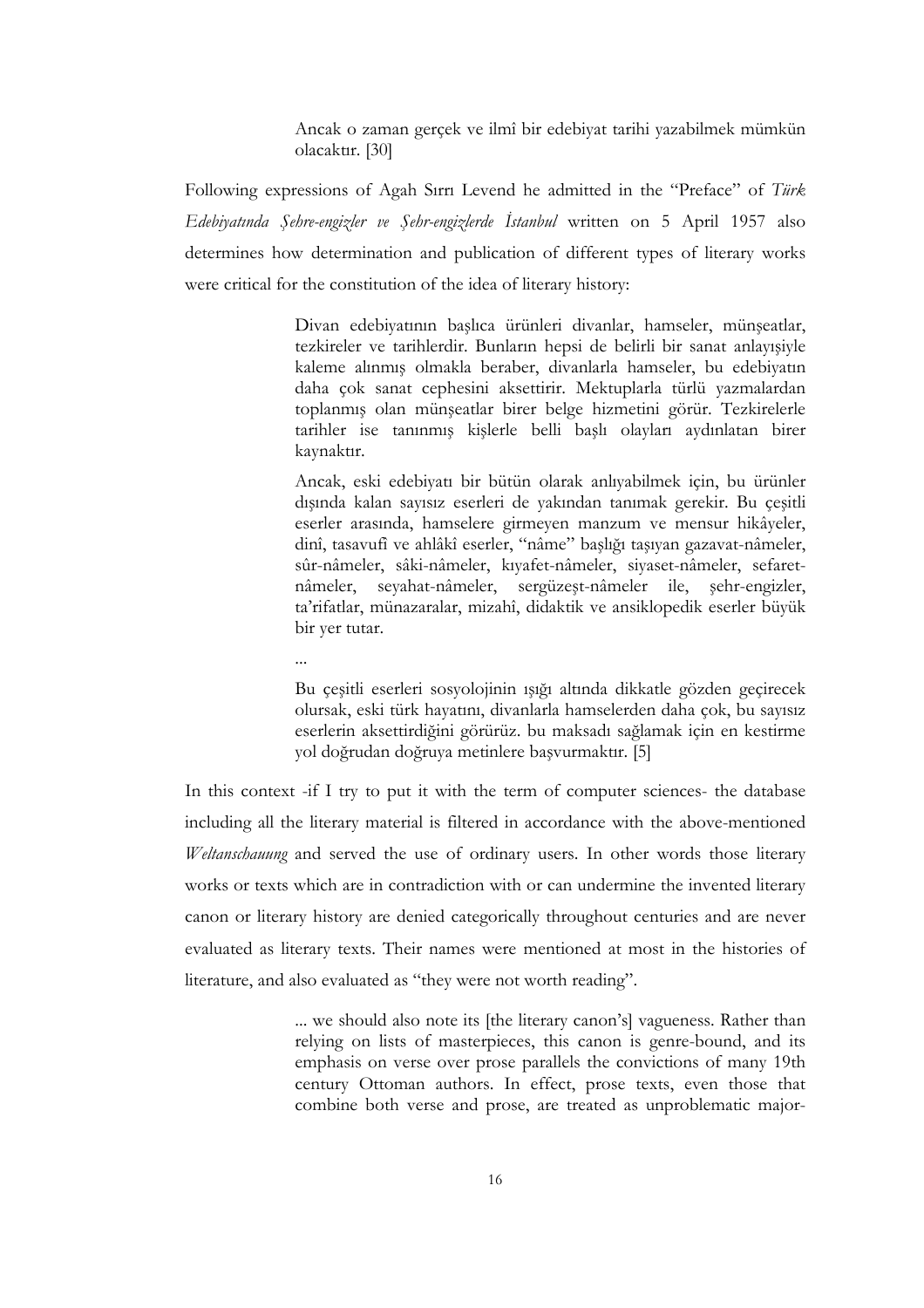> Ancak o zaman gerçek ve ilmî bir edebiyat tarihi yazabilmek mümkün olacaktır. [30]

Following expressions of Agah Sırrı Levend he admitted in the "Preface" of *Türk Edebiyatında Şehre-engizler ve Şehr-engizlerde İstanbul* written on 5 April 1957 also determines how determination and publication of different types of literary works were critical for the constitution of the idea of literary history:

> Divan edebiyatının başlıca ürünleri divanlar, hamseler, münşeatlar, tezkireler ve tarihlerdir. Bunların hepsi de belirli bir sanat anlayışiyle kaleme alınmış olmakla beraber, divanlarla hamseler, bu edebiyatın daha çok sanat cephesini aksettirir. Mektuplarla türlü yazmalardan toplanmış olan münşeatlar birer belge hizmetini görür. Tezkirelerle tarihler ise tanınmış kişilerle belli başlı olayları aydınlatan birer kaynaktır.
>
> Ancak, eski edebiyatı bir bütün olarak anlıyabilmek için, bu ürünler dışında kalan sayısız eserleri de yakından tanımak gerekir. Bu çeşitli eserler arasında, hamselere girmeyen manzum ve mensur hikâyeler, dinî, tasavufî ve ahlâkî eserler, "nâme" başlığı taşıyan gazavat-nâmeler, sûr-nâmeler, sâki-nâmeler, kıyafet-nâmeler, siyaset-nâmeler, sefaret-nâmeler, seyahat-nâmeler, sergüzeşt-nâmeler ile, şehr-engizler, ta'rifatlar, münazaralar, mizahî, didaktik ve ansiklopedik eserler büyük bir yer tutar.
>
> ...
>
> Bu çeşitli eserleri sosyolojinin ışığı altında dikkatle gözden geçirecek olursak, eski türk hayatını, divanlarla hamselerden daha çok, bu sayısız eserlerin aksettirdiğini görürüz. bu maksadı sağlamak için en kestirme yol doğrudan doğruya metinlere başvurmaktır. [5]

In this context -if I try to put it with the term of computer sciences- the database including all the literary material is filtered in accordance with the above-mentioned *Weltanschauung* and served the use of ordinary users. In other words those literary works or texts which are in contradiction with or can undermine the invented literary canon or literary history are denied categorically throughout centuries and are never evaluated as literary texts. Their names were mentioned at most in the histories of literature, and also evaluated as "they were not worth reading".

> ... we should also note its [the literary canon's] vagueness. Rather than relying on lists of masterpieces, this canon is genre-bound, and its emphasis on verse over prose parallels the convictions of many 19th century Ottoman authors. In effect, prose texts, even those that combine both verse and prose, are treated as unproblematic major-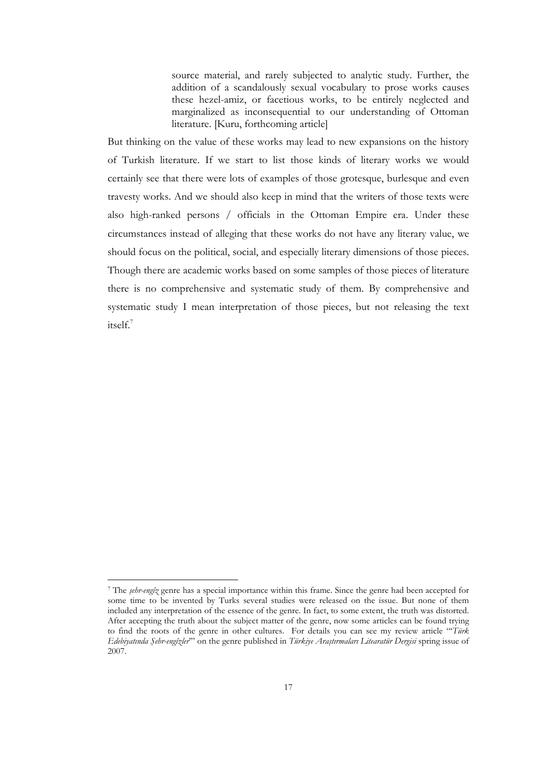> source material, and rarely subjected to analytic study. Further, the addition of a scandalously sexual vocabulary to prose works causes these hezel-amiz, or facetious works, to be entirely neglected and marginalized as inconsequential to our understanding of Ottoman literature. [Kuru, forthcoming article]

But thinking on the value of these works may lead to new expansions on the history of Turkish literature. If we start to list those kinds of literary works we would certainly see that there were lots of examples of those grotesque, burlesque and even travesty works. And we should also keep in mind that the writers of those texts were also high-ranked persons / officials in the Ottoman Empire era. Under these circumstances instead of alleging that these works do not have any literary value, we should focus on the political, social, and especially literary dimensions of those pieces. Though there are academic works based on some samples of those pieces of literature there is no comprehensive and systematic study of them. By comprehensive and systematic study I mean interpretation of those pieces, but not releasing the text itself.[7]

---

[7] The *şehr-engîz* genre has a special importance within this frame. Since the genre had been accepted for some time to be invented by Turks several studies were released on the issue. But none of them included any interpretation of the essence of the genre. In fact, to some extent, the truth was distorted. After accepting the truth about the subject matter of the genre, now some articles can be found trying to find the roots of the genre in other cultures. For details you can see my review article "'*Türk Edebiyatında Şehr-engîzler*'" on the genre published in *Türkiye Araştırmaları Litearatür Dergisi* spring issue of 2007.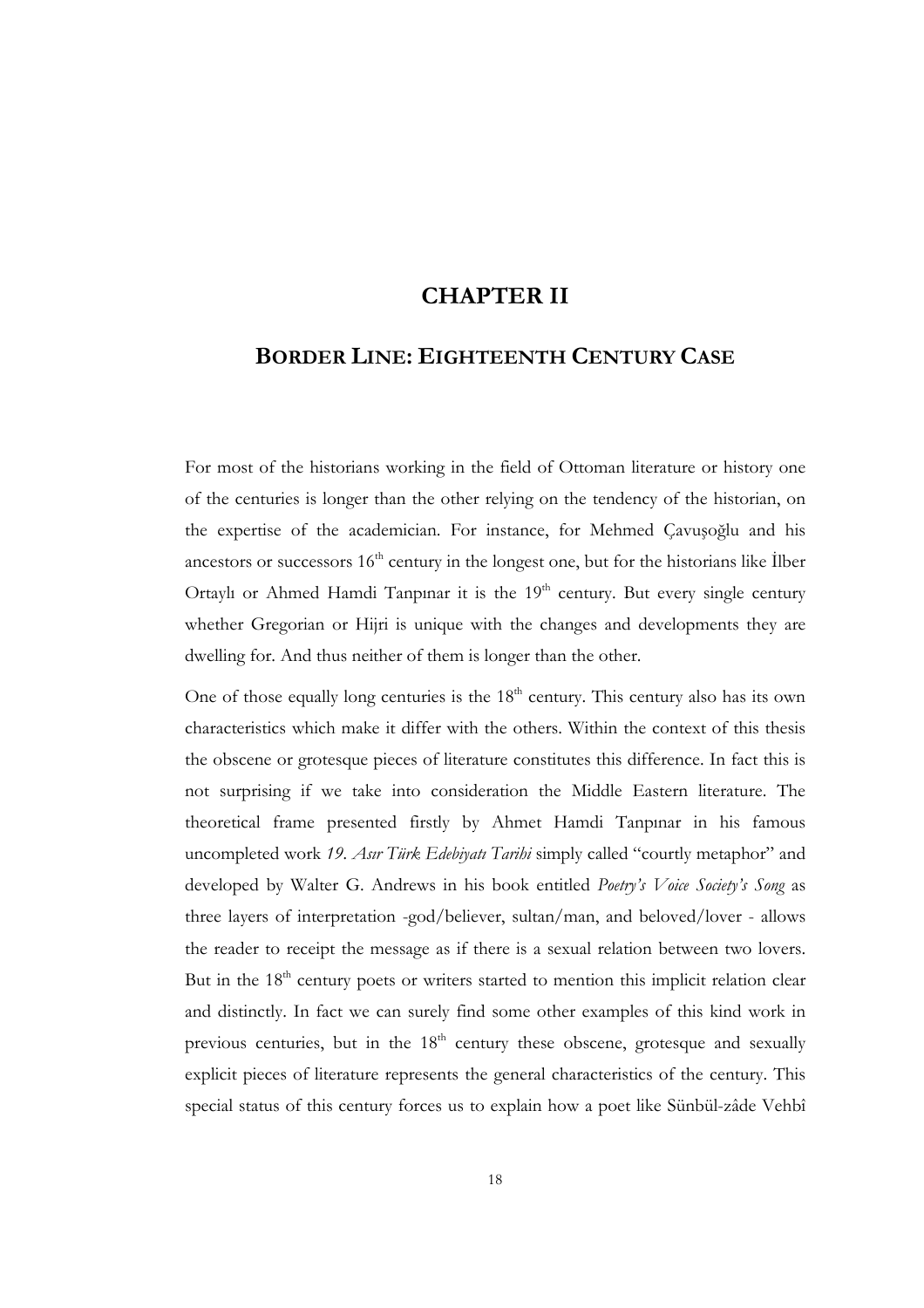# CHAPTER II

## BORDER LINE: EIGHTEENTH CENTURY CASE

For most of the historians working in the field of Ottoman literature or history one of the centuries is longer than the other relying on the tendency of the historian, on the expertise of the academician. For instance, for Mehmed Çavuşoğlu and his ancestors or successors $16^{th}$ century in the longest one, but for the historians like İlber Ortaylı or Ahmed Hamdi Tanpınar it is the $19^{th}$ century. But every single century whether Gregorian or Hijri is unique with the changes and developments they are dwelling for. And thus neither of them is longer than the other.

One of those equally long centuries is the $18^{th}$ century. This century also has its own characteristics which make it differ with the others. Within the context of this thesis the obscene or grotesque pieces of literature constitutes this difference. In fact this is not surprising if we take into consideration the Middle Eastern literature. The theoretical frame presented firstly by Ahmet Hamdi Tanpınar in his famous uncompleted work *19. Asır Türk Edebiyatı Tarihi* simply called "courtly metaphor" and developed by Walter G. Andrews in his book entitled *Poetry's Voice Society's Song* as three layers of interpretation -god/believer, sultan/man, and beloved/lover - allows the reader to receipt the message as if there is a sexual relation between two lovers. But in the $18^{th}$ century poets or writers started to mention this implicit relation clear and distinctly. In fact we can surely find some other examples of this kind work in previous centuries, but in the $18^{th}$ century these obscene, grotesque and sexually explicit pieces of literature represents the general characteristics of the century. This special status of this century forces us to explain how a poet like Sünbül-zâde Vehbî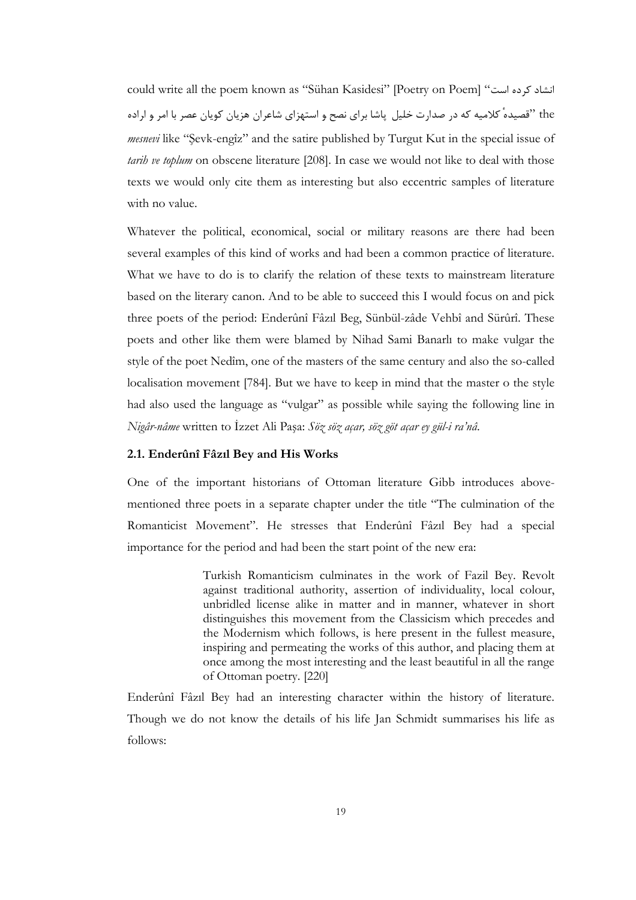could write all the poem known as “Sühan Kasidesi” [Poetry on Poem] “انشاد کرده است

the ”قصیدهٔ کلامیه که در صدارت خلیل پاشا برای نصح و استهزای شاعران هزیان کویان عصر با امر و اراده *mesnevi* like “Şevk-engîz” and the satire published by Turgut Kut in the special issue of *tarih ve toplum* on obscene literature [208]. In case we would not like to deal with those texts we would only cite them as interesting but also eccentric samples of literature with no value.

Whatever the political, economical, social or military reasons are there had been several examples of this kind of works and had been a common practice of literature. What we have to do is to clarify the relation of these texts to mainstream literature based on the literary canon. And to be able to succeed this I would focus on and pick three poets of the period: Enderûnî Fâzıl Beg, Sünbül-zâde Vehbî and Sürûrî. These poets and other like them were blamed by Nihad Sami Banarlı to make vulgar the style of the poet Nedîm, one of the masters of the same century and also the so-called localisation movement [784]. But we have to keep in mind that the master o the style had also used the language as “vulgar” as possible while saying the following line in *Nigâr-nâme* written to İzzet Ali Paşa: *Söz söz açar, söz göt açar ey gül-i ra'nâ.*

### 2.1. Enderûnî Fâzıl Bey and His Works

One of the important historians of Ottoman literature Gibb introduces above-mentioned three poets in a separate chapter under the title “The culmination of the Romanticist Movement”. He stresses that Enderûnî Fâzıl Bey had a special importance for the period and had been the start point of the new era:

> Turkish Romanticism culminates in the work of Fazil Bey. Revolt against traditional authority, assertion of individuality, local colour, unbridled license alike in matter and in manner, whatever in short distinguishes this movement from the Classicism which precedes and the Modernism which follows, is here present in the fullest measure, inspiring and permeating the works of this author, and placing them at once among the most interesting and the least beautiful in all the range of Ottoman poetry. [220]

Enderûnî Fâzıl Bey had an interesting character within the history of literature. Though we do not know the details of his life Jan Schmidt summarises his life as follows: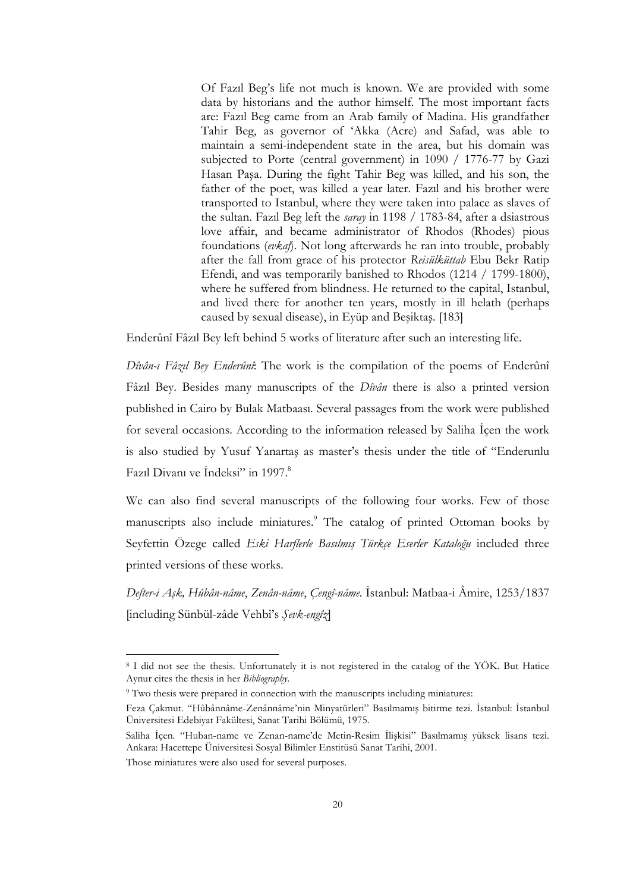> Of Fazıl Beg's life not much is known. We are provided with some data by historians and the author himself. The most important facts are: Fazıl Beg came from an Arab family of Madina. His grandfather Tahir Beg, as governor of 'Akka (Acre) and Safad, was able to maintain a semi-independent state in the area, but his domain was subjected to Porte (central government) in 1090 / 1776-77 by Gazi Hasan Paşa. During the fight Tahir Beg was killed, and his son, the father of the poet, was killed a year later. Fazıl and his brother were transported to Istanbul, where they were taken into palace as slaves of the sultan. Fazıl Beg left the *saray* in 1198 / 1783-84, after a dsiastrous love affair, and became administrator of Rhodos (Rhodes) pious foundations (*evkaf*). Not long afterwards he ran into trouble, probably after the fall from grace of his protector *Reisülküttab* Ebu Bekr Ratip Efendi, and was temporarily banished to Rhodos (1214 / 1799-1800), where he suffered from blindness. He returned to the capital, Istanbul, and lived there for another ten years, mostly in ill helath (perhaps caused by sexual disease), in Eyüp and Beşiktaş. [183]

Enderûnî Fâzıl Bey left behind 5 works of literature after such an interesting life.

*Dîvân-ı Fâzıl Bey Enderûnî*: The work is the compilation of the poems of Enderûnî Fâzıl Bey. Besides many manuscripts of the *Dîvân* there is also a printed version published in Cairo by Bulak Matbaası. Several passages from the work were published for several occasions. According to the information released by Saliha İçen the work is also studied by Yusuf Yanartaş as master's thesis under the title of "Enderunlu Fazıl Divanı ve İndeksi" in 1997.[8]

We can also find several manuscripts of the following four works. Few of those manuscripts also include miniatures.[9] The catalog of printed Ottoman books by Seyfettin Özege called *Eski Harflerle Basılmış Türkçe Eserler Kataloğu* included three printed versions of these works.

*Defter-i Aşk, Hûbân-nâme*, *Zenân-nâme*, *Çengî-nâme*. İstanbul: Matbaa-i Âmire, 1253/1837 [including Sünbül-zâde Vehbî's *Şevk-engîz*]

---

[8] I did not see the thesis. Unfortunately it is not registered in the catalog of the YÖK. But Hatice Aynur cites the thesis in her *Bibliography*.

[9] Two thesis were prepared in connection with the manuscripts including miniatures:

Feza Çakmut. "Hûbânnâme-Zenânnâme'nin Minyatürleri" Basılmamış bitirme tezi. İstanbul: İstanbul Üniversitesi Edebiyat Fakültesi, Sanat Tarihi Bölümü, 1975.

Saliha İçen. "Huban-name ve Zenan-name'de Metin-Resim İlişkisi" Basılmamış yüksek lisans tezi. Ankara: Hacettepe Üniversitesi Sosyal Bilimler Enstitüsü Sanat Tarihi, 2001.

Those miniatures were also used for several purposes.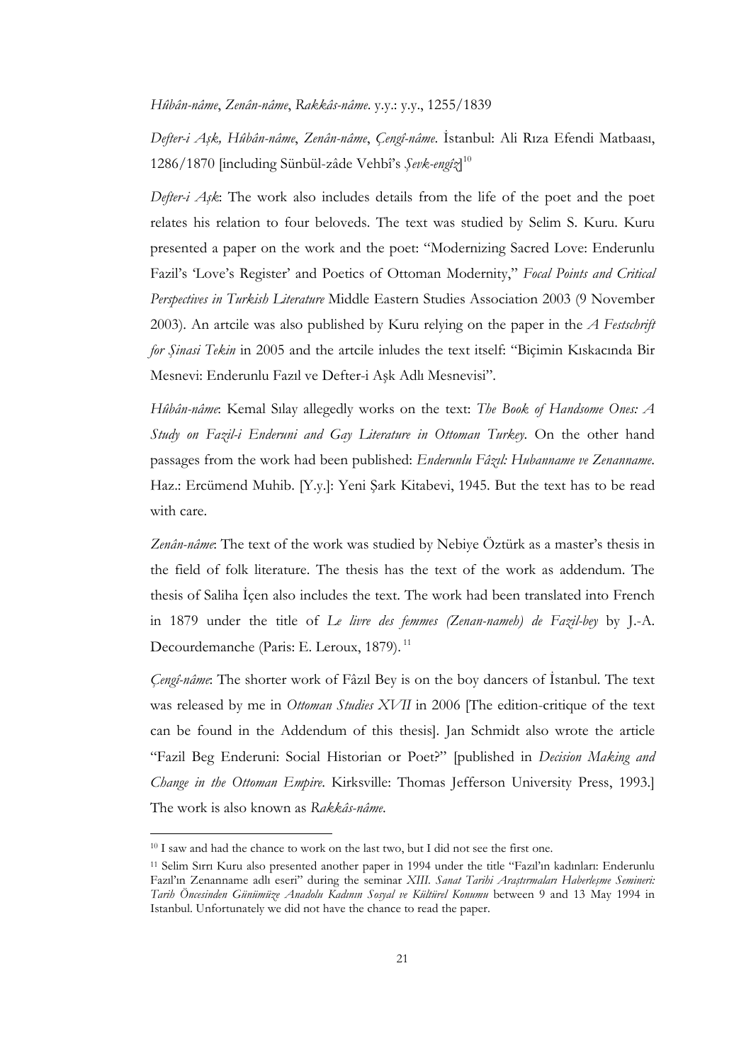*Hûbân-nâme*, *Zenân-nâme*, *Rakkâs-nâme*. y.y.: y.y., 1255/1839

*Defter-i Aşk, Hûbân-nâme*, *Zenân-nâme*, *Çengî-nâme*. İstanbul: Ali Rıza Efendi Matbaası, 1286/1870 [including Sünbül-zâde Vehbî's *Şevk-engîz*][10]

*Defter-i Aşk*: The work also includes details from the life of the poet and the poet relates his relation to four beloveds. The text was studied by Selim S. Kuru. Kuru presented a paper on the work and the poet: "Modernizing Sacred Love: Enderunlu Fazil's 'Love's Register' and Poetics of Ottoman Modernity," *Focal Points and Critical Perspectives in Turkish Literature* Middle Eastern Studies Association 2003 (9 November 2003). An artcile was also published by Kuru relying on the paper in the *A Festschrift for Şinasi Tekin* in 2005 and the artcile inludes the text itself: "Biçimin Kıskacında Bir Mesnevi: Enderunlu Fazıl ve Defter-i Aşk Adlı Mesnevisi".

*Hûbân-nâme*: Kemal Sılay allegedly works on the text: *The Book of Handsome Ones: A Study on Fazil-i Enderuni and Gay Literature in Ottoman Turkey*. On the other hand passages from the work had been published: *Enderunlu Fâzıl: Hubanname ve Zenanname*. Haz.: Ercümend Muhib. [Y.y.]: Yeni Şark Kitabevi, 1945. But the text has to be read with care.

*Zenân-nâme*: The text of the work was studied by Nebiye Öztürk as a master's thesis in the field of folk literature. The thesis has the text of the work as addendum. The thesis of Saliha İçen also includes the text. The work had been translated into French in 1879 under the title of *Le livre des femmes (Zenan-nameh) de Fazil-bey* by J.-A. Decourdemanche (Paris: E. Leroux, 1879).[11]

*Çengî-nâme*: The shorter work of Fâzıl Bey is on the boy dancers of İstanbul. The text was released by me in *Ottoman Studies XVII* in 2006 [The edition-critique of the text can be found in the Addendum of this thesis]. Jan Schmidt also wrote the article "Fazil Beg Enderuni: Social Historian or Poet?" [published in *Decision Making and Change in the Ottoman Empire*. Kirksville: Thomas Jefferson University Press, 1993.] The work is also known as *Rakkâs-nâme*.

---

[10] I saw and had the chance to work on the last two, but I did not see the first one.

[11] Selim Sırrı Kuru also presented another paper in 1994 under the title "Fazıl'ın kadınları: Enderunlu Fazıl'ın Zenanname adlı eseri" during the seminar *XIII. Sanat Tarihi Araştırmaları Haberleşme Semineri: Tarih Öncesinden Günümüze Anadolu Kadının Sosyal ve Kültürel Konumu* between 9 and 13 May 1994 in Istanbul. Unfortunately we did not have the chance to read the paper.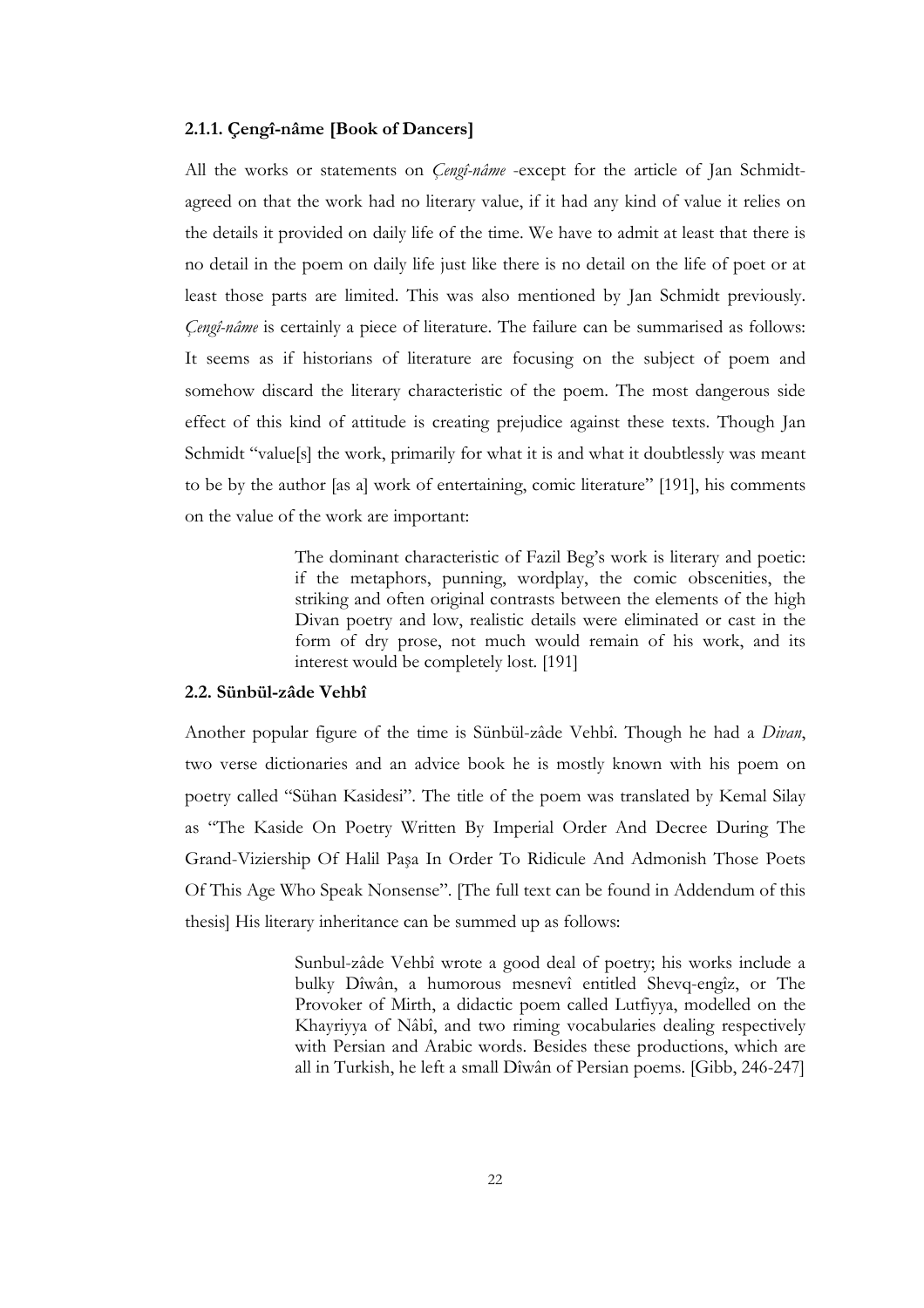### 2.1.1. Çengî-nâme [Book of Dancers]

All the works or statements on *Çengî-nâme* -except for the article of Jan Schmidt- agreed on that the work had no literary value, if it had any kind of value it relies on the details it provided on daily life of the time. We have to admit at least that there is no detail in the poem on daily life just like there is no detail on the life of poet or at least those parts are limited. This was also mentioned by Jan Schmidt previously. *Çengî-nâme* is certainly a piece of literature. The failure can be summarised as follows: It seems as if historians of literature are focusing on the subject of poem and somehow discard the literary characteristic of the poem. The most dangerous side effect of this kind of attitude is creating prejudice against these texts. Though Jan Schmidt "value[s] the work, primarily for what it is and what it doubtlessly was meant to be by the author [as a] work of entertaining, comic literature" [191], his comments on the value of the work are important:

> The dominant characteristic of Fazil Beg's work is literary and poetic: if the metaphors, punning, wordplay, the comic obscenities, the striking and often original contrasts between the elements of the high Divan poetry and low, realistic details were eliminated or cast in the form of dry prose, not much would remain of his work, and its interest would be completely lost. [191]

## 2.2. Sünbül-zâde Vehbî

Another popular figure of the time is Sünbül-zâde Vehbî. Though he had a *Divan*, two verse dictionaries and an advice book he is mostly known with his poem on poetry called "Sühan Kasidesi". The title of the poem was translated by Kemal Silay as "The Kaside On Poetry Written By Imperial Order And Decree During The Grand-Viziership Of Halil Paşa In Order To Ridicule And Admonish Those Poets Of This Age Who Speak Nonsense". [The full text can be found in Addendum of this thesis] His literary inheritance can be summed up as follows:

> Sunbul-zâde Vehbî wrote a good deal of poetry; his works include a bulky Dîwân, a humorous mesnevî entitled Shevq-engîz, or The Provoker of Mirth, a didactic poem called Lutfiyya, modelled on the Khayriyya of Nâbî, and two riming vocabularies dealing respectively with Persian and Arabic words. Besides these productions, which are all in Turkish, he left a small Dîwân of Persian poems. [Gibb, 246-247]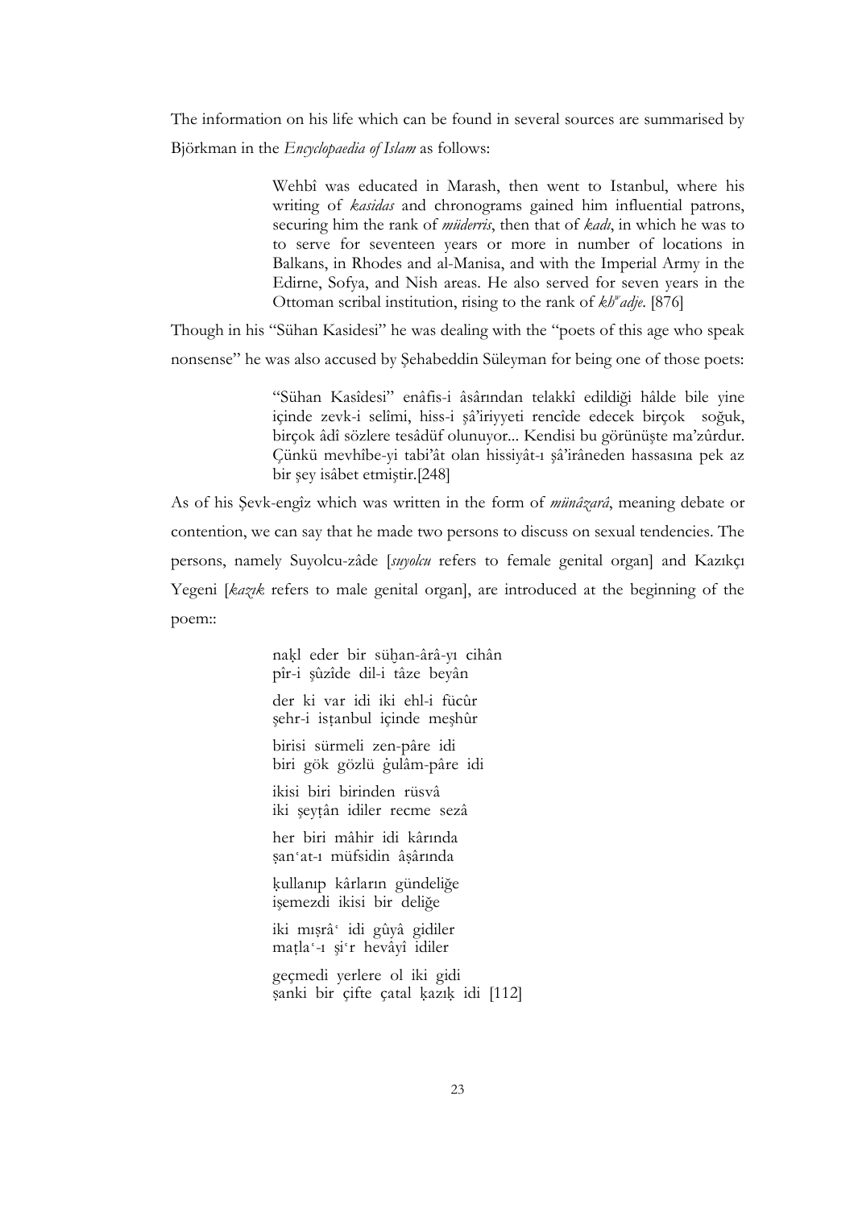The information on his life which can be found in several sources are summarised by Björkman in the *Encyclopaedia of Islam* as follows:

> Wehbî was educated in Marash, then went to Istanbul, where his writing of *kasidas* and chronograms gained him influential patrons, securing him the rank of *müderris*, then that of *kadı*, in which he was to to serve for seventeen years or more in number of locations in Balkans, in Rhodes and al-Manisa, and with the Imperial Army in the Edirne, Sofya, and Nish areas. He also served for seven years in the Ottoman scribal institution, rising to the rank of *kh*ʷ*adje*. [876]

Though in his "Sühan Kasidesi" he was dealing with the "poets of this age who speak nonsense" he was also accused by Şehabeddin Süleyman for being one of those poets:

> "Sühan Kasîdesi" enâfis-i âsârından telakkî edildiği hâlde bile yine içinde zevk-i selîmi, hiss-i şâ'iriyyeti rencîde edecek birçok soğuk, birçok âdî sözlere tesâdüf olunuyor... Kendisi bu görünüşte ma'zûrdur. Çünkü mevhîbe-yi tabi'ât olan hissiyât-ı şâ'irâneden hassasına pek az bir şey isâbet etmiştir.[248]

As of his Şevk-engîz which was written in the form of *münâzarâ*, meaning debate or contention, we can say that he made two persons to discuss on sexual tendencies. The persons, namely Suyolcu-zâde [*suyolcu* refers to female genital organ] and Kazıkçı Yegeni [*kazık* refers to male genital organ], are introduced at the beginning of the poem::

> naḳl eder bir süḫan-ârâ-yı cihân
> pîr-i şûzîde dil-i tâze beyân
>
> der ki var idi iki ehl-i fücûr
> şehr-i isṭanbul içinde meşhûr
>
> birisi sürmeli zen-pâre idi
> biri gök gözlü ġulâm-pâre idi
>
> ikisi biri birinden rüsvâ
> iki şeyṭân idiler recme sezâ
>
> her biri mâhir idi kârında
> ṣanʿat-ı müfsidin âşârında
>
> ḳullanıp kârların gündeliğe
> işemezdi ikisi bir deliğe
>
> iki mıṣrâʿ idi gûyâ gidiler
> maṭlaʿ-ı şiʿr hevâyî idiler
>
> geçmedi yerlere ol iki gidi
> ṣanki bir çifte çatal ḳazıḳ idi [112]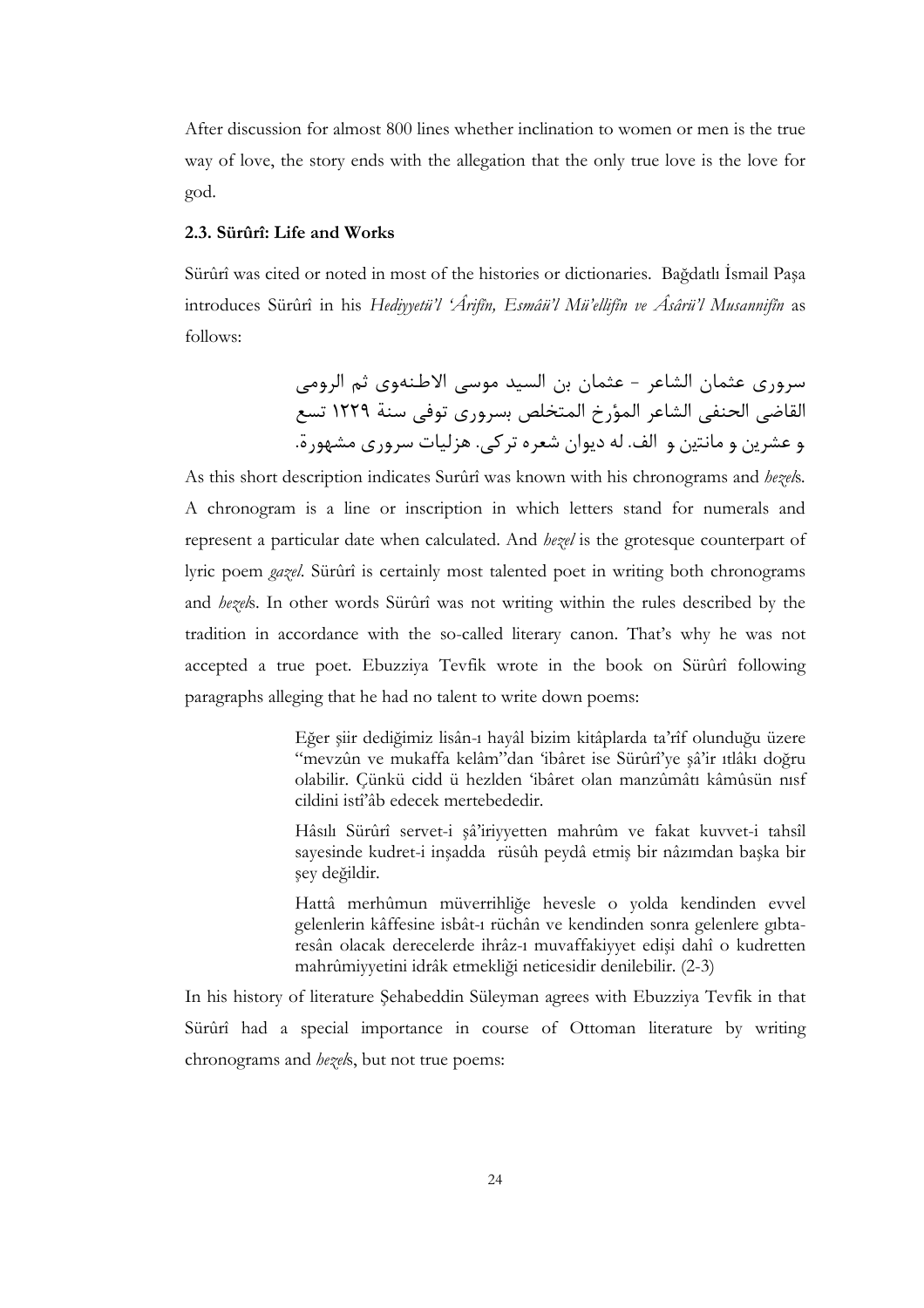After discussion for almost 800 lines whether inclination to women or men is the true way of love, the story ends with the allegation that the only true love is the love for god.

### 2.3. Sürûrî: Life and Works

Sürûrî was cited or noted in most of the histories or dictionaries. Bağdatlı İsmail Paşa introduces Sürûrî in his *Hediyyetü'l 'Ârifîn, Esmâü'l Mü'ellifîn ve Âsârü'l Musannifîn* as follows:

> سروری عثمان الشاعر - عثمان بن السيد موسى الاطنهوى ثم الرومى القاضى الحنفى الشاعر المؤرخ المتخلص بسروری توفى سنة ١٢٢٩ تسع و عشرين و مانتين و الف. له ديوان شعره تركى. هزليات سروری مشهورة.

As this short description indicates Surûrî was known with his chronograms and *hezel*s. A chronogram is a line or inscription in which letters stand for numerals and represent a particular date when calculated. And *hezel* is the grotesque counterpart of lyric poem *gazel*. Sürûrî is certainly most talented poet in writing both chronograms and *hezel*s. In other words Sürûrî was not writing within the rules described by the tradition in accordance with the so-called literary canon. That's why he was not accepted a true poet. Ebuzziya Tevfik wrote in the book on Sürûrî following paragraphs alleging that he had no talent to write down poems:

> Eğer şiir dediğimiz lisân-ı hayâl bizim kitâplarda ta'rîf olunduğu üzere "mevzûn ve mukaffa kelâm"dan 'ibâret ise Sürûrî'ye şâ'ir ıtlâkı doğru olabilir. Çünkü cidd ü hezlden 'ibâret olan manzûmâtı kâmûsün nısf cildini istî'âb edecek mertebededir.
>
> Hâsılı Sürûrî servet-i şâ'iriyyetten mahrûm ve fakat kuvvet-i tahsîl sayesinde kudret-i inşadda rüsûh peydâ etmiş bir nâzımdan başka bir şey değildir.
>
> Hattâ merhûmun müverrihliğe hevesle o yolda kendinden evvel gelenlerin kâffesine isbât-ı rüchân ve kendinden sonra gelenlere gıbta-resân olacak derecelerde ihrâz-ı muvaffakiyyet edişi dahî o kudretten mahrûmiyyetini idrâk etmekliği neticesidir denilebilir. (2-3)

In his history of literature Şehabeddin Süleyman agrees with Ebuzziya Tevfik in that Sürûrî had a special importance in course of Ottoman literature by writing chronograms and *hezel*s, but not true poems: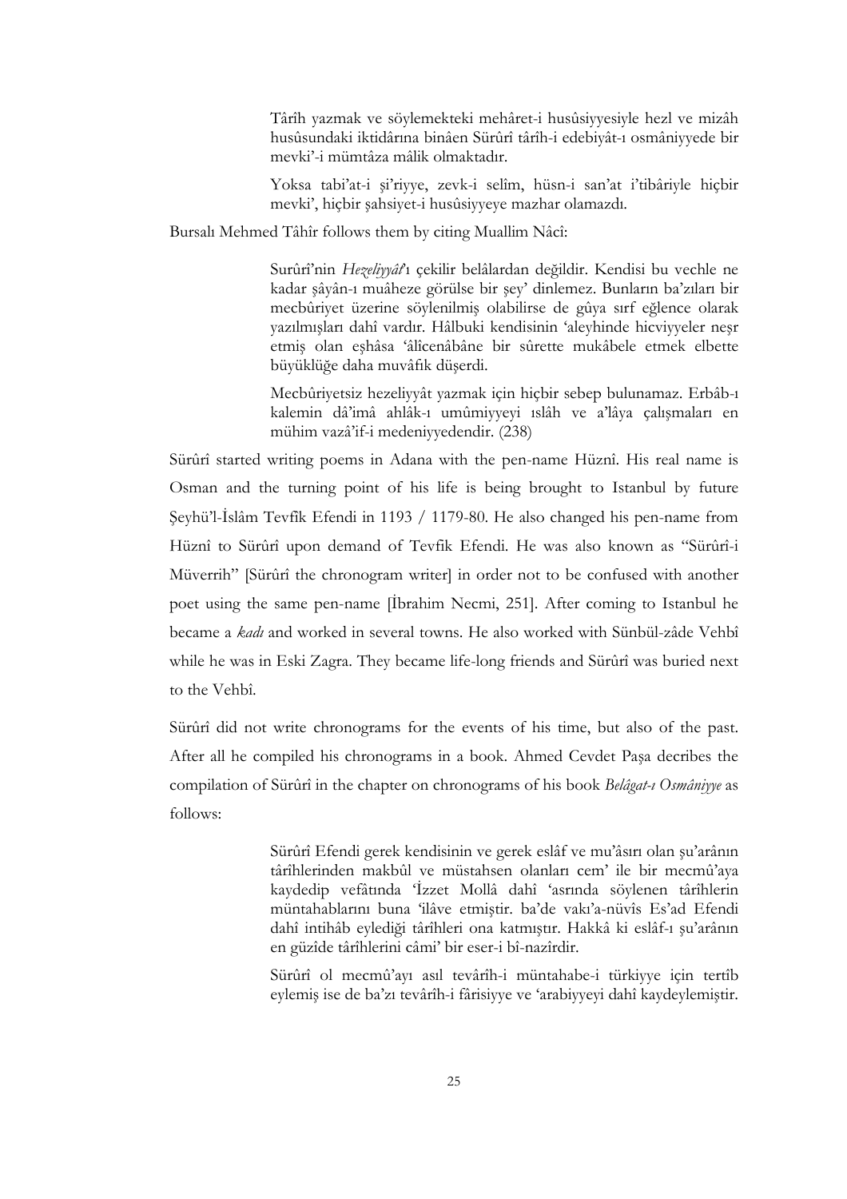> Târîh yazmak ve söylemekteki mehâret-i husûsiyyesiyle hezl ve mizâh husûsundaki iktidârına binâen Sürûrî târîh-i edebiyât-ı osmâniyyede bir mevki'-i mümtâza mâlik olmaktadır.
>
> Yoksa tabi'at-i şi'riyye, zevk-i selîm, hüsn-i san'at i'tibâriyle hiçbir mevki', hiçbir şahsiyet-i husûsiyyeye mazhar olamazdı.

Bursalı Mehmed Tâhîr follows them by citing Muallim Nâcî:

> Surûrî'nin *Hezeliyyât*'ı çekilir belâlardan değildir. Kendisi bu vechle ne kadar şâyân-ı muâheze görülse bir şey' dinlemez. Bunların ba'zıları bir mecbûriyet üzerine söylenilmiş olabilirse de gûya sırf eğlence olarak yazılmışları dahî vardır. Hâlbuki kendisinin 'aleyhinde hicviyyeler neşr etmiş olan eşhâsa 'âlîcenâbâne bir sûrette mukâbele etmek elbette büyüklüğe daha muvâfık düşerdi.
>
> Mecbûriyetsiz hezeliyyât yazmak için hiçbir sebep bulunamaz. Erbâb-ı kalemin dâ'imâ ahlâk-ı umûmiyyeyi ıslâh ve a'lâya çalışmaları en mühim vazâ'if-i medeniyyedendir. (238)

Sürûrî started writing poems in Adana with the pen-name Hüznî. His real name is Osman and the turning point of his life is being brought to Istanbul by future Şeyhü'l-İslâm Tevfik Efendi in 1193 / 1179-80. He also changed his pen-name from Hüznî to Sürûrî upon demand of Tevfik Efendi. He was also known as "Sürûrî-i Müverrih" [Sürûrî the chronogram writer] in order not to be confused with another poet using the same pen-name [İbrahim Necmi, 251]. After coming to Istanbul he became a *kadı* and worked in several towns. He also worked with Sünbül-zâde Vehbî while he was in Eski Zagra. They became life-long friends and Sürûrî was buried next to the Vehbî.

Sürûrî did not write chronograms for the events of his time, but also of the past. After all he compiled his chronograms in a book. Ahmed Cevdet Paşa decribes the compilation of Sürûrî in the chapter on chronograms of his book *Belâgat-ı Osmâniyye* as follows:

> Sürûrî Efendi gerek kendisinin ve gerek eslâf ve mu'âsırı olan şu'arânın târîhlerinden makbûl ve müstahsen olanları cem' ile bir mecmû'aya kaydedip vefâtında 'İzzet Mollâ dahî 'asrında söylenen târîhlerin müntahablarını buna 'ilâve etmiştir. ba'de vakı'a-nüvîs Es'ad Efendi dahî intihâb eylediği târîhleri ona katmıştır. Hakkâ ki eslâf-ı şu'arânın en güzîde târîhlerini câmi' bir eser-i bî-nazîrdir.
>
> Sürûrî ol mecmû'ayı asıl tevârîh-i müntahabe-i türkiyye için tertîb eylemiş ise de ba'zı tevârîh-i fârisiyye ve 'arabiyyeyi dahî kaydeylemiştir.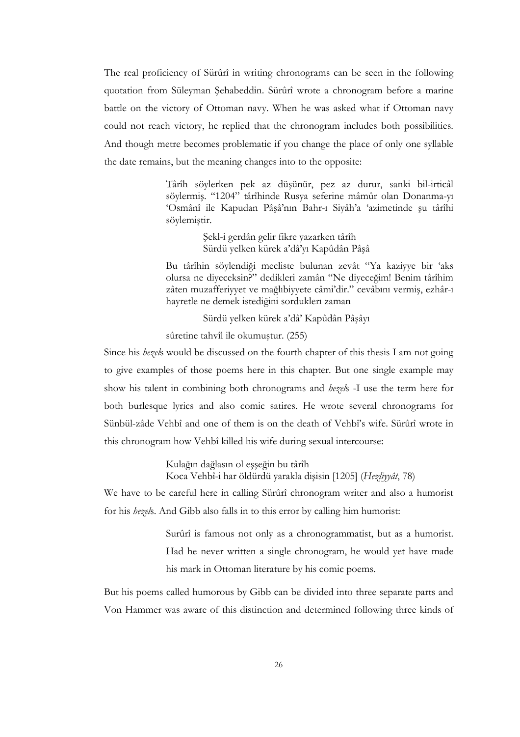The real proficiency of Sürûrî in writing chronograms can be seen in the following quotation from Süleyman Şehabeddin. Sürûrî wrote a chronogram before a marine battle on the victory of Ottoman navy. When he was asked what if Ottoman navy could not reach victory, he replied that the chronogram includes both possibilities. And though metre becomes problematic if you change the place of only one syllable the date remains, but the meaning changes into to the opposite:

> Târîh söylerken pek az düşünür, pez az durur, sanki bil-irticâl söylermiş. "1204" târîhinde Rusya seferine mâmûr olan Donanma-yı 'Osmânî ile Kapudan Pâşâ'nın Bahr-ı Siyâh'a 'azimetinde şu târîhi söylemiştir.
>
> > Şekl-i gerdân gelir fikre yazarken târîh
> > Sürdü yelken kürek a'dâ'yı Kapûdân Pâşâ
>
> Bu târîhin söylendiği mecliste bulunan zevât "Ya kaziyye bir 'aks olursa ne diyeceksin?" dedikleri zamân "Ne diyeceğim! Benim târîhim zâten muzafferiyyet ve mağlıbiyyete câmi'dir." cevâbını vermiş, ezhâr-ı hayretle ne demek istediğini sordukları zaman
>
> > Sürdü yelken kürek a'dâ' Kapûdân Pâşâyı
>
> sûretine tahvîl ile okumuştur. (255)

Since his *hezel*s would be discussed on the fourth chapter of this thesis I am not going to give examples of those poems here in this chapter. But one single example may show his talent in combining both chronograms and *hezel*s -I use the term here for both burlesque lyrics and also comic satires. He wrote several chronograms for Sünbül-zâde Vehbî and one of them is on the death of Vehbî's wife. Sürûrî wrote in this chronogram how Vehbî killed his wife during sexual intercourse:

> Kulağın dağlasın ol eşşeğin bu târîh
> Koca Vehbî-i har öldürdü yarakla dişisin [1205] (*Hezliyyât*, 78)

We have to be careful here in calling Sürûrî chronogram writer and also a humorist for his *hezel*s. And Gibb also falls in to this error by calling him humorist:

> Surûrî is famous not only as a chronogrammatist, but as a humorist. Had he never written a single chronogram, he would yet have made his mark in Ottoman literature by his comic poems.

But his poems called humorous by Gibb can be divided into three separate parts and Von Hammer was aware of this distinction and determined following three kinds of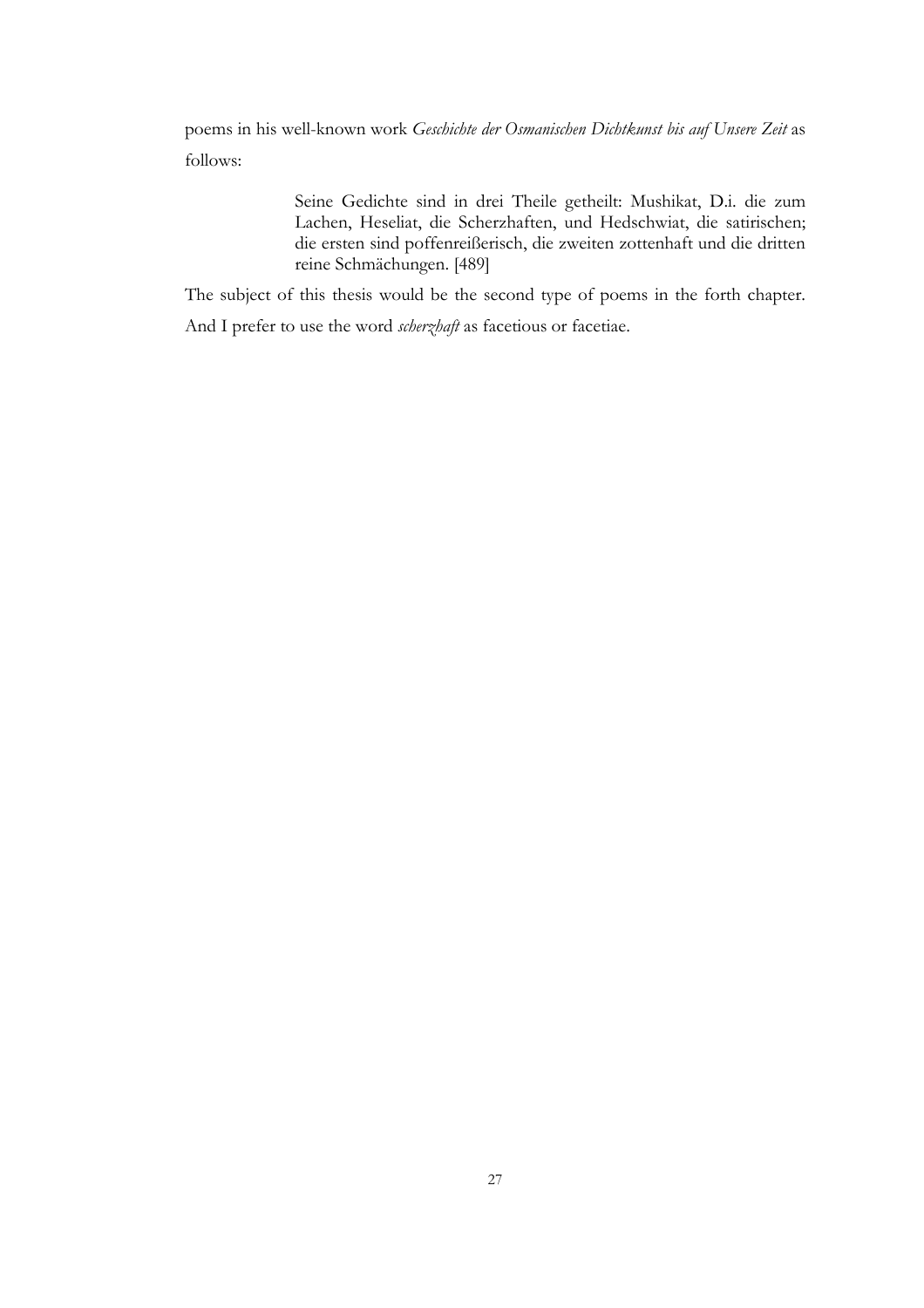poems in his well-known work *Geschichte der Osmanischen Dichtkunst bis auf Unsere Zeit* as follows:

> Seine Gedichte sind in drei Theile getheilt: Mushikat, D.i. die zum Lachen, Heseliat, die Scherzhaften, und Hedschwiat, die satirischen; die ersten sind poffenreißerisch, die zweiten zottenhaft und die dritten reine Schmächungen. [489]

The subject of this thesis would be the second type of poems in the forth chapter. And I prefer to use the word *scherzhaft* as facetious or facetiae.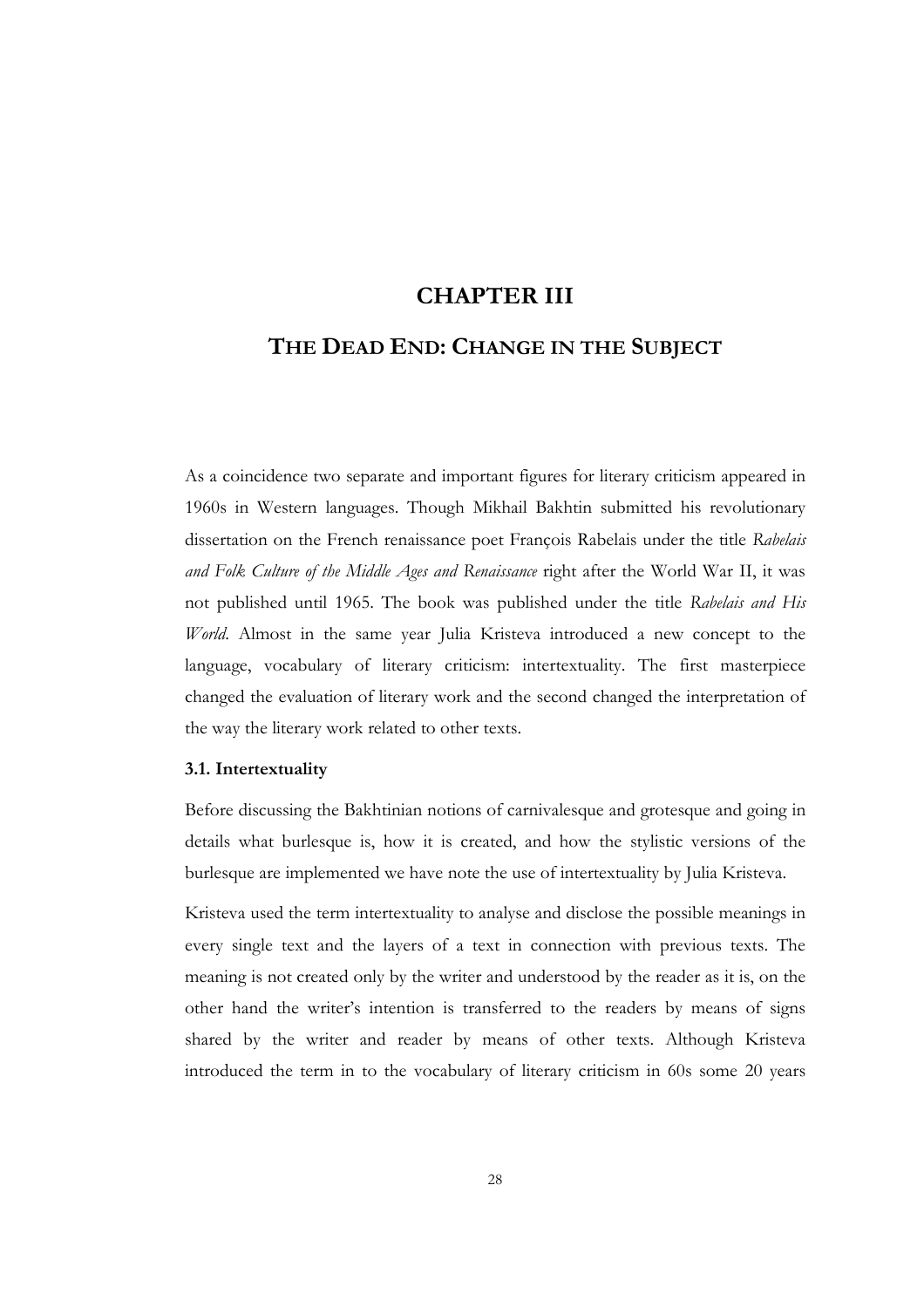# CHAPTER III

## THE DEAD END: CHANGE IN THE SUBJECT

As a coincidence two separate and important figures for literary criticism appeared in 1960s in Western languages. Though Mikhail Bakhtin submitted his revolutionary dissertation on the French renaissance poet François Rabelais under the title *Rabelais and Folk Culture of the Middle Ages and Renaissance* right after the World War II, it was not published until 1965. The book was published under the title *Rabelais and His World*. Almost in the same year Julia Kristeva introduced a new concept to the language, vocabulary of literary criticism: intertextuality. The first masterpiece changed the evaluation of literary work and the second changed the interpretation of the way the literary work related to other texts.

### 3.1. Intertextuality

Before discussing the Bakhtinian notions of carnivalesque and grotesque and going in details what burlesque is, how it is created, and how the stylistic versions of the burlesque are implemented we have note the use of intertextuality by Julia Kristeva.

Kristeva used the term intertextuality to analyse and disclose the possible meanings in every single text and the layers of a text in connection with previous texts. The meaning is not created only by the writer and understood by the reader as it is, on the other hand the writer's intention is transferred to the readers by means of signs shared by the writer and reader by means of other texts. Although Kristeva introduced the term in to the vocabulary of literary criticism in 60s some 20 years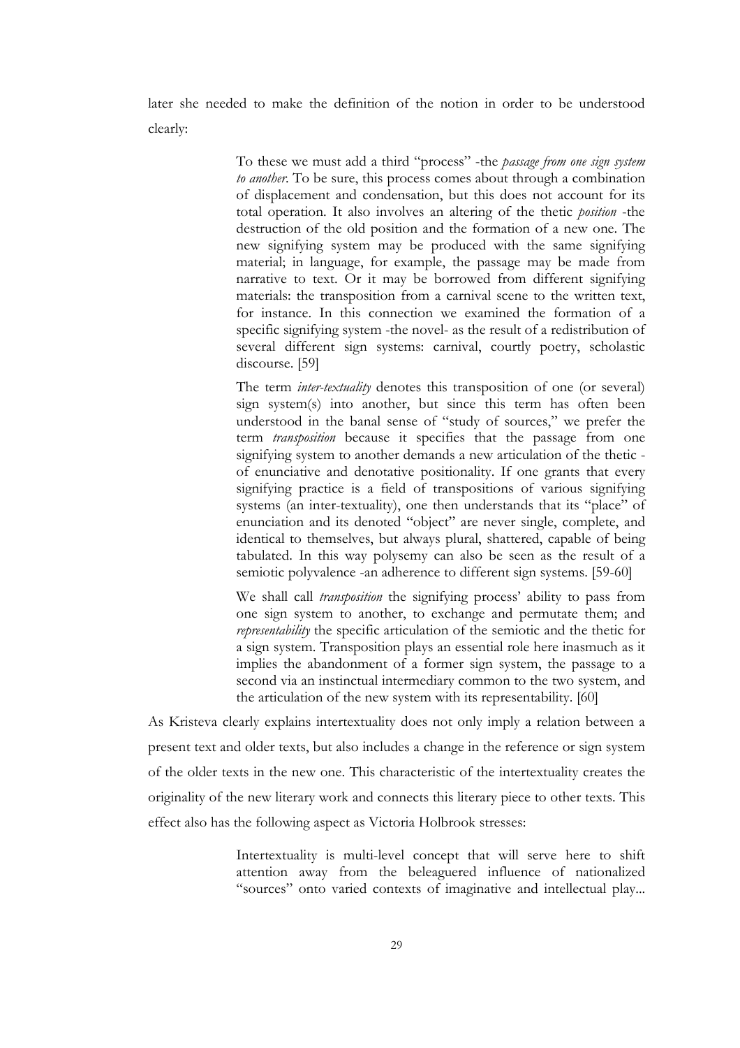later she needed to make the definition of the notion in order to be understood clearly:

> To these we must add a third "process" -the *passage from one sign system to another*. To be sure, this process comes about through a combination of displacement and condensation, but this does not account for its total operation. It also involves an altering of the thetic *position* -the destruction of the old position and the formation of a new one. The new signifying system may be produced with the same signifying material; in language, for example, the passage may be made from narrative to text. Or it may be borrowed from different signifying materials: the transposition from a carnival scene to the written text, for instance. In this connection we examined the formation of a specific signifying system -the novel- as the result of a redistribution of several different sign systems: carnival, courtly poetry, scholastic discourse. [59]
>
> The term *inter-textuality* denotes this transposition of one (or several) sign system(s) into another, but since this term has often been understood in the banal sense of "study of sources," we prefer the term *transposition* because it specifies that the passage from one signifying system to another demands a new articulation of the thetic - of enunciative and denotative positionality. If one grants that every signifying practice is a field of transpositions of various signifying systems (an inter-textuality), one then understands that its "place" of enunciation and its denoted "object" are never single, complete, and identical to themselves, but always plural, shattered, capable of being tabulated. In this way polysemy can also be seen as the result of a semiotic polyvalence -an adherence to different sign systems. [59-60]
>
> We shall call *transposition* the signifying process' ability to pass from one sign system to another, to exchange and permutate them; and *representability* the specific articulation of the semiotic and the thetic for a sign system. Transposition plays an essential role here inasmuch as it implies the abandonment of a former sign system, the passage to a second via an instinctual intermediary common to the two system, and the articulation of the new system with its representability. [60]

As Kristeva clearly explains intertextuality does not only imply a relation between a present text and older texts, but also includes a change in the reference or sign system of the older texts in the new one. This characteristic of the intertextuality creates the originality of the new literary work and connects this literary piece to other texts. This effect also has the following aspect as Victoria Holbrook stresses:

> Intertextuality is multi-level concept that will serve here to shift attention away from the beleaguered influence of nationalized "sources" onto varied contexts of imaginative and intellectual play...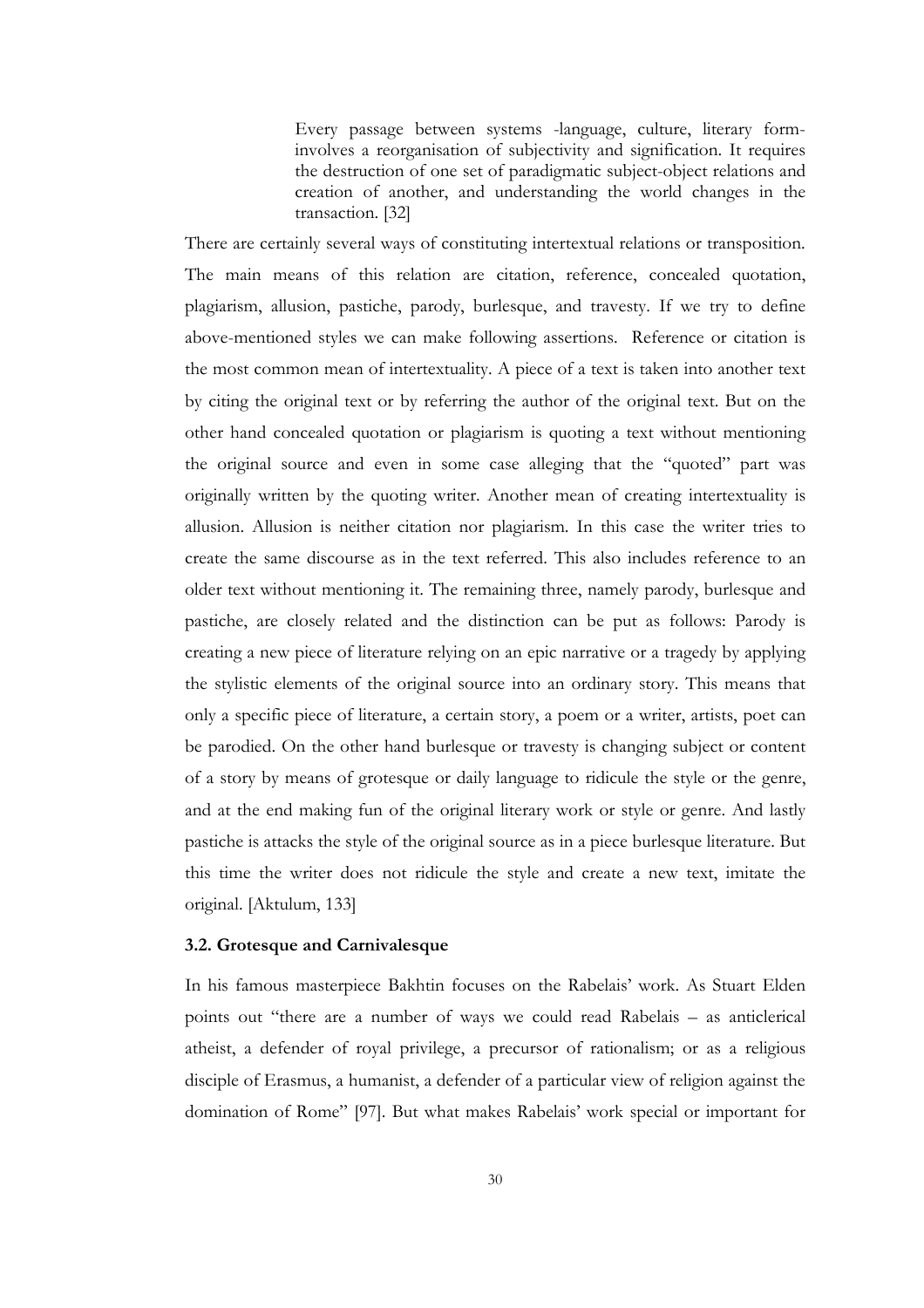> Every passage between systems -language, culture, literary form- involves a reorganisation of subjectivity and signification. It requires the destruction of one set of paradigmatic subject-object relations and creation of another, and understanding the world changes in the transaction. [32]

There are certainly several ways of constituting intertextual relations or transposition. The main means of this relation are citation, reference, concealed quotation, plagiarism, allusion, pastiche, parody, burlesque, and travesty. If we try to define above-mentioned styles we can make following assertions. Reference or citation is the most common mean of intertextuality. A piece of a text is taken into another text by citing the original text or by referring the author of the original text. But on the other hand concealed quotation or plagiarism is quoting a text without mentioning the original source and even in some case alleging that the "quoted" part was originally written by the quoting writer. Another mean of creating intertextuality is allusion. Allusion is neither citation nor plagiarism. In this case the writer tries to create the same discourse as in the text referred. This also includes reference to an older text without mentioning it. The remaining three, namely parody, burlesque and pastiche, are closely related and the distinction can be put as follows: Parody is creating a new piece of literature relying on an epic narrative or a tragedy by applying the stylistic elements of the original source into an ordinary story. This means that only a specific piece of literature, a certain story, a poem or a writer, artists, poet can be parodied. On the other hand burlesque or travesty is changing subject or content of a story by means of grotesque or daily language to ridicule the style or the genre, and at the end making fun of the original literary work or style or genre. And lastly pastiche is attacks the style of the original source as in a piece burlesque literature. But this time the writer does not ridicule the style and create a new text, imitate the original. [Aktulum, 133]

### 3.2. Grotesque and Carnivalesque

In his famous masterpiece Bakhtin focuses on the Rabelais' work. As Stuart Elden points out "there are a number of ways we could read Rabelais – as anticlerical atheist, a defender of royal privilege, a precursor of rationalism; or as a religious disciple of Erasmus, a humanist, a defender of a particular view of religion against the domination of Rome" [97]. But what makes Rabelais' work special or important for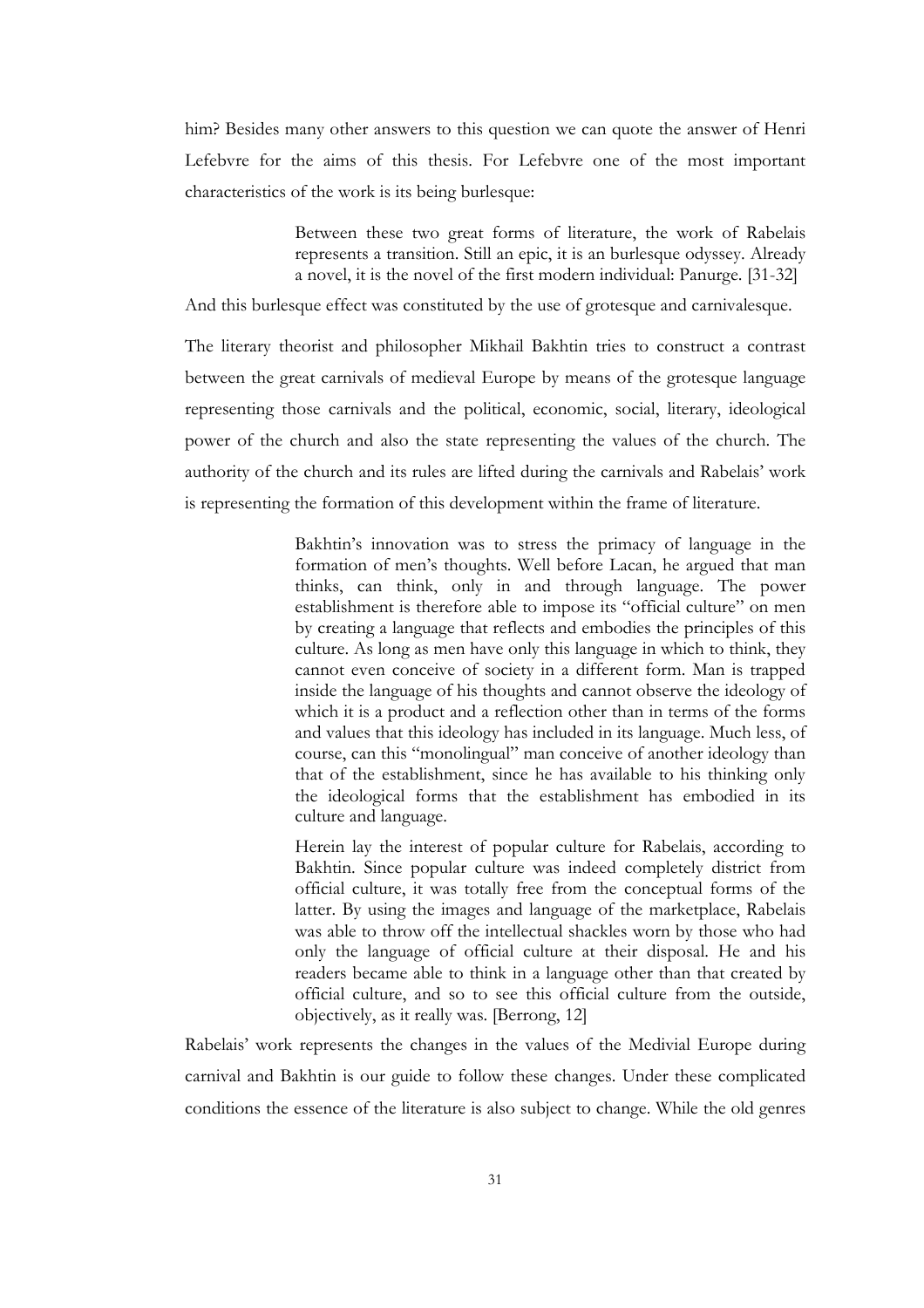him? Besides many other answers to this question we can quote the answer of Henri Lefebvre for the aims of this thesis. For Lefebvre one of the most important characteristics of the work is its being burlesque:

> Between these two great forms of literature, the work of Rabelais represents a transition. Still an epic, it is an burlesque odyssey. Already a novel, it is the novel of the first modern individual: Panurge. [31-32]

And this burlesque effect was constituted by the use of grotesque and carnivalesque.

The literary theorist and philosopher Mikhail Bakhtin tries to construct a contrast between the great carnivals of medieval Europe by means of the grotesque language representing those carnivals and the political, economic, social, literary, ideological power of the church and also the state representing the values of the church. The authority of the church and its rules are lifted during the carnivals and Rabelais' work is representing the formation of this development within the frame of literature.

> Bakhtin's innovation was to stress the primacy of language in the formation of men's thoughts. Well before Lacan, he argued that man thinks, can think, only in and through language. The power establishment is therefore able to impose its "official culture" on men by creating a language that reflects and embodies the principles of this culture. As long as men have only this language in which to think, they cannot even conceive of society in a different form. Man is trapped inside the language of his thoughts and cannot observe the ideology of which it is a product and a reflection other than in terms of the forms and values that this ideology has included in its language. Much less, of course, can this "monolingual" man conceive of another ideology than that of the establishment, since he has available to his thinking only the ideological forms that the establishment has embodied in its culture and language.
>
> Herein lay the interest of popular culture for Rabelais, according to Bakhtin. Since popular culture was indeed completely district from official culture, it was totally free from the conceptual forms of the latter. By using the images and language of the marketplace, Rabelais was able to throw off the intellectual shackles worn by those who had only the language of official culture at their disposal. He and his readers became able to think in a language other than that created by official culture, and so to see this official culture from the outside, objectively, as it really was. [Berrong, 12]

Rabelais' work represents the changes in the values of the Medivial Europe during carnival and Bakhtin is our guide to follow these changes. Under these complicated conditions the essence of the literature is also subject to change. While the old genres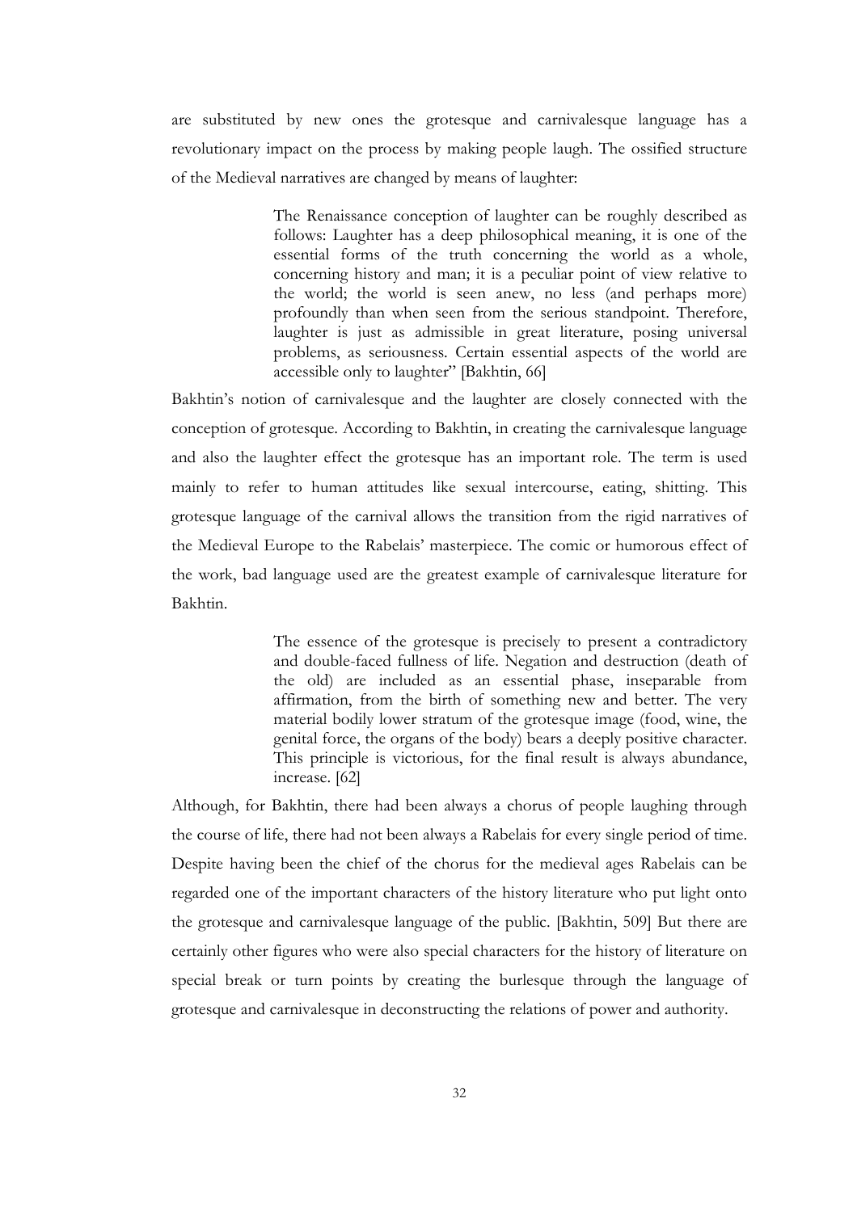are substituted by new ones the grotesque and carnivalesque language has a revolutionary impact on the process by making people laugh. The ossified structure of the Medieval narratives are changed by means of laughter:

> The Renaissance conception of laughter can be roughly described as follows: Laughter has a deep philosophical meaning, it is one of the essential forms of the truth concerning the world as a whole, concerning history and man; it is a peculiar point of view relative to the world; the world is seen anew, no less (and perhaps more) profoundly than when seen from the serious standpoint. Therefore, laughter is just as admissible in great literature, posing universal problems, as seriousness. Certain essential aspects of the world are accessible only to laughter" [Bakhtin, 66]

Bakhtin's notion of carnivalesque and the laughter are closely connected with the conception of grotesque. According to Bakhtin, in creating the carnivalesque language and also the laughter effect the grotesque has an important role. The term is used mainly to refer to human attitudes like sexual intercourse, eating, shitting. This grotesque language of the carnival allows the transition from the rigid narratives of the Medieval Europe to the Rabelais' masterpiece. The comic or humorous effect of the work, bad language used are the greatest example of carnivalesque literature for Bakhtin.

> The essence of the grotesque is precisely to present a contradictory and double-faced fullness of life. Negation and destruction (death of the old) are included as an essential phase, inseparable from affirmation, from the birth of something new and better. The very material bodily lower stratum of the grotesque image (food, wine, the genital force, the organs of the body) bears a deeply positive character. This principle is victorious, for the final result is always abundance, increase. [62]

Although, for Bakhtin, there had been always a chorus of people laughing through the course of life, there had not been always a Rabelais for every single period of time. Despite having been the chief of the chorus for the medieval ages Rabelais can be regarded one of the important characters of the history literature who put light onto the grotesque and carnivalesque language of the public. [Bakhtin, 509] But there are certainly other figures who were also special characters for the history of literature on special break or turn points by creating the burlesque through the language of grotesque and carnivalesque in deconstructing the relations of power and authority.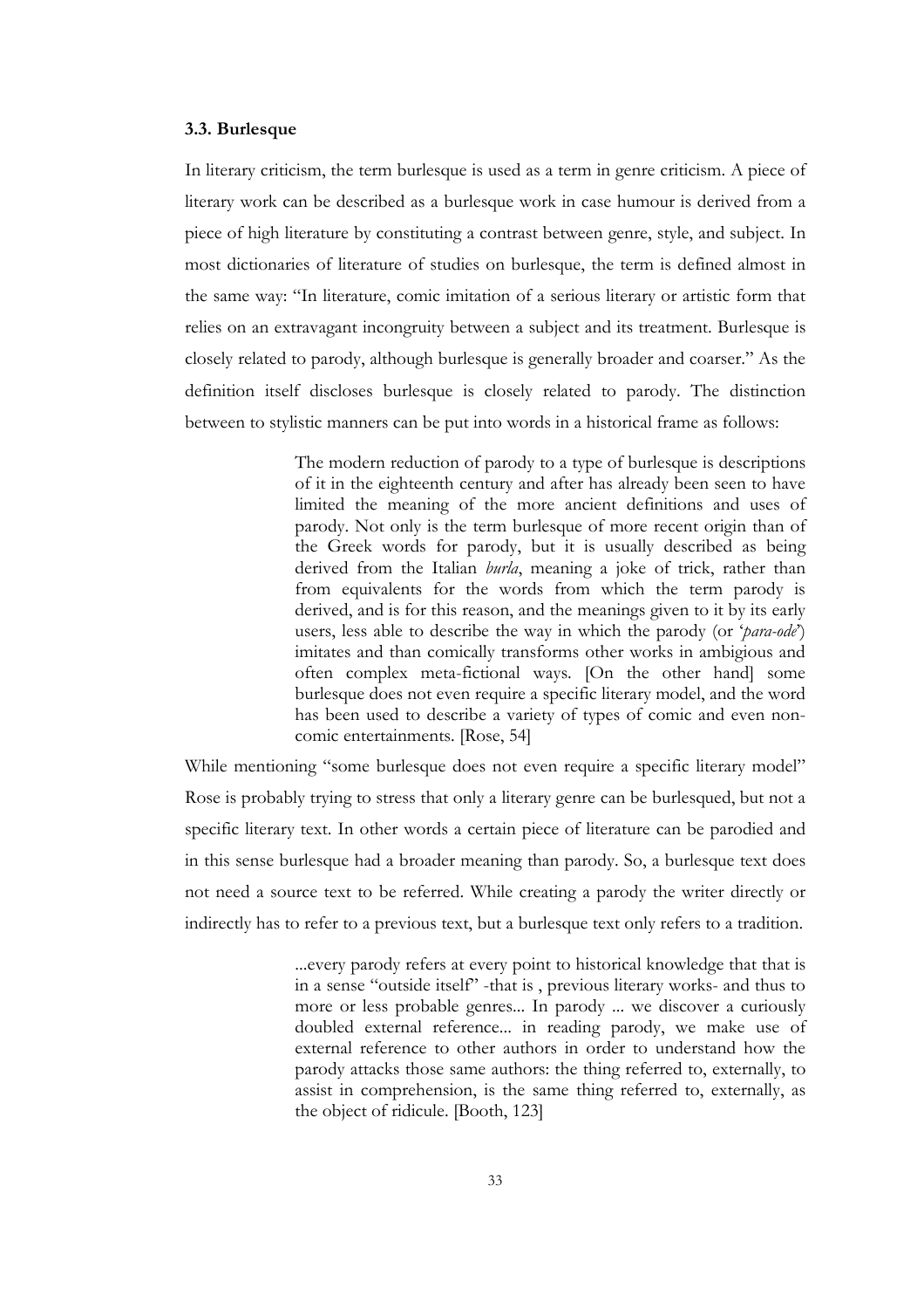### 3.3. Burlesque

In literary criticism, the term burlesque is used as a term in genre criticism. A piece of literary work can be described as a burlesque work in case humour is derived from a piece of high literature by constituting a contrast between genre, style, and subject. In most dictionaries of literature of studies on burlesque, the term is defined almost in the same way: "In literature, comic imitation of a serious literary or artistic form that relies on an extravagant incongruity between a subject and its treatment. Burlesque is closely related to parody, although burlesque is generally broader and coarser." As the definition itself discloses burlesque is closely related to parody. The distinction between to stylistic manners can be put into words in a historical frame as follows:

> The modern reduction of parody to a type of burlesque is descriptions of it in the eighteenth century and after has already been seen to have limited the meaning of the more ancient definitions and uses of parody. Not only is the term burlesque of more recent origin than of the Greek words for parody, but it is usually described as being derived from the Italian *burla*, meaning a joke of trick, rather than from equivalents for the words from which the term parody is derived, and is for this reason, and the meanings given to it by its early users, less able to describe the way in which the parody (or '*para-ode*') imitates and than comically transforms other works in ambigious and often complex meta-fictional ways. [On the other hand] some burlesque does not even require a specific literary model, and the word has been used to describe a variety of types of comic and even non-comic entertainments. [Rose, 54]

While mentioning "some burlesque does not even require a specific literary model" Rose is probably trying to stress that only a literary genre can be burlesqued, but not a specific literary text. In other words a certain piece of literature can be parodied and in this sense burlesque had a broader meaning than parody. So, a burlesque text does not need a source text to be referred. While creating a parody the writer directly or indirectly has to refer to a previous text, but a burlesque text only refers to a tradition.

> ...every parody refers at every point to historical knowledge that that is in a sense "outside itself" -that is , previous literary works- and thus to more or less probable genres... In parody ... we discover a curiously doubled external reference... in reading parody, we make use of external reference to other authors in order to understand how the parody attacks those same authors: the thing referred to, externally, to assist in comprehension, is the same thing referred to, externally, as the object of ridicule. [Booth, 123]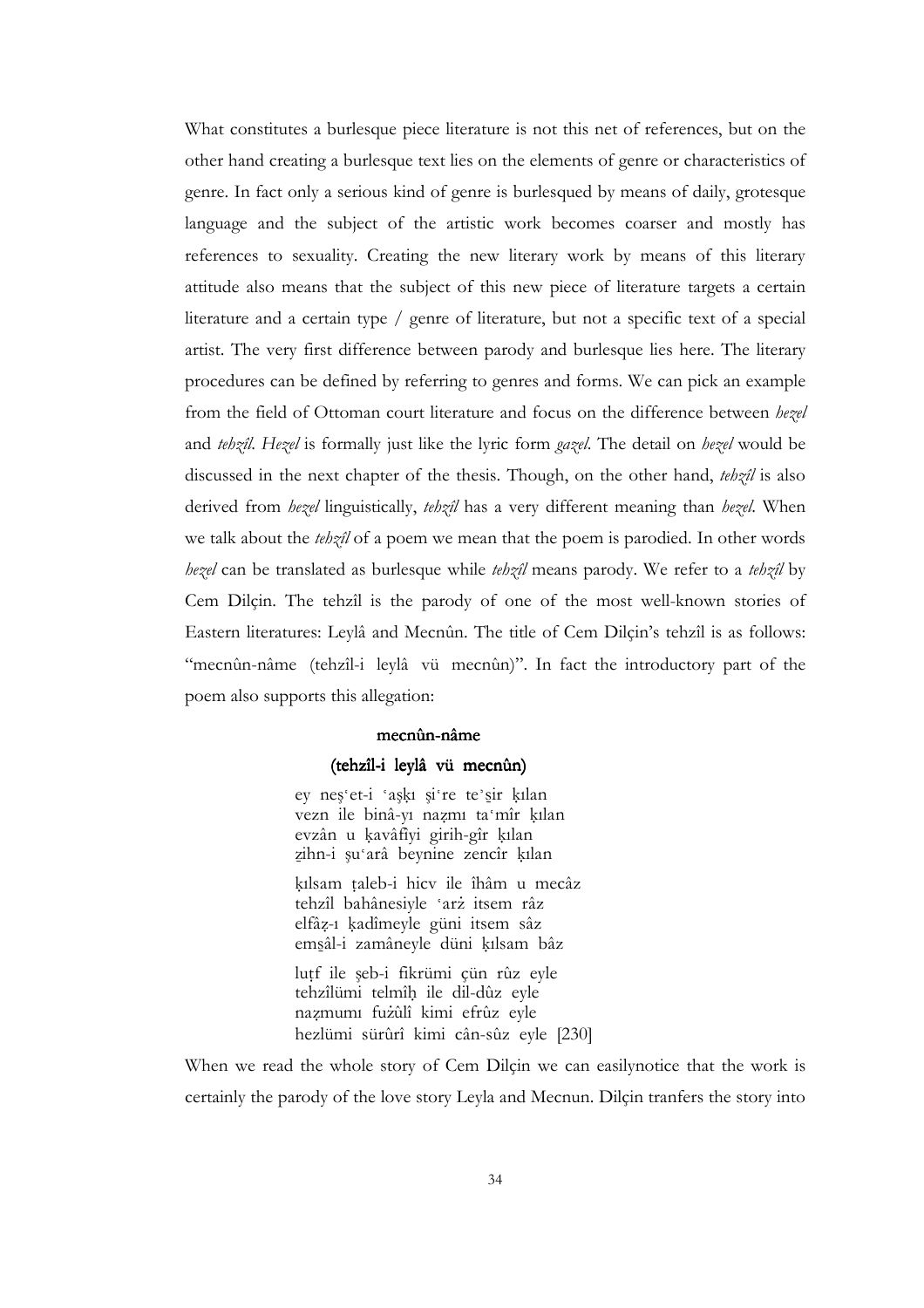What constitutes a burlesque piece literature is not this net of references, but on the other hand creating a burlesque text lies on the elements of genre or characteristics of genre. In fact only a serious kind of genre is burlesqued by means of daily, grotesque language and the subject of the artistic work becomes coarser and mostly has references to sexuality. Creating the new literary work by means of this literary attitude also means that the subject of this new piece of literature targets a certain literature and a certain type / genre of literature, but not a specific text of a special artist. The very first difference between parody and burlesque lies here. The literary procedures can be defined by referring to genres and forms. We can pick an example from the field of Ottoman court literature and focus on the difference between *hezel* and *tehzîl*. *Hezel* is formally just like the lyric form *gazel*. The detail on *hezel* would be discussed in the next chapter of the thesis. Though, on the other hand, *tehzîl* is also derived from *hezel* linguistically, *tehzîl* has a very different meaning than *hezel*. When we talk about the *tehzîl* of a poem we mean that the poem is parodied. In other words *hezel* can be translated as burlesque while *tehzîl* means parody. We refer to a *tehzîl* by Cem Dilçin. The tehzîl is the parody of one of the most well-known stories of Eastern literatures: Leylâ and Mecnûn. The title of Cem Dilçin's tehzîl is as follows: "mecnûn-nâme (tehzîl-i leylâ vü mecnûn)". In fact the introductory part of the poem also supports this allegation:

**mecnûn-nâme**

**(tehzîl-i leylâ vü mecnûn)**

ey neşʿet-i ʿaşḳı şiʿre teʾşir ḳılan
vezn ile binâ-yı naẓmı taʿmîr ḳılan
evzân u ḳavâfîyi girih-gîr ḳılan
ẕihn-i şuʿarâ beynine zencîr ḳılan

ḳılsam ṭaleb-i hicv ile îhâm u mecâz
tehzîl bahânesiyle ʿarż itsem râz
elfâẓ-ı ḳadîmeyle güni itsem sâz
emṡâl-i zamâneyle düni ḳılsam bâz

luṭf ile şeb-i fikrümi çün rûz eyle
tehzîlümi telmîḥ ile dil-dûz eyle
naẓmumı fużûlî kimi efrûz eyle
hezlümi sürûrî kimi cân-sûz eyle [230]

When we read the whole story of Cem Dilçin we can easilynotice that the work is certainly the parody of the love story Leyla and Mecnun. Dilçin tranfers the story into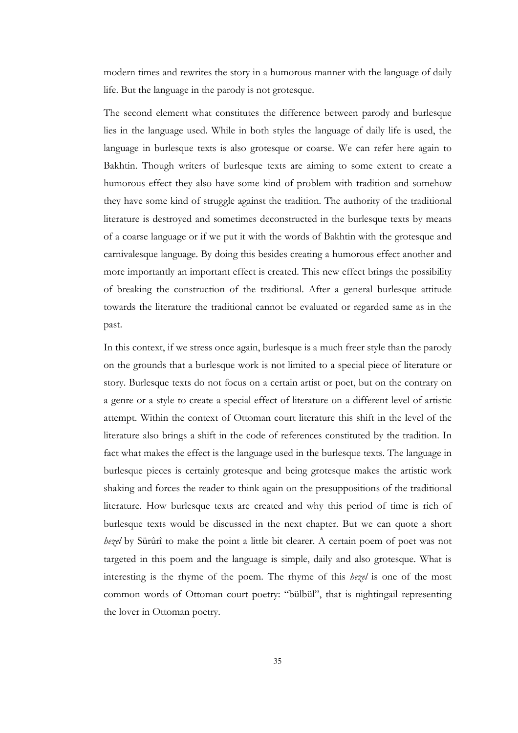modern times and rewrites the story in a humorous manner with the language of daily life. But the language in the parody is not grotesque.

The second element what constitutes the difference between parody and burlesque lies in the language used. While in both styles the language of daily life is used, the language in burlesque texts is also grotesque or coarse. We can refer here again to Bakhtin. Though writers of burlesque texts are aiming to some extent to create a humorous effect they also have some kind of problem with tradition and somehow they have some kind of struggle against the tradition. The authority of the traditional literature is destroyed and sometimes deconstructed in the burlesque texts by means of a coarse language or if we put it with the words of Bakhtin with the grotesque and carnivalesque language. By doing this besides creating a humorous effect another and more importantly an important effect is created. This new effect brings the possibility of breaking the construction of the traditional. After a general burlesque attitude towards the literature the traditional cannot be evaluated or regarded same as in the past.

In this context, if we stress once again, burlesque is a much freer style than the parody on the grounds that a burlesque work is not limited to a special piece of literature or story. Burlesque texts do not focus on a certain artist or poet, but on the contrary on a genre or a style to create a special effect of literature on a different level of artistic attempt. Within the context of Ottoman court literature this shift in the level of the literature also brings a shift in the code of references constituted by the tradition. In fact what makes the effect is the language used in the burlesque texts. The language in burlesque pieces is certainly grotesque and being grotesque makes the artistic work shaking and forces the reader to think again on the presuppositions of the traditional literature. How burlesque texts are created and why this period of time is rich of burlesque texts would be discussed in the next chapter. But we can quote a short *hezel* by Sürûrî to make the point a little bit clearer. A certain poem of poet was not targeted in this poem and the language is simple, daily and also grotesque. What is interesting is the rhyme of the poem. The rhyme of this *hezel* is one of the most common words of Ottoman court poetry: "bülbül", that is nightingail representing the lover in Ottoman poetry.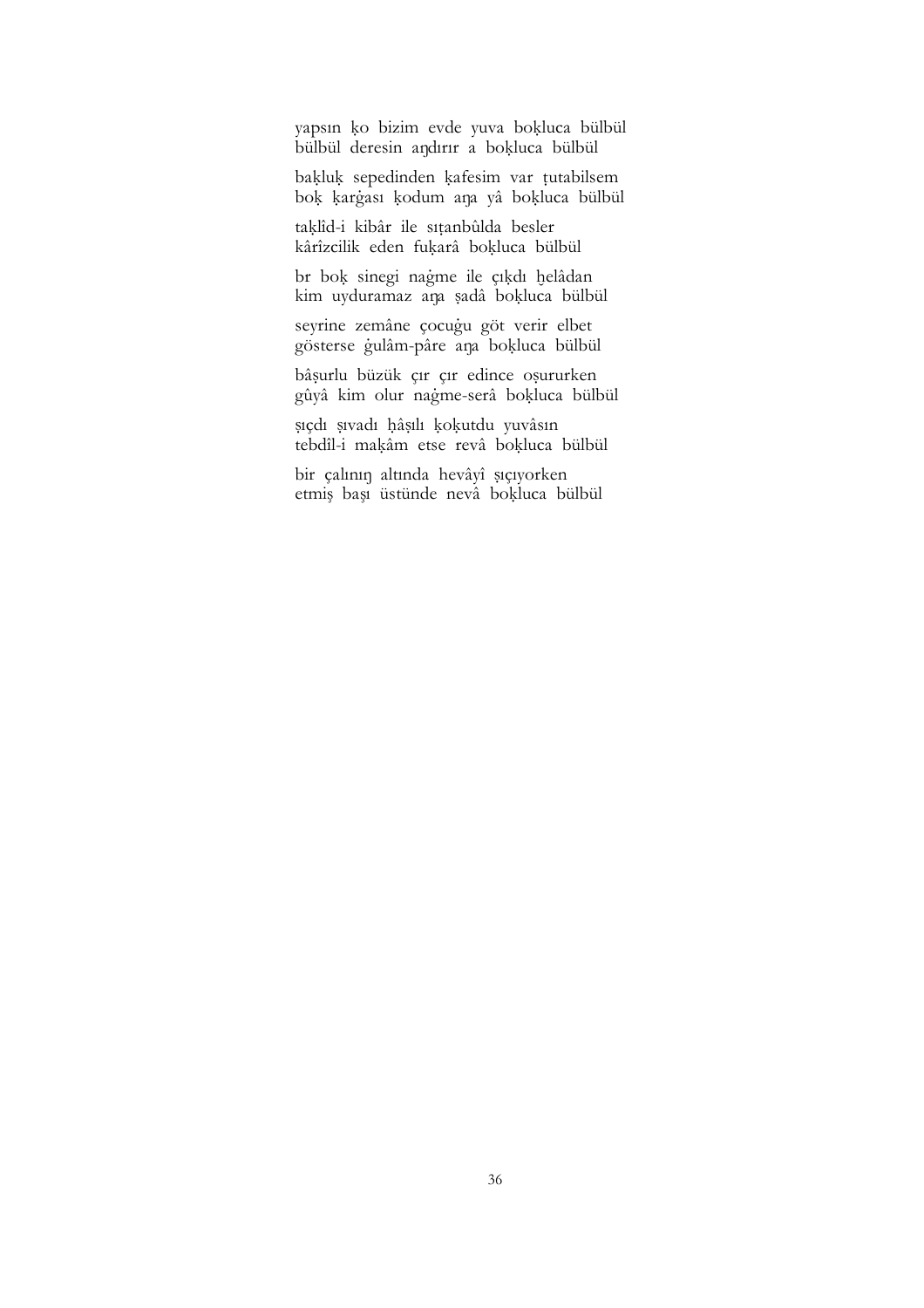yapsın ḳo bizim evde yuva boḳluca bülbül  
bülbül deresin aŋdırır a boḳluca bülbül

baḳluḳ sepedinden ḳafesim var ṭutabilsem  
boḳ ḳarġası ḳodum aŋa yâ boḳluca bülbül

taḳlîd-i kibâr ile sıṭanbûlda besler  
kârîzcilik eden fuḳarâ boḳluca bülbül

br boḳ sinegi naġme ile çıḳdı ẖelâdan  
kim uyduramaz aŋa ṣadâ boḳluca bülbül

seyrine zemâne çocuġu göt verir elbet  
gösterse ġulâm-pâre aŋa boḳluca bülbül

bâṣurlu büzük çır çır edince oṣururken  
gûyâ kim olur naġme-serâ boḳluca bülbül

ṣıçdı ṣıvadı ḥâṣılı ḳoḳutdu yuvâsın  
tebdîl-i maḳâm etse revâ boḳluca bülbül

bir çalınıŋ altında hevâyî ṣıçıyorken  
etmiş başı üstünde nevâ boḳluca bülbül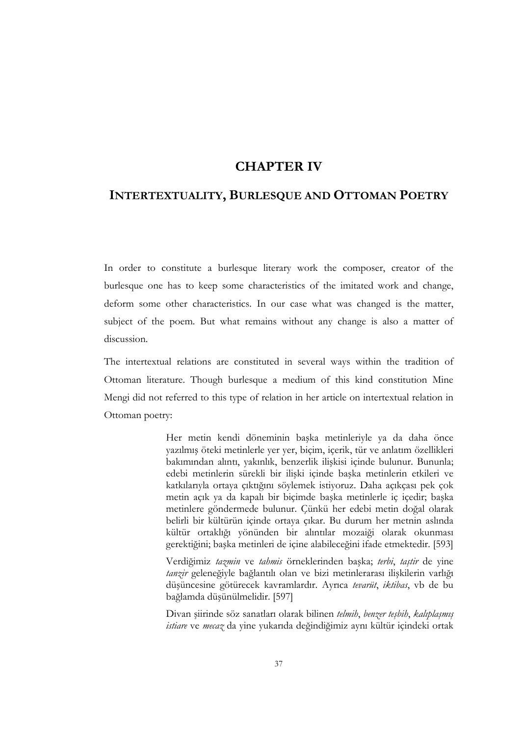# CHAPTER IV

## INTERTEXTUALITY, BURLESQUE AND OTTOMAN POETRY

In order to constitute a burlesque literary work the composer, creator of the burlesque one has to keep some characteristics of the imitated work and change, deform some other characteristics. In our case what was changed is the matter, subject of the poem. But what remains without any change is also a matter of discussion.

The intertextual relations are constituted in several ways within the tradition of Ottoman literature. Though burlesque a medium of this kind constitution Mine Mengi did not referred to this type of relation in her article on intertextual relation in Ottoman poetry:

> Her metin kendi döneminin başka metinleriyle ya da daha önce yazılmış öteki metinlerle yer yer, biçim, içerik, tür ve anlatım özellikleri bakımından alıntı, yakınlık, benzerlik ilişkisi içinde bulunur. Bununla; edebi metinlerin sürekli bir ilişki içinde başka metinlerin etkileri ve katkılarıyla ortaya çıktığını söylemek istiyoruz. Daha açıkçası pek çok metin açık ya da kapalı bir biçimde başka metinlerle iç içedir; başka metinlere göndermede bulunur. Çünkü her edebi metin doğal olarak belirli bir kültürün içinde ortaya çıkar. Bu durum her metnin aslında kültür ortaklığı yönünden bir alıntılar mozaiği olarak okunması gerektiğini; başka metinleri de içine alabileceğini ifade etmektedir. [593]
>
> Verdiğimiz *tazmin* ve *tahmis* örneklerinden başka; *terbi*, *taştir* de yine *tanzir* geleneğiyle bağlantılı olan ve bizi metinlerarası ilişkilerin varlığı düşüncesine götürecek kavramlardır. Ayrıca *tevarüt*, *iktibas*, vb de bu bağlamda düşünülmelidir. [597]
>
> Divan şiirinde söz sanatları olarak bilinen *telmih*, *benzer teşbih*, *kalıplaşmış istiare* ve *mecaz* da yine yukarıda değindiğimiz aynı kültür içindeki ortak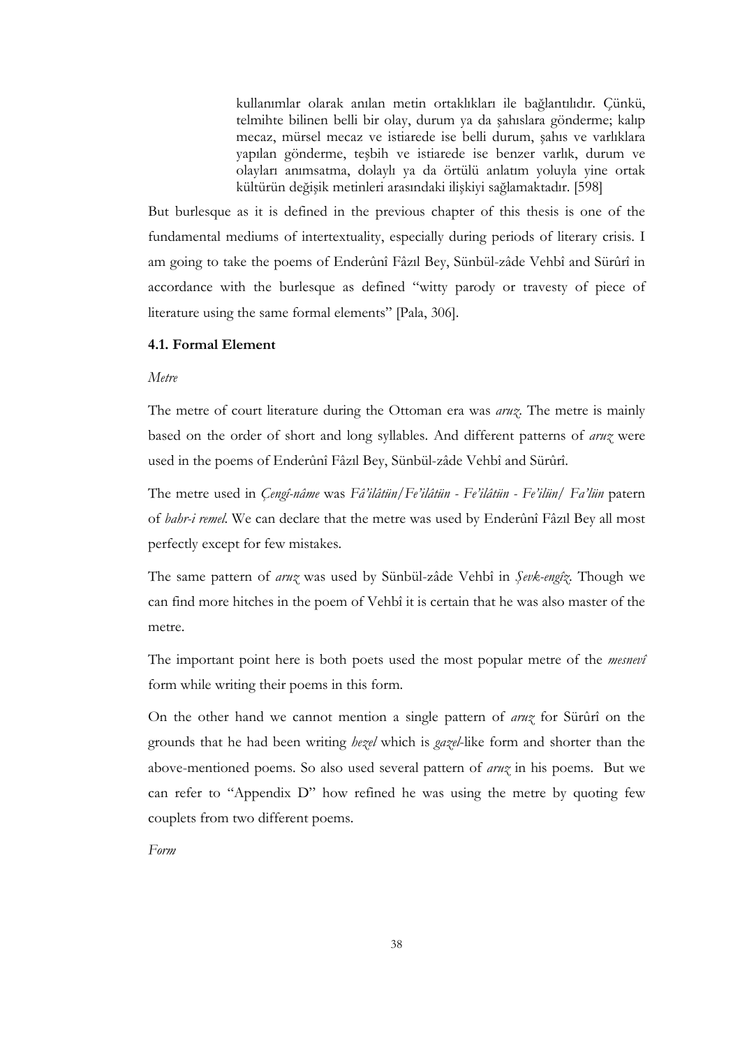> kullanımlar olarak anılan metin ortaklıkları ile bağlantılıdır. Çünkü, telmihte bilinen belli bir olay, durum ya da şahıslara gönderme; kalıp mecaz, mürsel mecaz ve istiarede ise belli durum, şahıs ve varlıklara yapılan gönderme, teşbih ve istiarede ise benzer varlık, durum ve olayları anımsatma, dolaylı ya da örtülü anlatım yoluyla yine ortak kültürün değişik metinleri arasındaki ilişkiyi sağlamaktadır. [598]

But burlesque as it is defined in the previous chapter of this thesis is one of the fundamental mediums of intertextuality, especially during periods of literary crisis. I am going to take the poems of Enderûnî Fâzıl Bey, Sünbül-zâde Vehbî and Sürûrî in accordance with the burlesque as defined "witty parody or travesty of piece of literature using the same formal elements" [Pala, 306].

**4.1. Formal Element**

*Metre*

The metre of court literature during the Ottoman era was *aruz*. The metre is mainly based on the order of short and long syllables. And different patterns of *aruz* were used in the poems of Enderûnî Fâzıl Bey, Sünbül-zâde Vehbî and Sürûrî.

The metre used in *Çengî-nâme* was *Fâ'ilâtün/Fe'ilâtün - Fe'ilâtün - Fe'ilün/ Fa'lün* patern of *bahr-i remel*. We can declare that the metre was used by Enderûnî Fâzıl Bey all most perfectly except for few mistakes.

The same pattern of *aruz* was used by Sünbül-zâde Vehbî in *Şevk-engîz*. Though we can find more hitches in the poem of Vehbî it is certain that he was also master of the metre.

The important point here is both poets used the most popular metre of the *mesnevî* form while writing their poems in this form.

On the other hand we cannot mention a single pattern of *aruz* for Sürûrî on the grounds that he had been writing *hezel* which is *gazel*-like form and shorter than the above-mentioned poems. So also used several pattern of *aruz* in his poems. But we can refer to "Appendix D" how refined he was using the metre by quoting few couplets from two different poems.

*Form*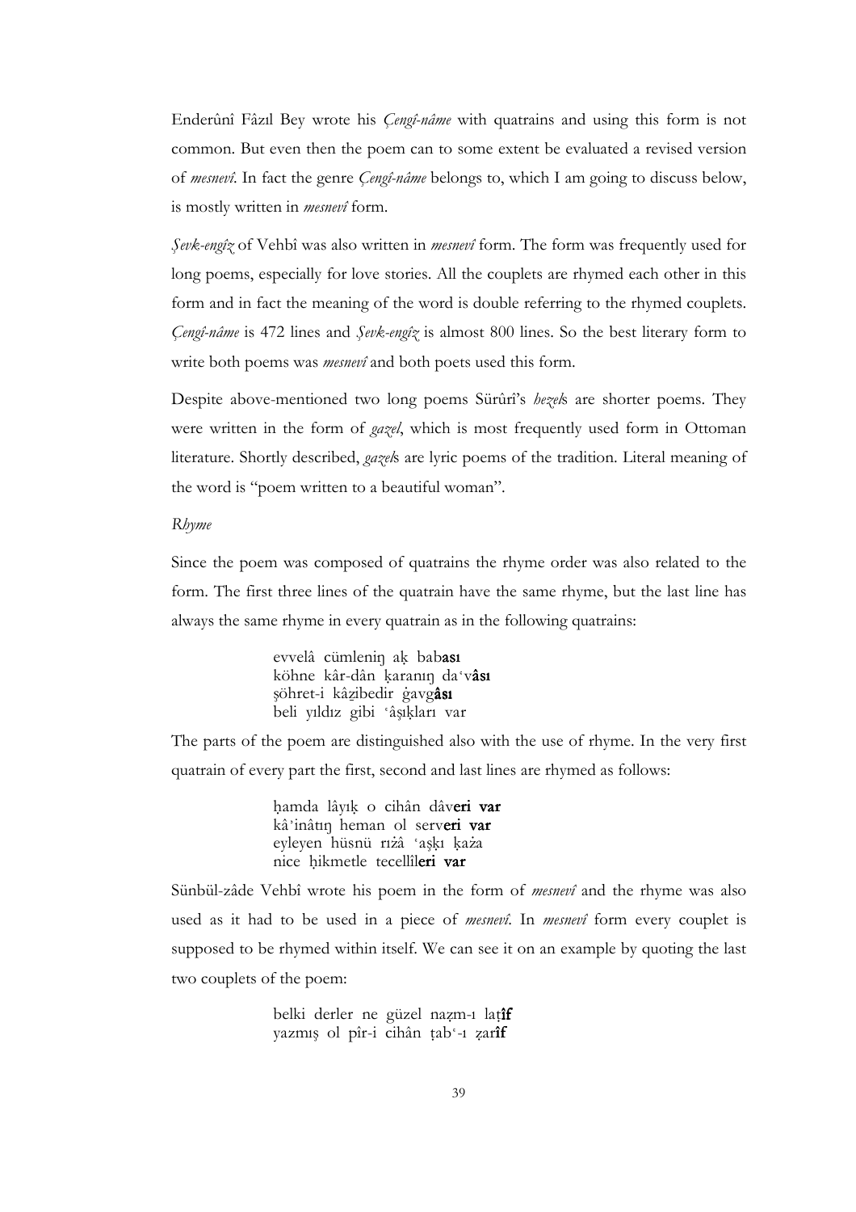Enderûnî Fâzıl Bey wrote his *Çengî-nâme* with quatrains and using this form is not common. But even then the poem can to some extent be evaluated a revised version of *mesnevî*. In fact the genre *Çengî-nâme* belongs to, which I am going to discuss below, is mostly written in *mesnevî* form.

*Şevk-engîz* of Vehbî was also written in *mesnevî* form. The form was frequently used for long poems, especially for love stories. All the couplets are rhymed each other in this form and in fact the meaning of the word is double referring to the rhymed couplets. *Çengî-nâme* is 472 lines and *Şevk-engîz* is almost 800 lines. So the best literary form to write both poems was *mesnevî* and both poets used this form.

Despite above-mentioned two long poems Sürûrî's *hezel*s are shorter poems. They were written in the form of *gazel*, which is most frequently used form in Ottoman literature. Shortly described, *gazel*s are lyric poems of the tradition. Literal meaning of the word is "poem written to a beautiful woman".

*Rhyme*

Since the poem was composed of quatrains the rhyme order was also related to the form. The first three lines of the quatrain have the same rhyme, but the last line has always the same rhyme in every quatrain as in the following quatrains:

> evvelâ cümleniŋ aḳ bab**ası**
> köhne kâr-dân ḳaranıŋ daʿv**âsı**
> şöhret-i kâẕibedir ġavg**âsı**
> beli yıldız gibi ʿâşıḳları var

The parts of the poem are distinguished also with the use of rhyme. In the very first quatrain of every part the first, second and last lines are rhymed as follows:

> ḥamda lâyıḳ o cihân dâv**eri var**
> kâʾinâtıŋ heman ol serv**eri var**
> eyleyen hüsnü rıżâ ʿaşḳı ḳażа
> nice ḥikmetle tecellîl**eri var**

Sünbül-zâde Vehbî wrote his poem in the form of *mesnevî* and the rhyme was also used as it had to be used in a piece of *mesnevî*. In *mesnevî* form every couplet is supposed to be rhymed within itself. We can see it on an example by quoting the last two couplets of the poem:

> belki derler ne güzel naẓm-ı laṭ**îf**
> yazmış ol pîr-i cihân ṭabʿ-ı ẓar**îf**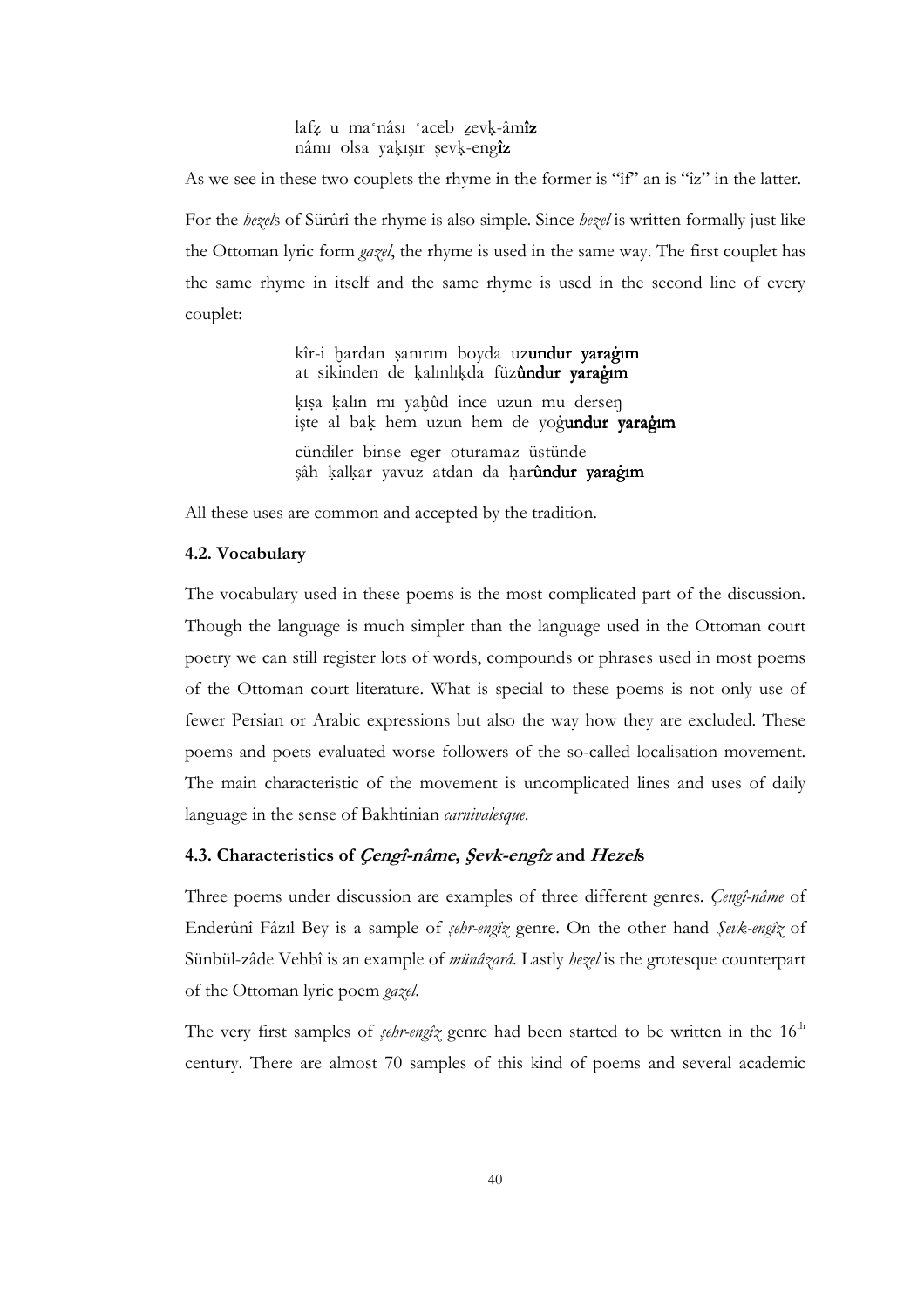lafẓ u maʿnâsı ʿaceb ẕevḳ-âm**îz**
nâmı olsa yaḳışır şevḳ-eng**îz**

As we see in these two couplets the rhyme in the former is "îf" an is "îz" in the latter.

For the *hezel*s of Sürûrî the rhyme is also simple. Since *hezel* is written formally just like the Ottoman lyric form *gazel*, the rhyme is used in the same way. The first couplet has the same rhyme in itself and the same rhyme is used in the second line of every couplet:

kîr-i ḫardan ṣanırım boyda uz**undur yaraġım**
at sikinden de ḳalınlıḳda füz**ûndur yaraġım**

ḳıṣa ḳalın mı yaḫûd ince uzun mu derseŋ
işte al baḳ hem uzun hem de yoġ**undur yaraġım**

cündiler binse eger oturamaz üstünde
şâh ḳalḳar yavuz atdan da ḥar**ûndur yaraġım**

All these uses are common and accepted by the tradition.

### 4.2. Vocabulary

The vocabulary used in these poems is the most complicated part of the discussion. Though the language is much simpler than the language used in the Ottoman court poetry we can still register lots of words, compounds or phrases used in most poems of the Ottoman court literature. What is special to these poems is not only use of fewer Persian or Arabic expressions but also the way how they are excluded. These poems and poets evaluated worse followers of the so-called localisation movement. The main characteristic of the movement is uncomplicated lines and uses of daily language in the sense of Bakhtinian *carnivalesque*.

### 4.3. Characteristics of *Çengî-nâme*, *Şevk-engîz* and *Hezel*s

Three poems under discussion are examples of three different genres. *Çengî-nâme* of Enderûnî Fâzıl Bey is a sample of *şehr-engîz* genre. On the other hand *Şevk-engîz* of Sünbül-zâde Vehbî is an example of *münâzara*. Lastly *hezel* is the grotesque counterpart of the Ottoman lyric poem *gazel*.

The very first samples of *şehr-engîz* genre had been started to be written in the 16th century. There are almost 70 samples of this kind of poems and several academic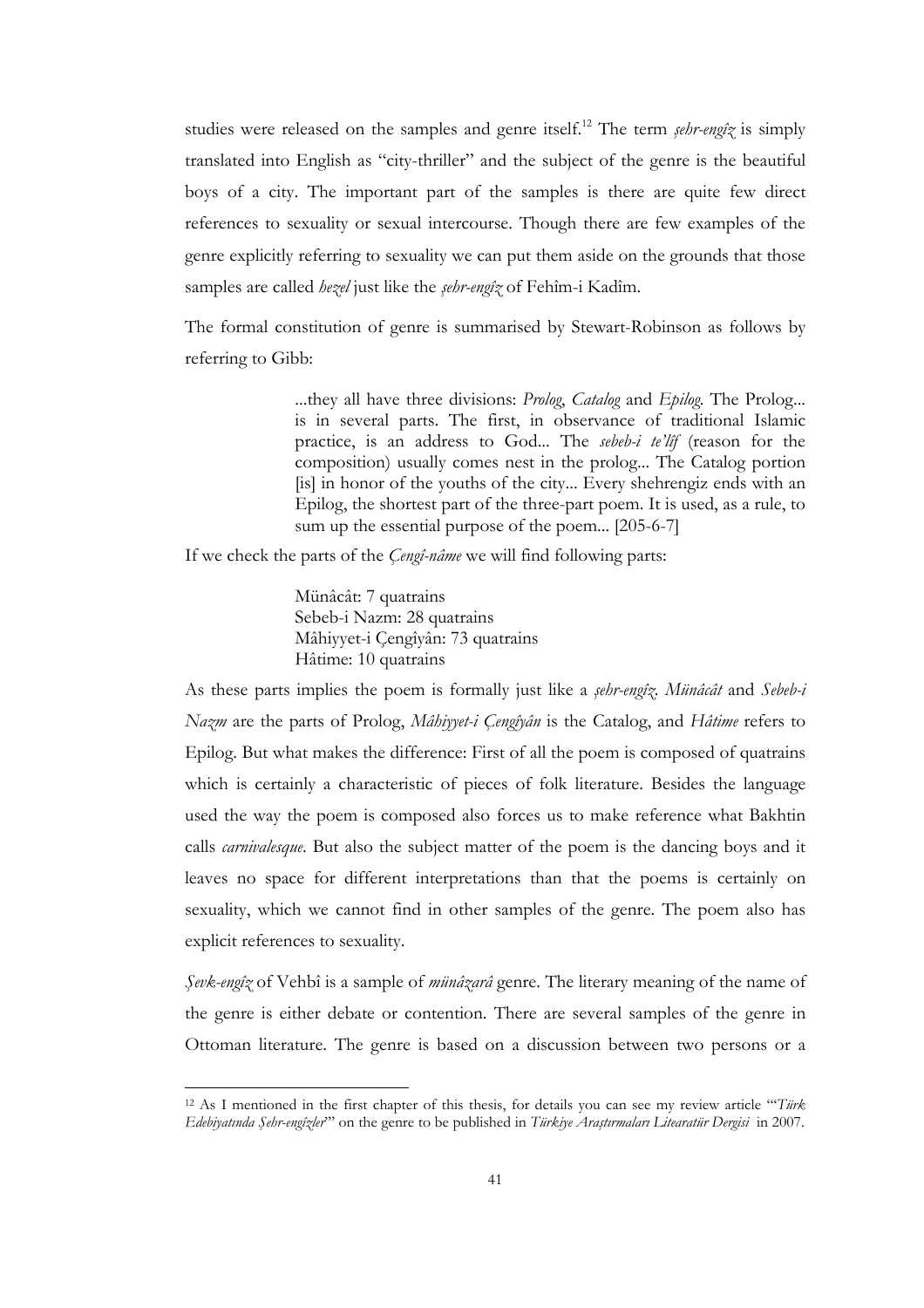studies were released on the samples and genre itself.[12] The term *şehr-engîz* is simply translated into English as "city-thriller" and the subject of the genre is the beautiful boys of a city. The important part of the samples is there are quite few direct references to sexuality or sexual intercourse. Though there are few examples of the genre explicitly referring to sexuality we can put them aside on the grounds that those samples are called *hezel* just like the *şehr-engîz* of Fehîm-i Kadîm.

The formal constitution of genre is summarised by Stewart-Robinson as follows by referring to Gibb:

> ...they all have three divisions: *Prolog*, *Catalog* and *Epilog*. The Prolog... is in several parts. The first, in observance of traditional Islamic practice, is an address to God... The *sebeb-i te'lîf* (reason for the composition) usually comes nest in the prolog... The Catalog portion [is] in honor of the youths of the city... Every shehrengiz ends with an Epilog, the shortest part of the three-part poem. It is used, as a rule, to sum up the essential purpose of the poem... [205-6-7]

If we check the parts of the *Çengî-nâme* we will find following parts:

> Münâcât: 7 quatrains
> Sebeb-i Nazm: 28 quatrains
> Mâhiyyet-i Çengîyân: 73 quatrains
> Hâtime: 10 quatrains

As these parts implies the poem is formally just like a *şehr-engîz*. *Münâcât* and *Sebeb-i Nazm* are the parts of Prolog, *Mâhiyyet-i Çengîyân* is the Catalog, and *Hâtime* refers to Epilog. But what makes the difference: First of all the poem is composed of quatrains which is certainly a characteristic of pieces of folk literature. Besides the language used the way the poem is composed also forces us to make reference what Bakhtin calls *carnivalesque*. But also the subject matter of the poem is the dancing boys and it leaves no space for different interpretations than that the poems is certainly on sexuality, which we cannot find in other samples of the genre. The poem also has explicit references to sexuality.

*Şevk-engîz* of Vehbî is a sample of *münâzarâ* genre. The literary meaning of the name of the genre is either debate or contention. There are several samples of the genre in Ottoman literature. The genre is based on a discussion between two persons or a

---

[12] As I mentioned in the first chapter of this thesis, for details you can see my review article "'*Türk Edebiyatında Şehr-engîzler*'" on the genre to be published in *Türkiye Araştırmaları Litearatür Dergisi* in 2007.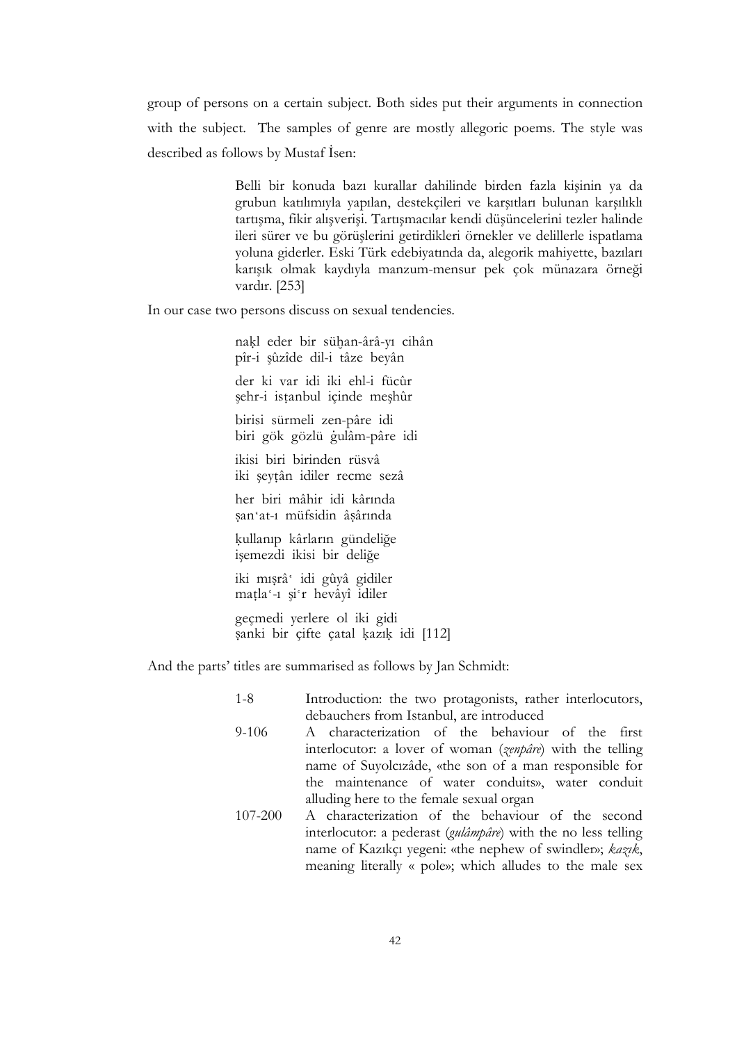group of persons on a certain subject. Both sides put their arguments in connection with the subject. The samples of genre are mostly allegoric poems. The style was described as follows by Mustaf İsen:

> Belli bir konuda bazı kurallar dahilinde birden fazla kişinin ya da grubun katılımıyla yapılan, destekçileri ve karşıtları bulunan karşılıklı tartışma, fikir alışverişi. Tartışmacılar kendi düşüncelerini tezler halinde ileri sürer ve bu görüşlerini getirdikleri örnekler ve delillerle ispatlama yoluna giderler. Eski Türk edebiyatında da, alegorik mahiyette, bazıları karışık olmak kaydıyla manzum-mensur pek çok münazara örneği vardır. [253]

In our case two persons discuss on sexual tendencies.

> naḳl eder bir süḫan-ârâ-yı cihân
> pîr-i şûzîde dil-i tâze beyân
>
> der ki var idi iki ehl-i fücûr
> şehr-i isṭanbul içinde meşhûr
>
> birisi sürmeli zen-pâre idi
> biri gök gözlü ġulâm-pâre idi
>
> ikisi biri birinden rüsvâ
> iki şeyṭân idiler recme sezâ
>
> her biri mâhir idi kârında
> ṣanʿat-ı müfsidin âşârında
>
> ḳullanıp kârların gündeliğe
> işemezdi ikisi bir deliğe
>
> iki mıṣrâʿ idi gûyâ gidiler
> maṭlaʿ-ı şiʿr hevâyî idiler
>
> geçmedi yerlere ol iki gidi
> ṣanki bir çifte çatal ḳazıḳ idi [112]

And the parts' titles are summarised as follows by Jan Schmidt:

| | |
|---|---|
| 1-8 | Introduction: the two protagonists, rather interlocutors, debauchers from Istanbul, are introduced |
| 9-106 | A characterization of the behaviour of the first interlocutor: a lover of woman (*zenpâre*) with the telling name of Suyolcızâde, «the son of a man responsible for the maintenance of water conduits», water conduit alluding here to the female sexual organ |
| 107-200 | A characterization of the behaviour of the second interlocutor: a pederast (*gulâmpâre*) with the no less telling name of Kazıkçı yegeni: «the nephew of swindler»; *kazık*, meaning literally « pole»; which alludes to the male sex |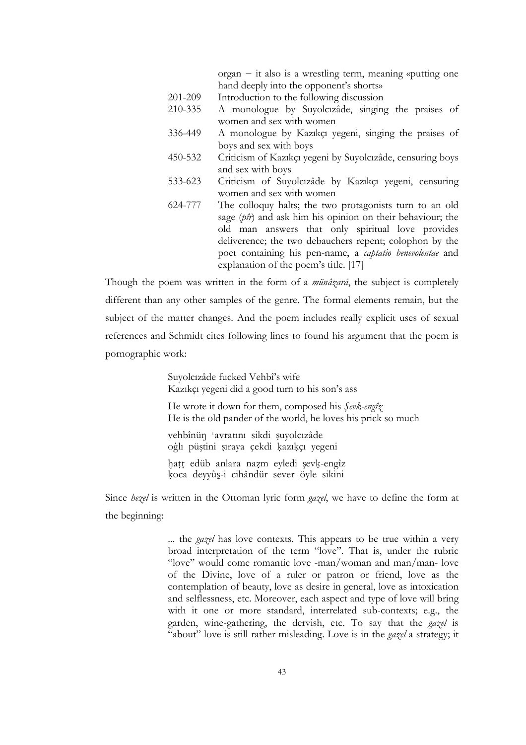| | |
|---|---|
| | organ – it also is a wrestling term, meaning «putting one hand deeply into the opponent's shorts» |
| 201-209 | Introduction to the following discussion |
| 210-335 | A monologue by Suyolcızâde, singing the praises of women and sex with women |
| 336-449 | A monologue by Kazıkçı yegeni, singing the praises of boys and sex with boys |
| 450-532 | Criticism of Kazıkçı yegeni by Suyolcızâde, censuring boys and sex with boys |
| 533-623 | Criticism of Suyolcızâde by Kazıkçı yegeni, censuring women and sex with women |
| 624-777 | The colloquy halts; the two protagonists turn to an old sage (*pîr*) and ask him his opinion on their behaviour; the old man answers that only spiritual love provides deliverence; the two debauchers repent; colophon by the poet containing his pen-name, a *captatio benevolentae* and explanation of the poem's title. [17] |

Though the poem was written in the form of a *münâzarâ*, the subject is completely different than any other samples of the genre. The formal elements remain, but the subject of the matter changes. And the poem includes really explicit uses of sexual references and Schmidt cites following lines to found his argument that the poem is pornographic work:

> Suyolcızâde fucked Vehbî's wife
> Kazıkçı yegeni did a good turn to his son's ass
>
> He wrote it down for them, composed his *Şevk-engîz*
> He is the old pander of the world, he loves his prick so much
>
> vehbînüŋ ʿavratını sikdi ṣuyolcızâde
> oğlı püştini ṣıraya çekdi ḳazıḳçı yegeni
>
> ḫaṭṭ edüb anlara naẓm eyledi şevḳ-engîz
> ḳoca deyyûş-i cihândür sever öyle sikini

Since *hezel* is written in the Ottoman lyric form *gazel*, we have to define the form at the beginning:

> ... the *gazel* has love contexts. This appears to be true within a very broad interpretation of the term "love". That is, under the rubric "love" would come romantic love -man/woman and man/man- love of the Divine, love of a ruler or patron or friend, love as the contemplation of beauty, love as desire in general, love as intoxication and selflessness, etc. Moreover, each aspect and type of love will bring with it one or more standard, interrelated sub-contexts; e.g., the garden, wine-gathering, the dervish, etc. To say that the *gazel* is "about" love is still rather misleading. Love is in the *gazel* a strategy; it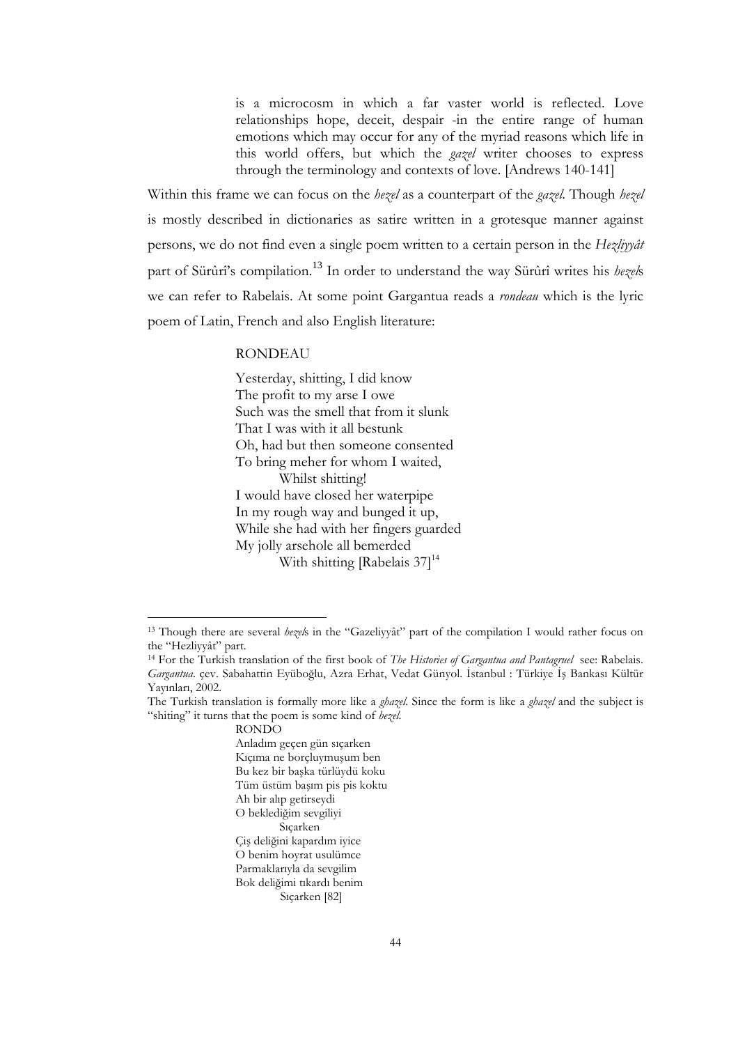> is a microcosm in which a far vaster world is reflected. Love relationships hope, deceit, despair -in the entire range of human emotions which may occur for any of the myriad reasons which life in this world offers, but which the *gazel* writer chooses to express through the terminology and contexts of love. [Andrews 140-141]

Within this frame we can focus on the *hezel* as a counterpart of the *gazel*. Though *hezel* is mostly described in dictionaries as satire written in a grotesque manner against persons, we do not find even a single poem written to a certain person in the *Hezliyyât* part of Sürûrî's compilation.[13] In order to understand the way Sürûrî writes his *hezel*s we can refer to Rabelais. At some point Gargantua reads a *rondeau* which is the lyric poem of Latin, French and also English literature:

> RONDEAU
>
> Yesterday, shitting, I did know
> The profit to my arse I owe
> Such was the smell that from it slunk
> That I was with it all bestunk
> Oh, had but then someone consented
> To bring meher for whom I waited,
> Whilst shitting!
> I would have closed her waterpipe
> In my rough way and bunged it up,
> While she had with her fingers guarded
> My jolly arsehole all bemerded
> With shitting [Rabelais 37][14]

---

[13] Though there are several *hezel*s in the "Gazeliyyât" part of the compilation I would rather focus on the "Hezliyyât" part.

[14] For the Turkish translation of the first book of *The Histories of Gargantua and Pantagruel* see: Rabelais. *Gargantua*. çev. Sabahattin Eyüboğlu, Azra Erhat, Vedat Günyol. İstanbul : Türkiye İş Bankası Kültür Yayınları, 2002.

The Turkish translation is formally more like a *ghazel*. Since the form is like a *ghazel* and the subject is "shiting" it turns that the poem is some kind of *hezel*.

> RONDO
> Anladım geçen gün sıçarken
> Kıçıma ne borçluymuşum ben
> Bu kez bir başka türlüydü koku
> Tüm üstüm başım pis pis koktu
> Ah bir alıp getirseydi
> O beklediğim sevgiliyi
> Sıçarken
> Çiş deliğini kapardım iyice
> O benim hoyrat usulümce
> Parmaklarıyla da sevgilim
> Bok deliğimi tıkardı benim
> Sıçarken [82]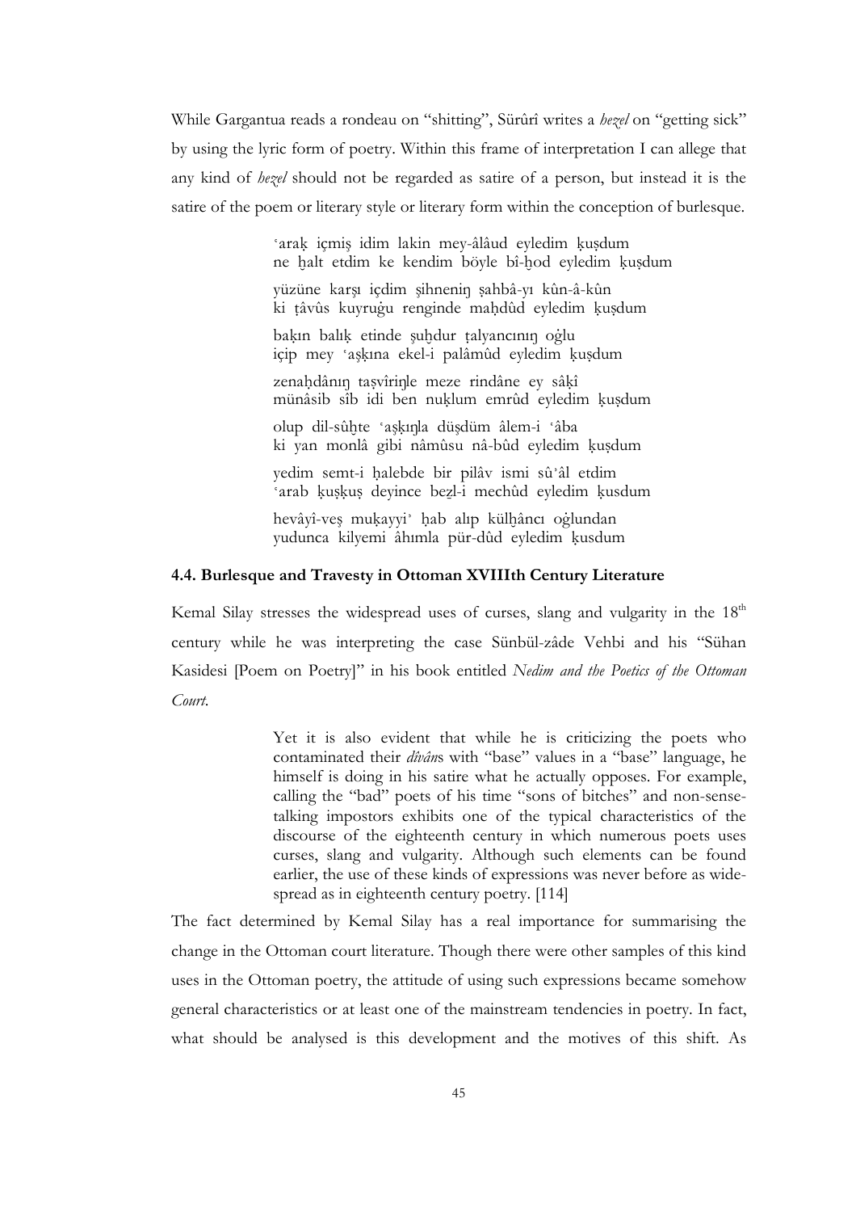While Gargantua reads a rondeau on "shitting", Sürûrî writes a *hezel* on "getting sick" by using the lyric form of poetry. Within this frame of interpretation I can allege that any kind of *hezel* should not be regarded as satire of a person, but instead it is the satire of the poem or literary style or literary form within the conception of burlesque.

> ʿarak̩ içmiş idim lakin mey-âlâud eyledim k̩uṣdum
> ne ḫalt etdim ke kendim böyle bî-ḫod eyledim k̩uṣdum
>
> yüzüne karşı içdim şihneniŋ ṣahbâ-yı kûn-â-kûn
> ki ṭâvûs kuyruġu renginde maḥdûd eyledim k̩uṣdum
>
> bak̩ın balık̩ etinde şuḫdur ṭalyancınıŋ oġlu
> içip mey ʿaşk̩ına ekel-i palâmûd eyledim k̩uṣdum
>
> zenaḥdânıŋ taṣvîriŋle meze rindâne ey sâk̩î
> münâsib sîb idi ben nuk̩lum emrûd eyledim k̩uṣdum
>
> olup dil-sûḫte ʿaşk̩ıŋla düşdüm âlem-i ʿâba
> ki yan monlâ gibi nâmûsu nâ-bûd eyledim k̩uṣdum
>
> yedim semt-i ḥalebde bir pilâv ismi sûʾâl etdim
> ʿarab k̩uşk̩uş deyince beẕl-i mechûd eyledim k̩usdum
>
> hevâyî-veş muk̩ayyiʾ ḥab alıp külḫâncı oġlundan
> yudunca kilyemi âhımla pür-dûd eyledim k̩usdum

### 4.4. Burlesque and Travesty in Ottoman XVIIIth Century Literature

Kemal Silay stresses the widespread uses of curses, slang and vulgarity in the 18th century while he was interpreting the case Sünbül-zâde Vehbi and his "Sühan Kasidesi [Poem on Poetry]" in his book entitled *Nedim and the Poetics of the Ottoman Court*.

> Yet it is also evident that while he is criticizing the poets who contaminated their *dîvân*s with "base" values in a "base" language, he himself is doing in his satire what he actually opposes. For example, calling the "bad" poets of his time "sons of bitches" and non-sense-talking impostors exhibits one of the typical characteristics of the discourse of the eighteenth century in which numerous poets uses curses, slang and vulgarity. Although such elements can be found earlier, the use of these kinds of expressions was never before as wide-spread as in eighteenth century poetry. [114]

The fact determined by Kemal Silay has a real importance for summarising the change in the Ottoman court literature. Though there were other samples of this kind uses in the Ottoman poetry, the attitude of using such expressions became somehow general characteristics or at least one of the mainstream tendencies in poetry. In fact, what should be analysed is this development and the motives of this shift. As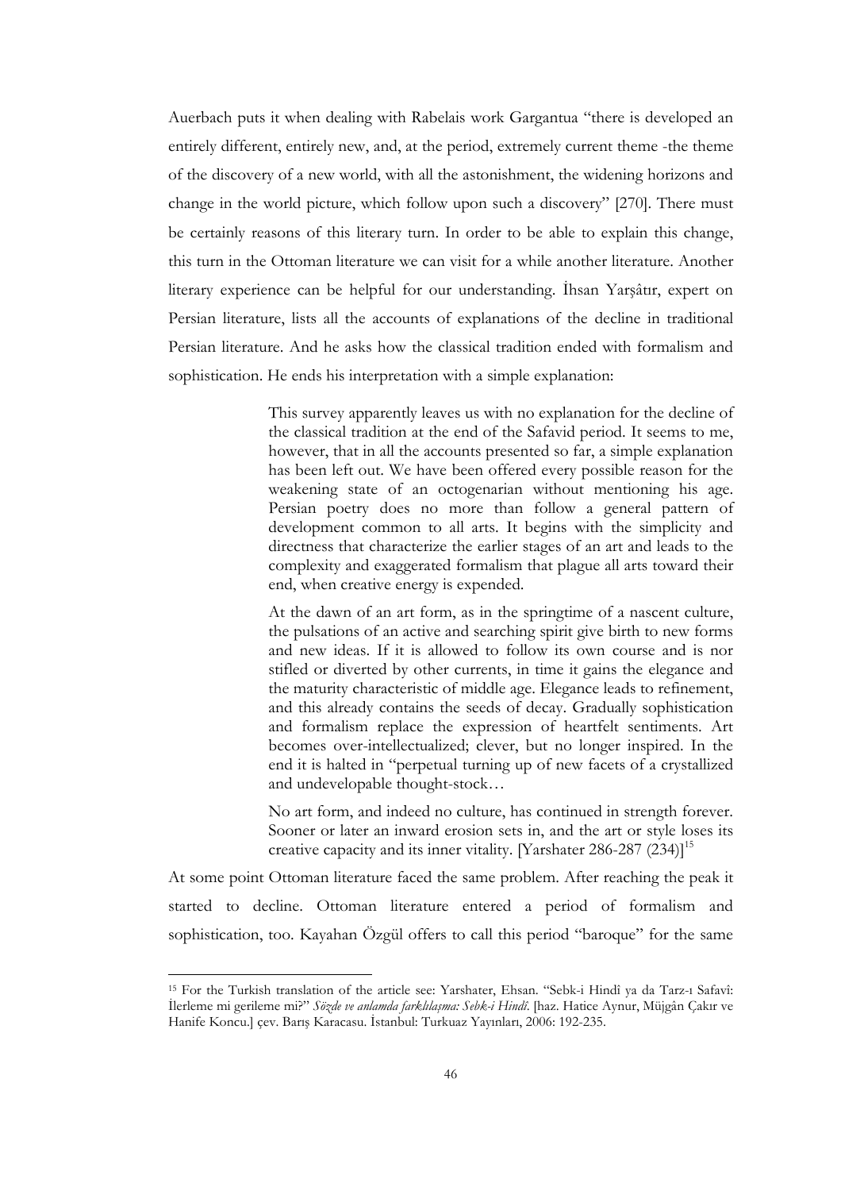Auerbach puts it when dealing with Rabelais work Gargantua "there is developed an entirely different, entirely new, and, at the period, extremely current theme -the theme of the discovery of a new world, with all the astonishment, the widening horizons and change in the world picture, which follow upon such a discovery" [270]. There must be certainly reasons of this literary turn. In order to be able to explain this change, this turn in the Ottoman literature we can visit for a while another literature. Another literary experience can be helpful for our understanding. İhsan Yarşâtır, expert on Persian literature, lists all the accounts of explanations of the decline in traditional Persian literature. And he asks how the classical tradition ended with formalism and sophistication. He ends his interpretation with a simple explanation:

> This survey apparently leaves us with no explanation for the decline of the classical tradition at the end of the Safavid period. It seems to me, however, that in all the accounts presented so far, a simple explanation has been left out. We have been offered every possible reason for the weakening state of an octogenarian without mentioning his age. Persian poetry does no more than follow a general pattern of development common to all arts. It begins with the simplicity and directness that characterize the earlier stages of an art and leads to the complexity and exaggerated formalism that plague all arts toward their end, when creative energy is expended.
>
> At the dawn of an art form, as in the springtime of a nascent culture, the pulsations of an active and searching spirit give birth to new forms and new ideas. If it is allowed to follow its own course and is nor stifled or diverted by other currents, in time it gains the elegance and the maturity characteristic of middle age. Elegance leads to refinement, and this already contains the seeds of decay. Gradually sophistication and formalism replace the expression of heartfelt sentiments. Art becomes over-intellectualized; clever, but no longer inspired. In the end it is halted in "perpetual turning up of new facets of a crystallized and undevelopable thought-stock…
>
> No art form, and indeed no culture, has continued in strength forever. Sooner or later an inward erosion sets in, and the art or style loses its creative capacity and its inner vitality. [Yarshater 286-287 (234)][15]

At some point Ottoman literature faced the same problem. After reaching the peak it started to decline. Ottoman literature entered a period of formalism and sophistication, too. Kayahan Özgül offers to call this period "baroque" for the same

---

[15] For the Turkish translation of the article see: Yarshater, Ehsan. "Sebk-i Hindî ya da Tarz-ı Safavî: İlerleme mi gerileme mi?" *Sözde ve anlamda farklılaşma: Sebk-i Hindî*. [haz. Hatice Aynur, Müjgân Çakır ve Hanife Koncu.] çev. Barış Karacasu. İstanbul: Turkuaz Yayınları, 2006: 192-235.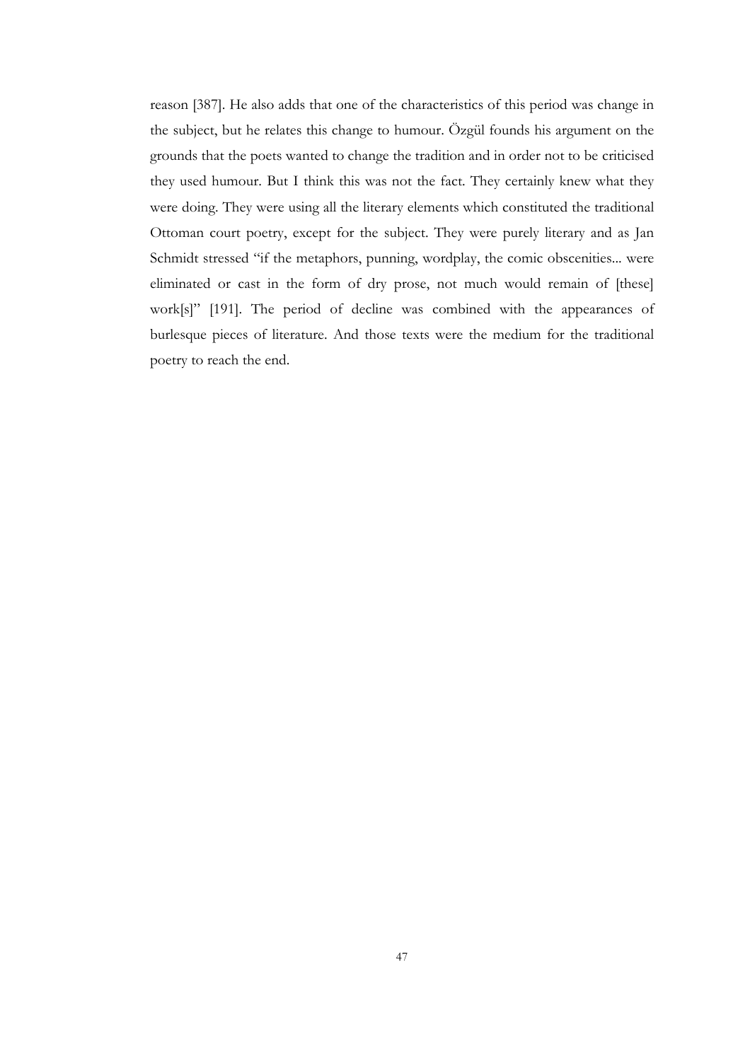reason [387]. He also adds that one of the characteristics of this period was change in the subject, but he relates this change to humour. Özgül founds his argument on the grounds that the poets wanted to change the tradition and in order not to be criticised they used humour. But I think this was not the fact. They certainly knew what they were doing. They were using all the literary elements which constituted the traditional Ottoman court poetry, except for the subject. They were purely literary and as Jan Schmidt stressed "if the metaphors, punning, wordplay, the comic obscenities... were eliminated or cast in the form of dry prose, not much would remain of [these] work[s]" [191]. The period of decline was combined with the appearances of burlesque pieces of literature. And those texts were the medium for the traditional poetry to reach the end.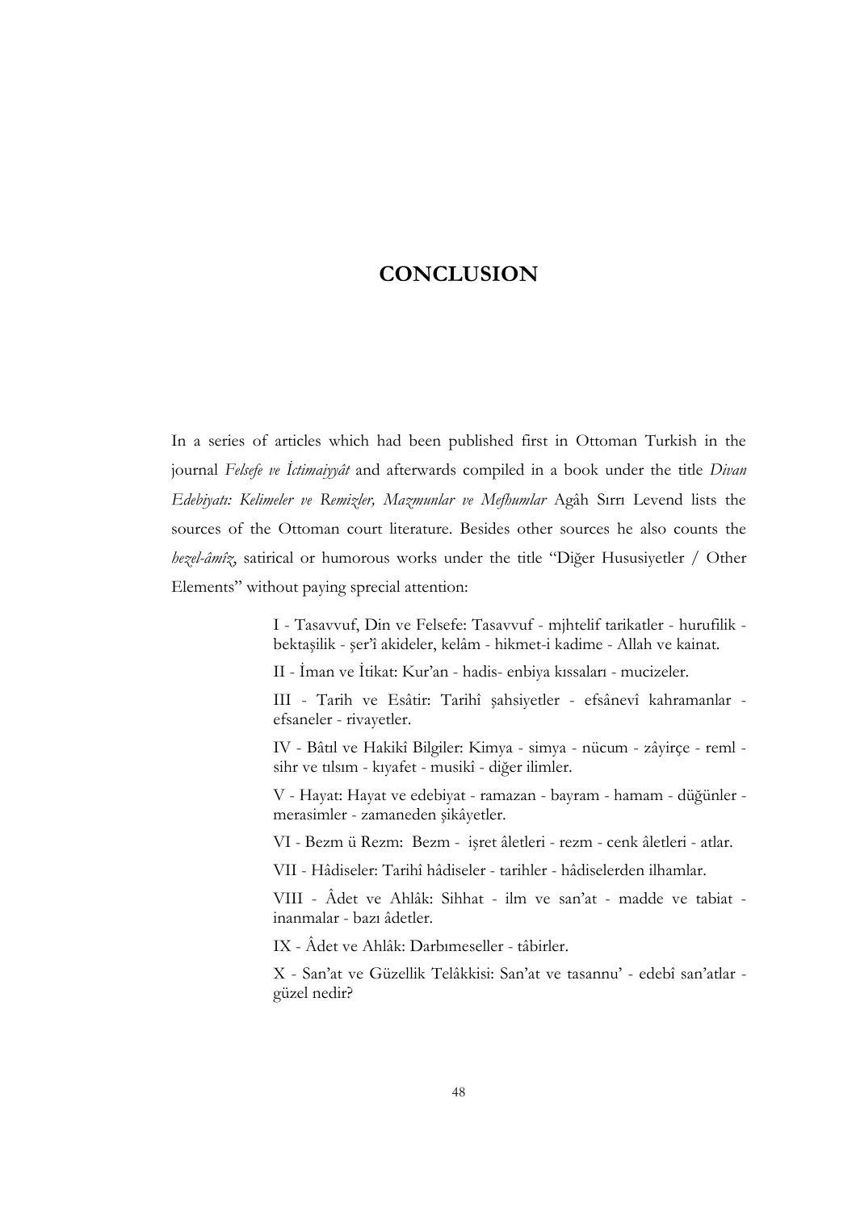# CONCLUSION

In a series of articles which had been published first in Ottoman Turkish in the journal *Felsefe ve İctimaiyyât* and afterwards compiled in a book under the title *Divan Edebiyatı: Kelimeler ve Remizler, Mazmunlar ve Mefhumlar* Agâh Sırrı Levend lists the sources of the Ottoman court literature. Besides other sources he also counts the *hezel-âmîz*, satirical or humorous works under the title "Diğer Hususiyetler / Other Elements" without paying sprecial attention:

> I - Tasavvuf, Din ve Felsefe: Tasavvuf - mjhtelif tarikatler - hurufilik - bektaşilik - şer'î akideler, kelâm - hikmet-i kadime - Allah ve kainat.
>
> II - İman ve İtikat: Kur'an - hadis- enbiya kıssaları - mucizeler.
>
> III - Tarih ve Esâtir: Tarihî şahsiyetler - efsânevî kahramanlar - efsaneler - rivayetler.
>
> IV - Bâtıl ve Hakikî Bilgiler: Kimya - simya - nücum - zâyirçe - reml - sihr ve tılsım - kıyafet - musikî - diğer ilimler.
>
> V - Hayat: Hayat ve edebiyat - ramazan - bayram - hamam - düğünler - merasimler - zamaneden şikâyetler.
>
> VI - Bezm ü Rezm: Bezm - işret âletleri - rezm - cenk âletleri - atlar.
>
> VII - Hâdiseler: Tarihî hâdiseler - tarihler - hâdiselerden ilhamlar.
>
> VIII - Âdet ve Ahlâk: Sihhat - ilm ve san'at - madde ve tabiat - inanmalar - bazı âdetler.
>
> IX - Âdet ve Ahlâk: Darbımeseller - tâbirler.
>
> X - San'at ve Güzellik Telâkkisi: San'at ve tasannu' - edebî san'atlar - güzel nedir?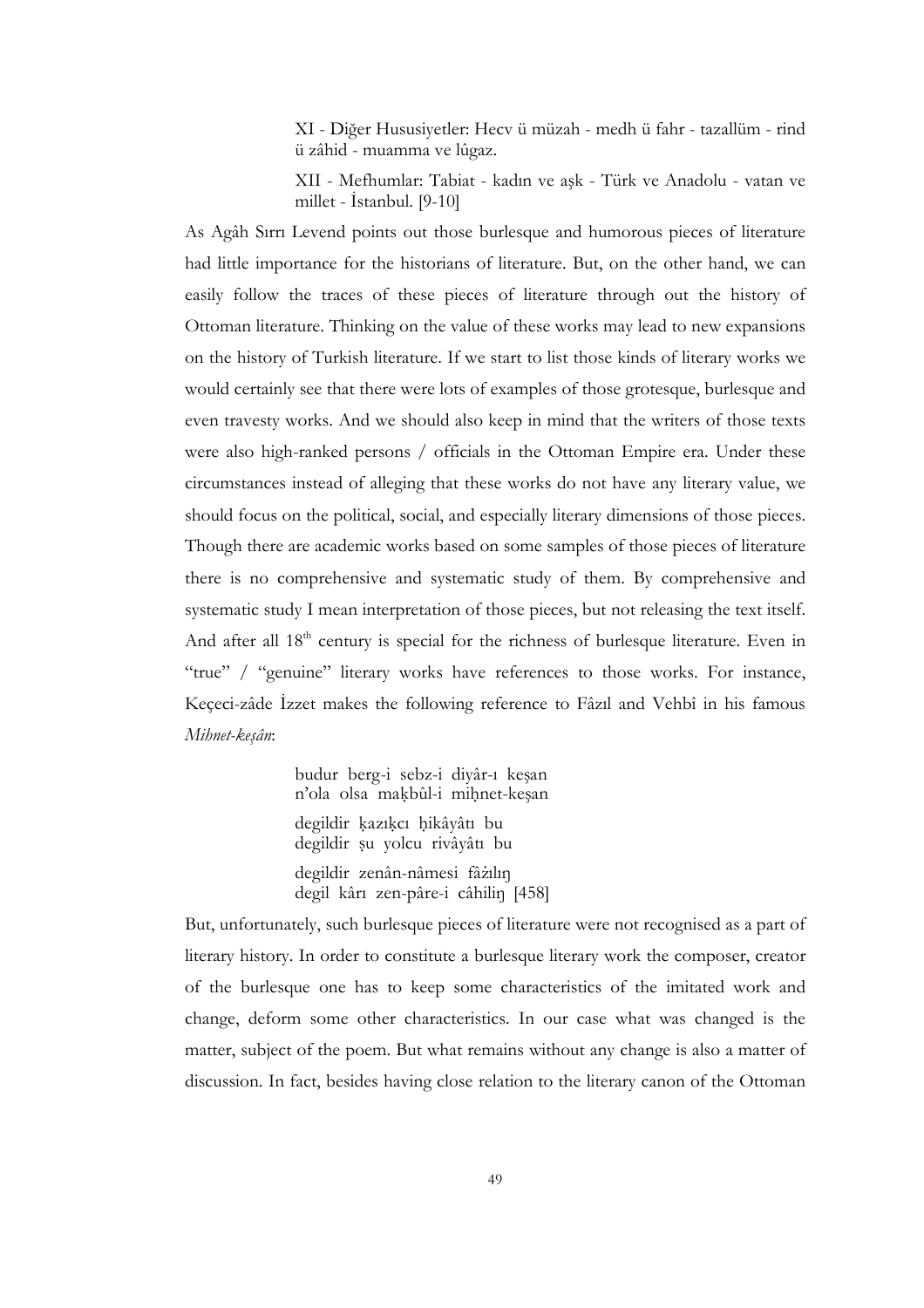XI - Diğer Hususiyetler: Hecv ü müzah - medh ü fahr - tazallüm - rind ü zâhid - muamma ve lûgaz.

XII - Mefhumlar: Tabiat - kadın ve aşk - Türk ve Anadolu - vatan ve millet - İstanbul. [9-10]

As Agâh Sırrı Levend points out those burlesque and humorous pieces of literature had little importance for the historians of literature. But, on the other hand, we can easily follow the traces of these pieces of literature through out the history of Ottoman literature. Thinking on the value of these works may lead to new expansions on the history of Turkish literature. If we start to list those kinds of literary works we would certainly see that there were lots of examples of those grotesque, burlesque and even travesty works. And we should also keep in mind that the writers of those texts were also high-ranked persons / officials in the Ottoman Empire era. Under these circumstances instead of alleging that these works do not have any literary value, we should focus on the political, social, and especially literary dimensions of those pieces. Though there are academic works based on some samples of those pieces of literature there is no comprehensive and systematic study of them. By comprehensive and systematic study I mean interpretation of those pieces, but not releasing the text itself. And after all 18th century is special for the richness of burlesque literature. Even in "true" / "genuine" literary works have references to those works. For instance, Keçeci-zâde İzzet makes the following reference to Fâzıl and Vehbî in his famous *Mihnet-keşân*:

budur berg-i sebz-i diyâr-ı keşan
n'ola olsa maḳbûl-i miḥnet-keşan

degildir ḳazıḳcı ḥikâyâtı bu
degildir şu yolcu rivâyâtı bu

degildir zenân-nâmesi fâżılıŋ
degil kârı zen-pâre-i câhiliŋ [458]

But, unfortunately, such burlesque pieces of literature were not recognised as a part of literary history. In order to constitute a burlesque literary work the composer, creator of the burlesque one has to keep some characteristics of the imitated work and change, deform some other characteristics. In our case what was changed is the matter, subject of the poem. But what remains without any change is also a matter of discussion. In fact, besides having close relation to the literary canon of the Ottoman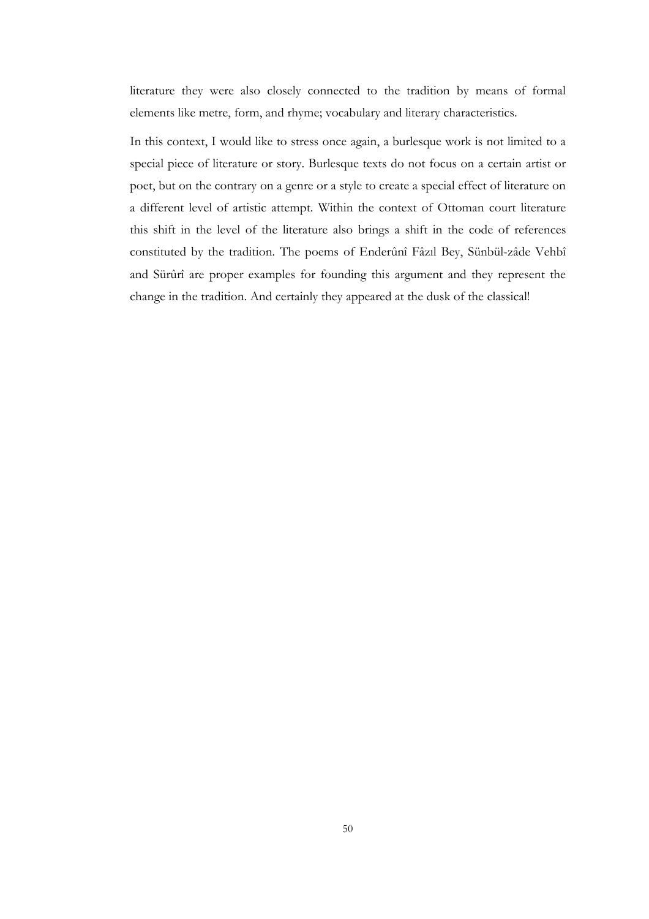literature they were also closely connected to the tradition by means of formal elements like metre, form, and rhyme; vocabulary and literary characteristics.

In this context, I would like to stress once again, a burlesque work is not limited to a special piece of literature or story. Burlesque texts do not focus on a certain artist or poet, but on the contrary on a genre or a style to create a special effect of literature on a different level of artistic attempt. Within the context of Ottoman court literature this shift in the level of the literature also brings a shift in the code of references constituted by the tradition. The poems of Enderûnî Fâzıl Bey, Sünbül-zâde Vehbî and Sürûrî are proper examples for founding this argument and they represent the change in the tradition. And certainly they appeared at the dusk of the classical!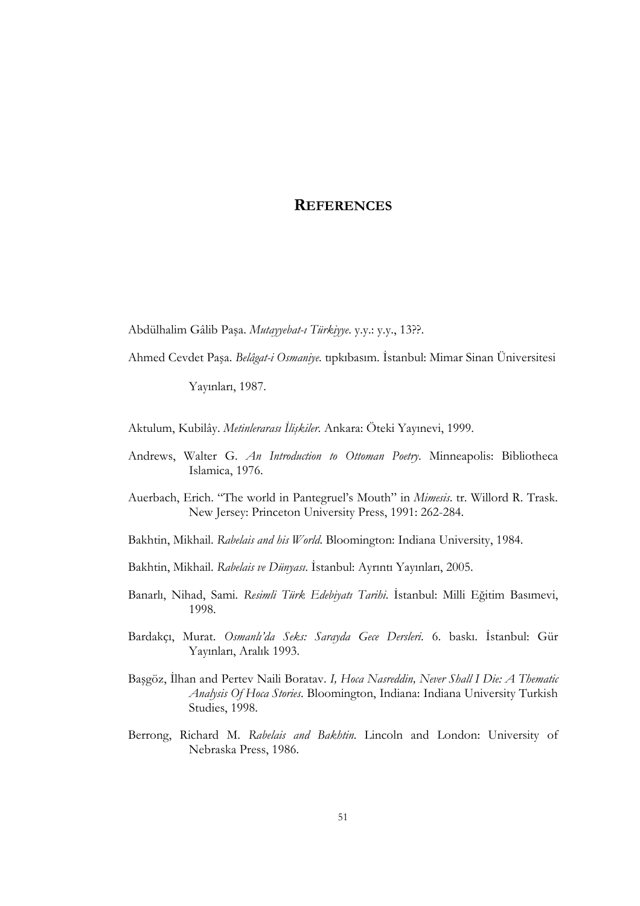# REFERENCES

Abdülhalim Gâlib Paşa. *Mutayyebat-ı Türkiyye.* y.y.: y.y., 13??.

Ahmed Cevdet Paşa. *Belâgat-i Osmaniye.* tıpkıbasım. İstanbul: Mimar Sinan Üniversitesi Yayınları, 1987.

Aktulum, Kubilây. *Metinlerarası İlişkiler.* Ankara: Öteki Yayınevi, 1999.

Andrews, Walter G. *An Introduction to Ottoman Poetry.* Minneapolis: Bibliotheca Islamica, 1976.

Auerbach, Erich. "The world in Pantegruel's Mouth" in *Mimesis.* tr. Willord R. Trask. New Jersey: Princeton University Press, 1991: 262-284.

Bakhtin, Mikhail. *Rabelais and his World.* Bloomington: Indiana University, 1984.

Bakhtin, Mikhail. *Rabelais ve Dünyası.* İstanbul: Ayrıntı Yayınları, 2005.

Banarlı, Nihad, Sami. *Resimli Türk Edebiyatı Tarihi.* İstanbul: Milli Eğitim Basımevi, 1998.

Bardakçı, Murat. *Osmanlı'da Seks: Sarayda Gece Dersleri.* 6. baskı. İstanbul: Gür Yayınları, Aralık 1993.

Başgöz, İlhan and Pertev Naili Boratav. *I, Hoca Nasreddin, Never Shall I Die: A Thematic Analysis Of Hoca Stories.* Bloomington, Indiana: Indiana University Turkish Studies, 1998.

Berrong, Richard M. *Rabelais and Bakhtin.* Lincoln and London: University of Nebraska Press, 1986.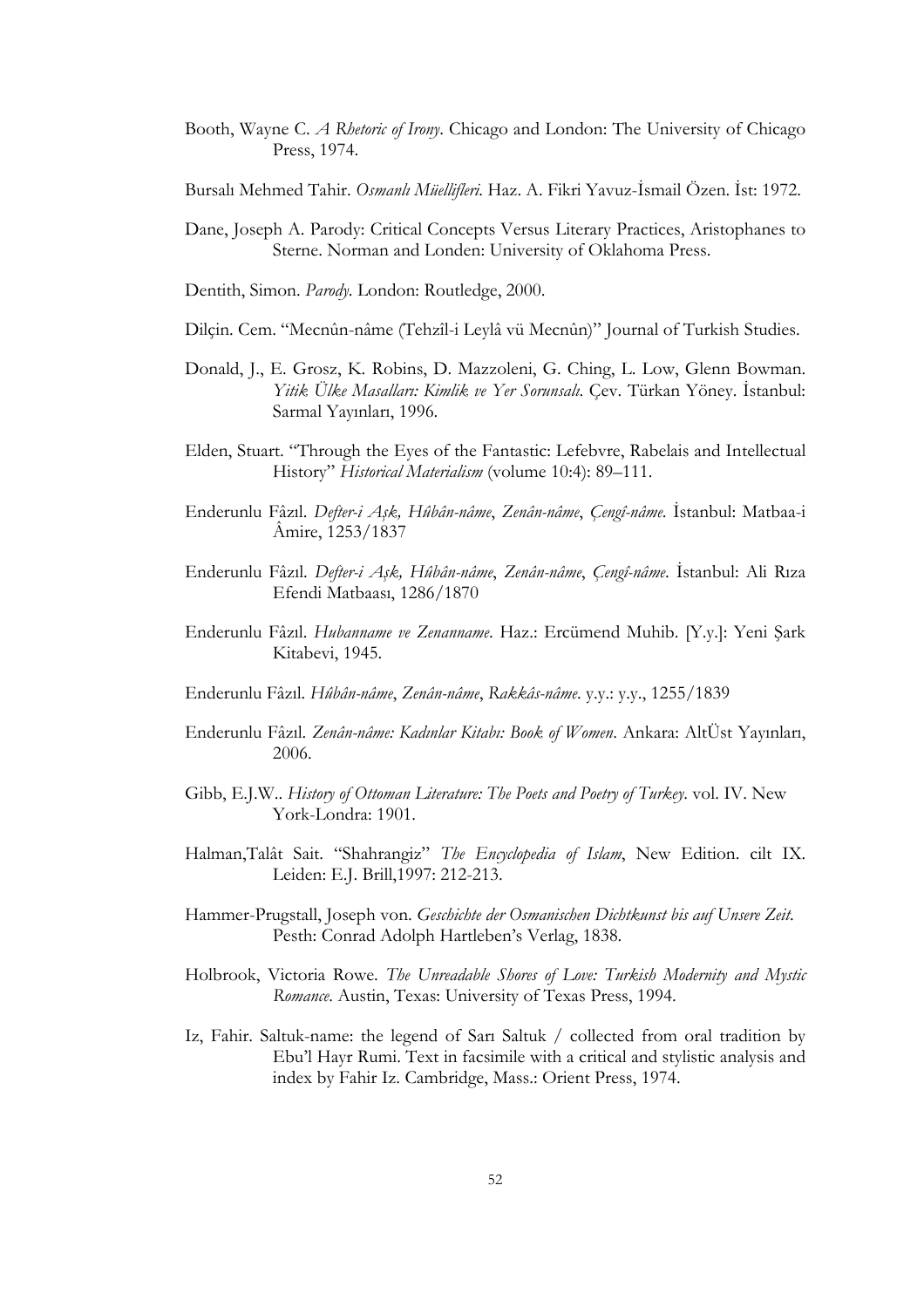Booth, Wayne C. *A Rhetoric of Irony*. Chicago and London: The University of Chicago Press, 1974.

Bursalı Mehmed Tahir. *Osmanlı Müellifleri*. Haz. A. Fikri Yavuz-İsmail Özen. İst: 1972.

Dane, Joseph A. Parody: Critical Concepts Versus Literary Practices, Aristophanes to Sterne. Norman and Londen: University of Oklahoma Press.

Dentith, Simon. *Parody*. London: Routledge, 2000.

Dilçin. Cem. "Mecnûn-nâme (Tehzîl-i Leylâ vü Mecnûn)" Journal of Turkish Studies.

Donald, J., E. Grosz, K. Robins, D. Mazzoleni, G. Ching, L. Low, Glenn Bowman. *Yitik Ülke Masalları: Kimlik ve Yer Sorunsalı*. Çev. Türkan Yöney. İstanbul: Sarmal Yayınları, 1996.

Elden, Stuart. "Through the Eyes of the Fantastic: Lefebvre, Rabelais and Intellectual History" *Historical Materialism* (volume 10:4): 89–111.

Enderunlu Fâzıl. *Defter-i Aşk, Hûbân-nâme*, *Zenân-nâme*, *Çengî-nâme*. İstanbul: Matbaa-i Âmire, 1253/1837

Enderunlu Fâzıl. *Defter-i Aşk, Hûbân-nâme*, *Zenân-nâme*, *Çengî-nâme*. İstanbul: Ali Rıza Efendi Matbaası, 1286/1870

Enderunlu Fâzıl. *Hubanname ve Zenanname*. Haz.: Ercümend Muhib. [Y.y.]: Yeni Şark Kitabevi, 1945.

Enderunlu Fâzıl. *Hûbân-nâme*, *Zenân-nâme*, *Rakkâs-nâme*. y.y.: y.y., 1255/1839

Enderunlu Fâzıl. *Zenân-nâme: Kadınlar Kitabı: Book of Women*. Ankara: AltÜst Yayınları, 2006.

Gibb, E.J.W.. *History of Ottoman Literature: The Poets and Poetry of Turkey*. vol. IV. New York-Londra: 1901.

Halman,Talât Sait. "Shahrangiz" *The Encyclopedia of Islam*, New Edition. cilt IX. Leiden: E.J. Brill,1997: 212-213.

Hammer-Prugstall, Joseph von. *Geschichte der Osmanischen Dichtkunst bis auf Unsere Zeit*. Pesth: Conrad Adolph Hartleben's Verlag, 1838.

Holbrook, Victoria Rowe. *The Unreadable Shores of Love: Turkish Modernity and Mystic Romance*. Austin, Texas: University of Texas Press, 1994.

Iz, Fahir. Saltuk-name: the legend of Sarı Saltuk / collected from oral tradition by Ebu'l Hayr Rumi. Text in facsimile with a critical and stylistic analysis and index by Fahir Iz. Cambridge, Mass.: Orient Press, 1974.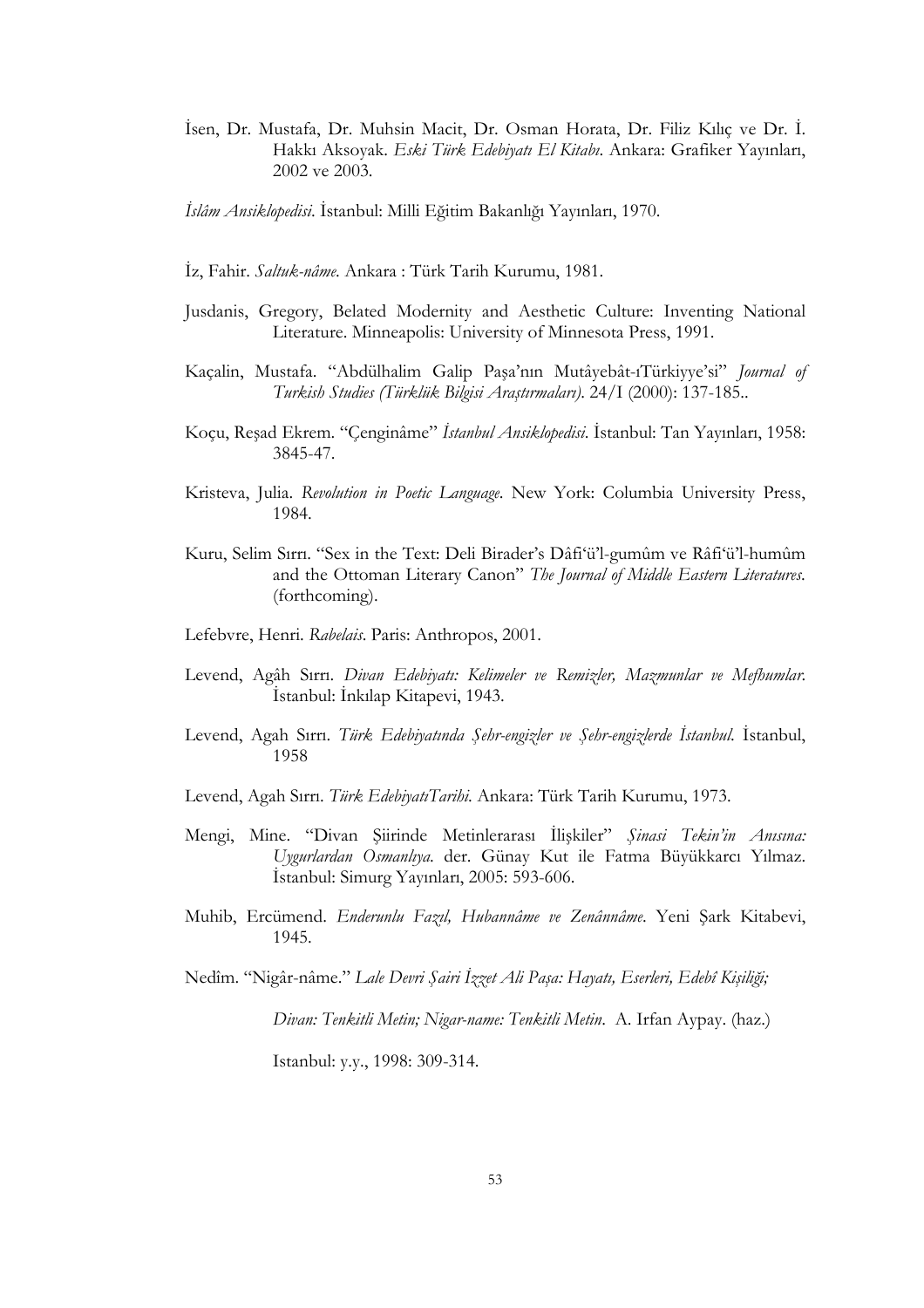İsen, Dr. Mustafa, Dr. Muhsin Macit, Dr. Osman Horata, Dr. Filiz Kılıç ve Dr. İ. Hakkı Aksoyak. *Eski Türk Edebiyatı El Kitabı*. Ankara: Grafiker Yayınları, 2002 ve 2003.

*İslâm Ansiklopedisi*. İstanbul: Milli Eğitim Bakanlığı Yayınları, 1970.

İz, Fahir. *Saltuk-nâme*. Ankara : Türk Tarih Kurumu, 1981.

Jusdanis, Gregory, Belated Modernity and Aesthetic Culture: Inventing National Literature. Minneapolis: University of Minnesota Press, 1991.

Kaçalin, Mustafa. "Abdülhalim Galip Paşa'nın Mutâyebât-ıTürkiyye'si" *Journal of Turkish Studies (Türklük Bilgisi Araştırmaları)*. 24/I (2000): 137-185..

Koçu, Reşad Ekrem. "Çenginâme" *İstanbul Ansiklopedisi*. İstanbul: Tan Yayınları, 1958: 3845-47.

Kristeva, Julia. *Revolution in Poetic Language*. New York: Columbia University Press, 1984.

Kuru, Selim Sırrı. "Sex in the Text: Deli Birader's Dâfi'ü'l-gumûm ve Râfi'ü'l-humûm and the Ottoman Literary Canon" *The Journal of Middle Eastern Literatures*. (forthcoming).

Lefebvre, Henri. *Rabelais*. Paris: Anthropos, 2001.

Levend, Agâh Sırrı. *Divan Edebiyatı: Kelimeler ve Remizler, Mazmunlar ve Mefhumlar*. İstanbul: İnkılap Kitapevi, 1943.

Levend, Agah Sırrı. *Türk Edebiyatında Şehr-engizler ve Şehr-engizlerde İstanbul*. İstanbul, 1958

Levend, Agah Sırrı. *Türk EdebiyatiTarihi*. Ankara: Türk Tarih Kurumu, 1973.

Mengi, Mine. "Divan Şiirinde Metinlerarası İlişkiler" *Şinasi Tekin'in Anısına: Uygurlardan Osmanlıya*. der. Günay Kut ile Fatma Büyükkarcı Yılmaz. İstanbul: Simurg Yayınları, 2005: 593-606.

Muhib, Ercümend. *Enderunlu Fazıl, Hubannâme ve Zenânnâme*. Yeni Şark Kitabevi, 1945.

Nedîm. "Nigâr-nâme." *Lale Devri Şairi İzzet Ali Paşa: Hayatı, Eserleri, Edebî Kişiliği; Divan: Tenkitli Metin; Nigar-name: Tenkitli Metin*. A. Irfan Aypay. (haz.) Istanbul: y.y., 1998: 309-314.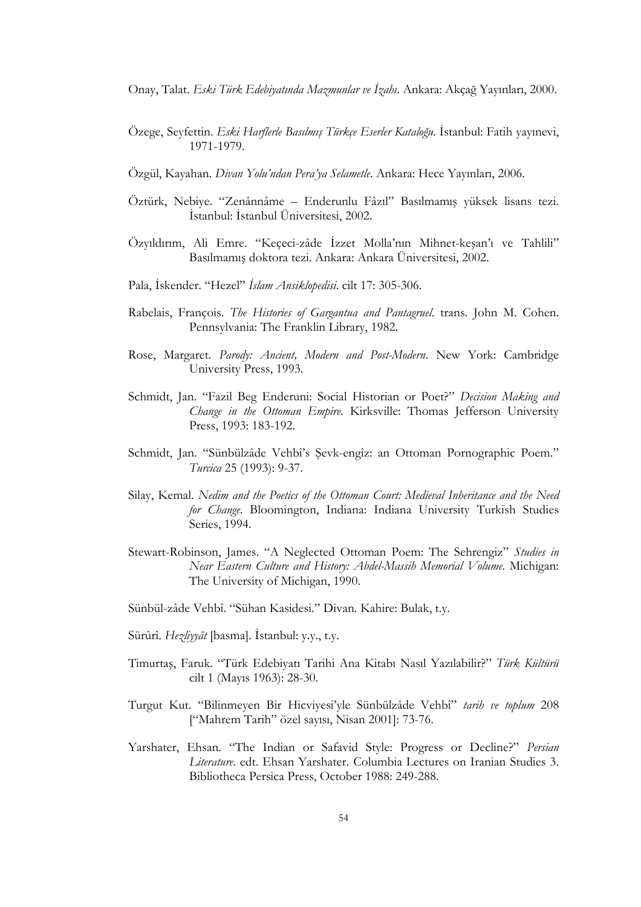Onay, Talat. *Eski Türk Edebiyatında Mazmunlar ve İzahı*. Ankara: Akçağ Yayınları, 2000.

Özege, Seyfettin. *Eski Harflerle Basılmış Türkçe Eserler Kataloğu*. İstanbul: Fatih yayınevi, 1971-1979.

Özgül, Kayahan. *Divan Yolu'ndan Pera'ya Selametle*. Ankara: Hece Yayınları, 2006.

Öztürk, Nebiye. "Zenânnâme – Enderunlu Fâzıl" Basılmamış yüksek lisans tezi. İstanbul: İstanbul Üniversitesi, 2002.

Özyıldırım, Ali Emre. "Keçeci-zâde İzzet Molla'nın Mihnet-keşan'ı ve Tahlili" Basılmamış doktora tezi. Ankara: Ankara Üniversitesi, 2002.

Pala, İskender. "Hezel" *İslam Ansiklopedisi*. cilt 17: 305-306.

Rabelais, François. *The Histories of Gargantua and Pantagruel*. trans. John M. Cohen. Pennsylvania: The Franklin Library, 1982.

Rose, Margaret. *Parody: Ancient, Modern and Post-Modern*. New York: Cambridge University Press, 1993.

Schmidt, Jan. "Fazil Beg Enderuni: Social Historian or Poet?" *Decision Making and Change in the Ottoman Empire*. Kirksville: Thomas Jefferson University Press, 1993: 183-192.

Schmidt, Jan. "Sünbülzâde Vehbî's Şevk-engîz: an Ottoman Pornographic Poem." *Turcica* 25 (1993): 9-37.

Silay, Kemal. *Nedim and the Poetics of the Ottoman Court: Medieval Inheritance and the Need for Change*. Bloomington, Indiana: Indiana University Turkish Studies Series, 1994.

Stewart-Robinson, James. "A Neglected Ottoman Poem: The Sehrengiz" *Studies in Near Eastern Culture and History: Abdel-Massih Memorial Volume*. Michigan: The University of Michigan, 1990.

Sünbül-zâde Vehbî. "Sühan Kasidesi." Divan. Kahire: Bulak, t.y.

Sürûrî. *Hezliyyât* [basma]. İstanbul: y.y., t.y.

Timurtaş, Faruk. "Türk Edebiyatı Tarihi Ana Kitabı Nasıl Yazılabilir?" *Türk Kültürü* cilt 1 (Mayıs 1963): 28-30.

Turgut Kut. "Bilinmeyen Bir Hicviyesi'yle Sünbülzâde Vehbî" *tarih ve toplum* 208 ["Mahrem Tarih" özel sayısı, Nisan 2001]: 73-76.

Yarshater, Ehsan. "The Indian or Safavid Style: Progress or Decline?" *Persian Literature*. edt. Ehsan Yarshater. Columbia Lectures on Iranian Studies 3. Bibliotheca Persica Press, October 1988: 249-288.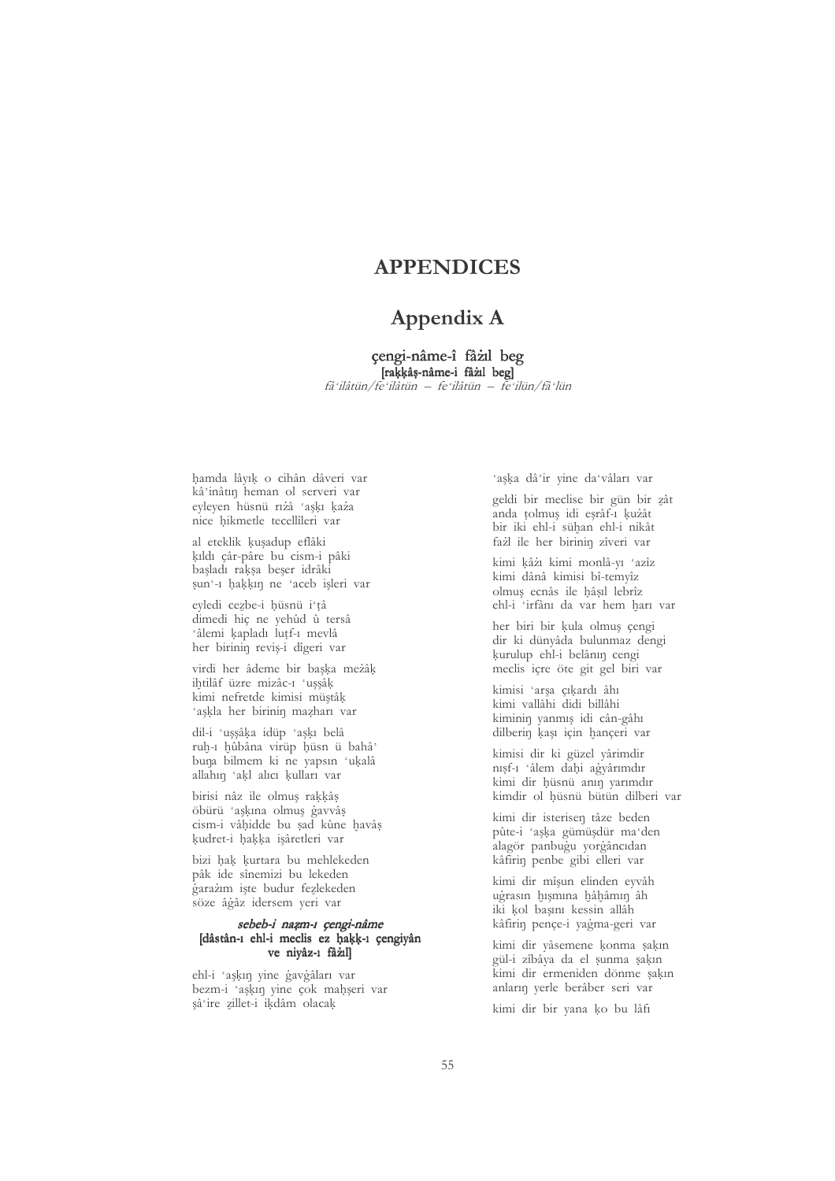# APPENDICES

## Appendix A

### çengi-nâme-î fâżıl beg

**[raḳḳâṣ-nâme-i fâżıl beg]**

*fâʿilâtün/feʿilâtün – feʿilâtün – feʿilün/fâʿlün*

ḥamda lâyıḳ o cihân dâveri var
kâʾinâtıŋ heman ol serveri var
eyleyen ḥüsnü rıżâ ʿaşḳı ḳażа
nice ḥikmetle tecellileri var

al eteklik ḳuşadup eflâki
ḳıldı çâr-pâre bu cism-i pâki
başladı raḳṣa beşer idrâki
ṣunʿ-ı ḥaḳḳıŋ ne ʿaceb işleri var

eyledi cezbe-i ḥüsnü iʿṭâ
dimedi hiç ne yehûd û tersâ
ʿâlemi ḳapladı luṭf-ı mevlâ
her biriniŋ reviş-i dîgeri var

virdi her âdeme bir başḳa meżâḳ
iḫtilâf üzre mizâc-ı ʿuşşâḳ
kimi nefretde kimisi müştâḳ
ʿaşḳla her biriniŋ maẓharı var

dil-i ʿuşşâḳa idüp ʿaşḳı belâ
ruḫ-ı ḫûbâna virüp ḥüsn ü bahâʾ
buŋa bilmem ki ne yapsın ʿuḳalâ
allahıŋ ʿaḳl alıcı ḳulları var

birisi nâz ile olmuş raḳḳâṣ
öbürü ʿaşḳına olmuş ġavvâṣ
cism-i vâḥidde bu ṣad kûne ḫavâṣ
ḳudret-i ḥaḳḳa işâretleri var

bizi ḥaḳ ḳurtara bu mehlekeden
pâk ide sînemizi bu lekeden
ġarażım işte budur fezlekeden
söze âġâz idersem yeri var

#### *sebeb-i naẓm-ı çengi-nâme*
#### [dâstân-ı ehl-i meclis ez ḥaḳḳ-ı çengiyân ve niyâz-ı fâżıl]

ehl-i ʿaşḳıŋ yine ġavġâları var
bezm-i ʿaşḳıŋ yine çok maḥşeri var
şâʿire ẕillet-i iḳdâm olacaḳ
ʿaşḳa dâʾir yine daʿvâları var

geldi bir meclise bir gün bir ẕât
anda ṭolmuş idi eşrâf-ı ḳużât
bir iki ehl-i süḫan ehl-i nikât
fażl ile her biriniŋ zîveri var

kimi ḳâżı kimi monlâ-yı ʿazîz
kimi dânâ kimisi bî-temyîz
olmuş ecnâs ile ḥâṣıl lebrîz
ehl-i ʿirfânı da var hem ḫarı var

her biri bir ḳula olmuş çengi
dir ki dünyâda bulunmaz dengi
ḳurulup ehl-i belânıŋ cengi
meclis içre öte git gel biri var

kimisi ʿarşa çıḳardı âhı
kimi vallâhi didi billâhi
kiminiŋ yanmış idi cân-gâhı
dilberiŋ ḳaşı için ḫançeri var

kimisi dir ki güzel yârimdir
nıṣf-ı ʿâlem daḫi aġyârımdır
kimi dir ḥüsnü anıŋ yarımdır
kimdir ol ḥüsnü bütün dilberi var

kimi dir isteriseŋ tâze beden
pûte-i ʿaşḳa gümüşdür maʿden
alagör panbuġu yorġâncıdan
kâfiriŋ penbe gibi elleri var

kimi dir mîşun elinden eyvâh
uġrasın ḫışmına ḫâḫâmıŋ âh
iki ḳol başını kessin allâh
kâfiriŋ pençe-i yaġma-geri var

kimi dir yâsemene ḳonma ṣaḳın
gül-i zibâya da el ṣunma ṣaḳın
kimi dir ermeniden dönme ṣaḳın
anlarıŋ yerle berâber seri var

kimi dir bir yana ḳo bu lâfı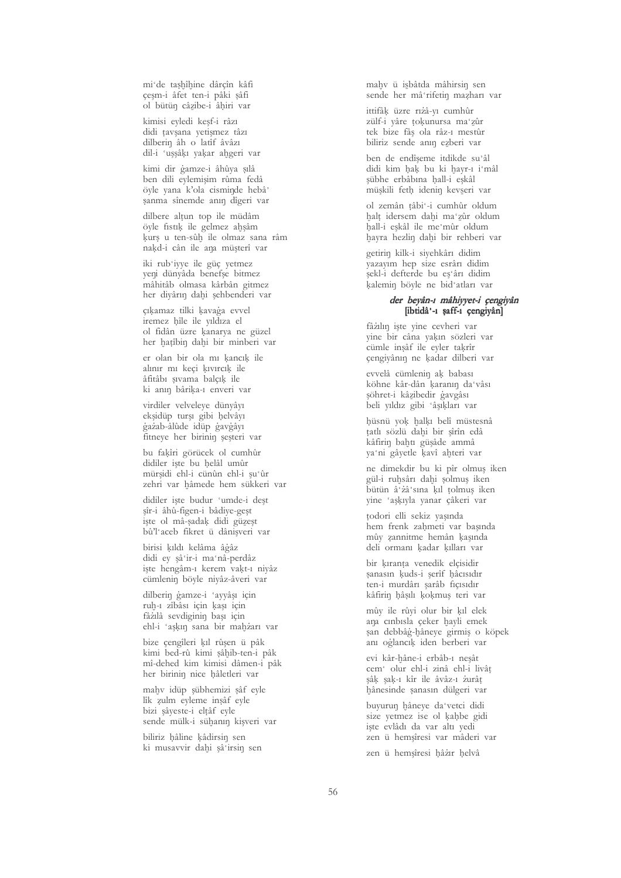mi'de taşḫîhine dârçîn kâfî
çeşm-i âfet ten-i pâki şâfî
ol bütüŋ câẕibe-i âḫiri var

kimisi eyledi keşf-i râzı
didi ṭavşana yetişmez tâzı
dilberiŋ âh o laṭîf âvâzı
dil-i 'uşşâḳı yaḳar aḫgeri var

kimi dir ġamze-i âhûya ṣılâ
ben dili eylemişim rûma fedâ
öyle yana k'ola cismiŋde hebâ'
şanma sînemde anıŋ dîgeri var

dilbere alṭun top ile müdâm
öyle fıstıḳ ile gelmez aḫşâm
ḳurş u ten-sûḫ ile olmaz sana râm
naḳd-i cân ile aŋa müşterî var

iki rub'iyye ile güç yetmez
yeŋi dünyâda benefşe bitmez
mâhitâb olmasa kârbân gitmez
her diyârıŋ daḫi şehbenderi var

çıḳamaz tilki ḳavaġa evvel
iremez ḥîle ile yıldıza el
ol fidân üzre ḳanarya ne güzel
her ḫaṭîbiŋ daḫi bir minberi var

er olan bir ola mı ḳancıḳ ile
alınır mı keçi ḳıvırcıḳ ile
âfitâbı ṣıvama balçıḳ ile
ki anıŋ bâriḳa-ı enveri var

virdiler velveleye dünyâyı
ekşidüp turşı gibi ḥelvâyı
ġażab-âlûde idüp ġavġâyı
fitneye her biriniŋ şeşteri var

bu faḳîri görücek ol cumhûr
didiler işte bu ḥelâl umûr
mürşidi ehl-i cünûn ehl-i şu'ûr
zehri var ḫâmede hem sükkeri var

didiler işte budur 'umde-i deşt
şîr-i âhû-figen-i bâdiye-geşt
işte ol mâ-ṣadaḳ didi güẕeşt
bû'l-'aceb fikret ü dânişveri var

birisi ḳıldı kelâma âġâz
didi ey şâ'ir-i ma'nâ-perdâz
işte hengâm-ı kerem vaḳt-ı niyâz
cümleniŋ böyle niyâz-âveri var

dilberiŋ ġamze-i 'ayyâşı için
ruḫ-ı zibâsı için ḳaşı için
fâżılâ sevdiginiŋ başı için
ehl-i 'aşḳıŋ sana bir maḥżarı var

bize çengîleri ḳıl rûşen ü pâk
kimi bed-rû kimi şâḥib-ten-i pâk
mî-dehed kim kimisi dâmen-i pâk
her biriniŋ nice ḥâletleri var

maḥv idüp şübhemizi şâf eyle
lîk ẓulm eyleme inşâf eyle
bizi şâyeste-i elṭâf eyle
sende mülk-i süḫanıŋ kişveri var

biliriz ḥâline ḳâdirsiŋ sen
ki musavvir daḫi şâ'irsiŋ sen
maḥv ü işbâtda mâhirsiŋ sen
sende her mâ'rifetiŋ maẓharı var

ittifâḳ üzre rıżâ-yı cumhûr
zülf-i yâre ṭoḳunursa ma'ẕûr
tek bize fâş ola râz-ı mestûr
biliriz sende anıŋ eẕberi var

ben de endîşeme itdikde su'âl
didi kim ḥaḳ bu ki ḫayr-ı i'mâl
şübhe erbâbına ḥall-i eşkâl
müşkili fetḥ ideniŋ kevṣeri var

ol zemân ṭâbi'-i cumhûr oldum
ḫalṭ idersem daḫi ma'ẕûr oldum
ḥall-i eşkâl ile me'mûr oldum
ḫayra hezliŋ daḫi bir rehberi var

getiriŋ kilk-i siyehkârı didim
yazayım hep size esrârı didim
şekl-i defterde bu eş'ârı didim
ḳalemiŋ böyle ne bid'atları var

### *der beyân-ı mâhiyyet-i çengiyân* [ibtidâ'-ı şaff-ı çengiyân]

fâżılıŋ işte yine cevheri var
yine bir câna yaḳın sözleri var
cümle inşâf ile eyler taḳrîr
çengiyânıŋ ne ḳadar dilberi var

evvelâ cümleniŋ aḳ babası
köhne kâr-dân ḳaranıŋ da'vâsı
şöhret-i kâẕibedir ġavgâsı
beli yıldız gibi 'âşıḳları var

ḥüsnü yoḳ ḫalḳı belî müstesnâ
ṭatlı sözlü daḫi bir şîrîn edâ
kâfiriŋ baḫtı güşâde ammâ
ya'ni ġâyetle ḳavî aḫteri var

ne dimekdir bu ki pîr olmuş iken
gül-i ruḫsârı daḫi şolmuş iken
bütün â'żâ'sına ḳıl ṭolmuş iken
yine 'aşḳıyla yanar çâkeri var

ṭodori elli sekiz yaşında
hem frenk zaḫmeti var başında
mûy ẓannitme hemân ḳaşında
deli ormanı ḳadar ḳılları var

bir ḳıranṭa venedik elçisidir
şanasın ḳuds-i şerîf ḥâcısıdır
ten-i murdârı şarâb fıçısıdır
kâfiriŋ ḥâşılı ḳoḳmuş teri var

mûy ile rûyi olur bir ḳıl elek
aŋa cınbısla çeker ḫayli emek
şan debbâġ-ḫâneye girmiş o köpek
anı oġlancıḳ iden berberi var

evi kâr-ḫâne-i erbâb-ı neşâṭ
cem' olur ehl-i zinâ ehl-i livâṭ
şâḳ şaḳ-ı kîr ile âvâz-ı żurâṭ
ḫânesinde şanasın dülgeri var

buyuruŋ ḫâneye da'vetci didi
size yetmez ise ol ḳaḥbe gidi
işte evlâdı da var altı yedi
zen ü hemşîresi var mâderi var

zen ü hemşîresi ḥâżır ḥelvâ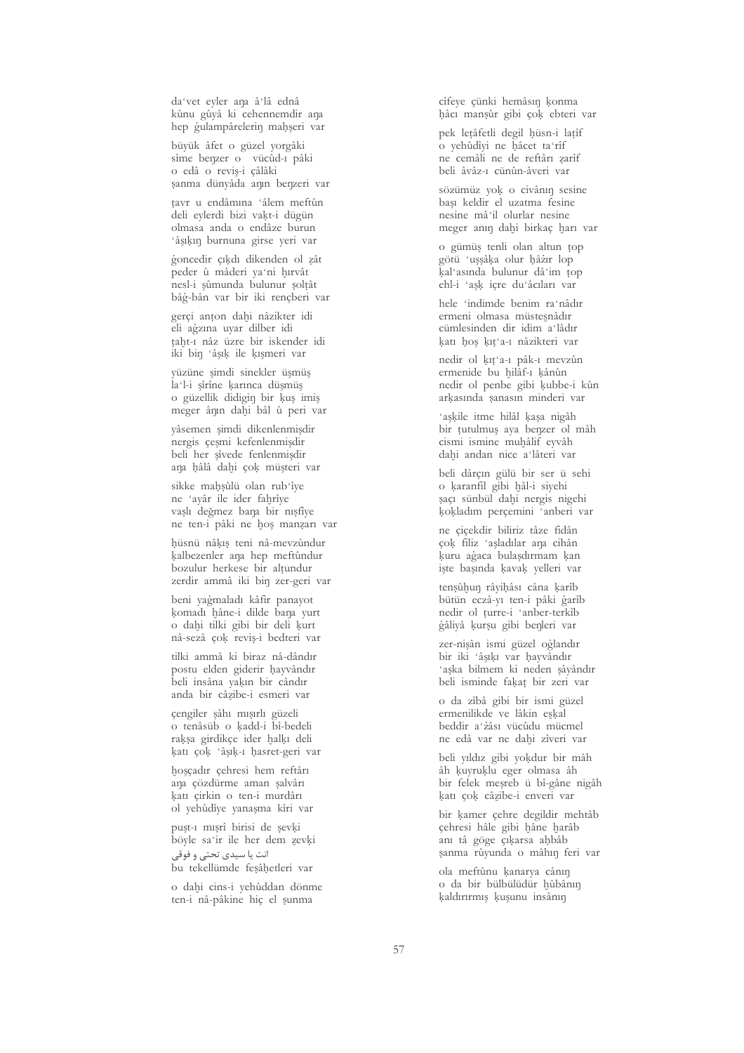da'vet eyler aŋa â'lâ ednâ
kûnu gûyâ ki cehennemdir aŋa
hep ġulampârelerin̄ maḥşeri var

büyük âfet o güzel yorgâki
sîme beŋzer o vücûd-ı pâki
o edâ o reviş-i çâlâki
şanma dünyâda aŋın beŋzeri var

ṭavr u endâmına 'âlem meftûn
deli eylerdi bizi vaḳt-i dügün
olmasa anda o endâze burun
'âşıḳıŋ burnuna girse yeri var

ġoncedir çıḳdı dikenden ol ẕât
peder û mâderi ya'ni ḥırvât
nesl-i şûmunda bulunur ṣolṭât
bâġ-bân var bir iki reŋçberi var

gerçi anṭon daḫi nâzikter idi
eli aġzına uyar dilber idi
taḫt-ı nâz üzre bir iskender idi
iki biŋ 'âşıḳ ile ḳışmeri var

yüzüne şimdi sinekler üşmüş
la'l-i şîrîne ḳarınca düşmüş
o güzellik didigiŋ bir ḳuş imiş
meger âŋın daḫi bâl û peri var

yâsemen şimdi dikenlenmişdir
nergis çeşmi kefenlenmişdir
beli her şîvede fenlenmişdir
aŋa ḥâlâ daḫi çoḳ müşteri var

sikke maḥṣûlü olan rub'îye
ne 'ayâr ile ider faḫrîye
vaṣlı değmez baŋa bir nıṣfiye
ne ten-i pâki ne ḫoş manẓarı var

ḥüsnü nâḳış teni nâ-mevzûndur
ḳalbezenler aŋa hep meftûndur
bozulur herkese bir alṭundur
zerdir ammâ iki biŋ zer-geri var

beni yaġmaladı kâfir panayot
ḳomadı ḫâne-i dilde baŋa yurt
o daḫi tilki gibi bir deli ḳurt
nâ-sezâ çoḳ reviş-i bedteri var

tilki ammâ ki biraz nâ-dândır
postu elden giderir ḥayvândır
beli insâna yaḳın bir cândır
anda bir câẕibe-i esmeri var

çengiler şâhı mıṣırlı güzeli
o tenâsüb o ḳadd-i bî-bedeli
raḳṣa girdikçe ider ḫalḳı deli
ḳatı çoḳ 'âşıḳ-ı ḥasret-geri var

ḫoşçadır çehresi hem reftârı
aŋa çözdürme aman şalvârı
ḳatı çirkin o ten-i murdârı
ol yehûdîye yanaşma kiri var

puşt-ı mıṣrî birisi de şevḳi
böyle sa'ir ile her dem ẕevḳi
انت يا سيدى تحتى و فوقى
bu tekellümde feşâḥetleri var

o daḫi cins-i yehûddan dönme
ten-i nâ-pâkine hiç el şunma
cîfeye çünki hemâsıŋ ḳonma
ḥâcı manṣûr gibi çoḳ ebteri var

pek leṭâfetli degil ḥüsn-i laṭîf
o yehûdîyi ne ḥâcet ta'rîf
ne cemâli ne de reftârı ẓarîf
beli âvâz-ı cünûn-âveri var

sözümüz yoḳ o civânıŋ sesine
başı keldir el uzatma fesine
nesine mâ'il olurlar nesine
meger anıŋ daḫi birkaç ḫarı var

o gümüş tenli olan altun ṭop
götü 'uşşâḳa olur ḥâżır lop
ḳal'asında bulunur dâ'im ṭop
ehl-i 'aşḳ içre du'âcıları var

hele 'indimde benim ra'nâdır
ermeni olmasa müsteşnâdır
cümlesinden dir idim a'lâdır
ḳatı ḫoş ḳıṭ'a-ı nâzikteri var

nedir ol ḳıṭ'a-ı pâk-ı mevzûn
ermenide bu ḫilâf-ı ḳânûn
nedir ol penbe gibi ḳubbe-i kûn
arḳasında şanasın minderi var

'aşḳile itme hilâl ḳaşa nigâh
bir ṭutulmuş aya beŋzer ol mâh
cismi ismine muḫâlif eyvâh
daḫi andan nice a'lâteri var

beli dârçın gülü bir ser ü sehi
o ḳaranfil gibi ḫâl-i siyehi
şaçı sünbül daḫi nergis nigehi
ḳoḳladım perçemini 'anberi var

ne çiçekdir biliriz tâze fidân
çoḳ filiz 'aşladılar aŋa cihân
ḳuru aġaca bulaşdırmam ḳan
işte başında ḳavaḳ yelleri var

tenşûḫuŋ râyiḥâsı câna ḳarîb
bütün eczâ-yı ten-i pâki ġarîb
nedir ol ṭurre-i 'anber-terkîb
ġâliyâ ḳurşu gibi beŋleri var

zer-nişân ismi güzel oġlandır
bir iki 'âşıḳı var ḥayvândır
'aşḳa bilmem ki neden şâyândır
beli isminde faḳaṭ bir zeri var

o da zîbâ gibi bir ismi güzel
ermenilikde ve lâkin eşḳal
beddir a'żâsı vücûdu mücmel
ne edâ var ne daḫi zîveri var

beli yıldız gibi yoḳdur bir mâh
âh ḳuyruḳlu eger olmasa âh
bir felek meşreb ü bî-gâne nigâh
ḳatı çoḳ câẕibe-i enveri var

bir ḳamer çehre degildir mehtâb
çehresi hâle gibi ḫâne ḫarâb
anı tâ göge çıḳarsa aḥbâb
şanma rûyunda o mâhıŋ feri var

ola meftûnu ḳanarya cânıŋ
o da bir bülbülüdür ḫûbânıŋ
ḳaldırırmış ḳuşunu insânıŋ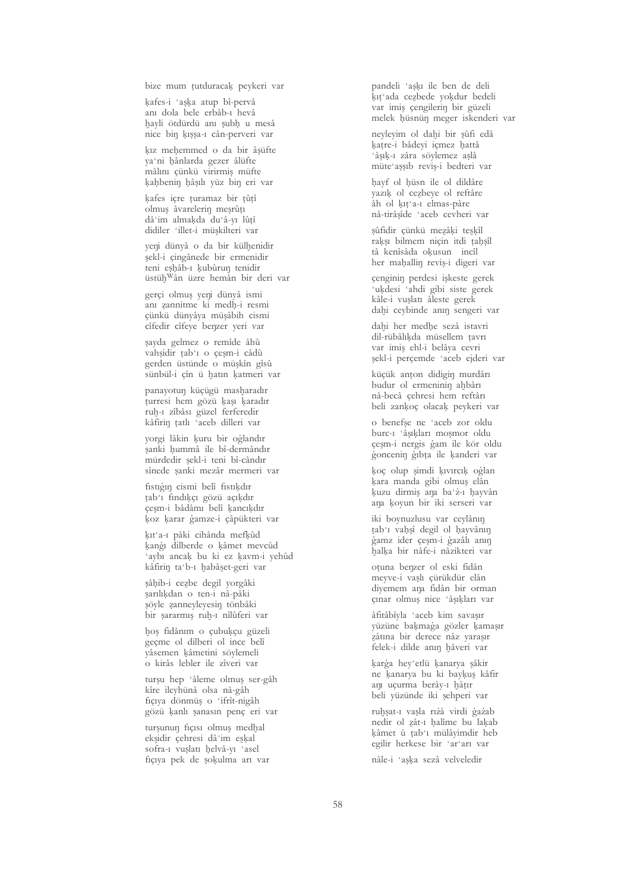bize mum ṭutduracaḳ peykeri var

ḳafes-i ʿaşḳa atup bî-pervâ
anı dola bele erbâb-ı hevâ
ḫayli ötdürdü anı ṣubḥ u mesâ
nice biŋ ḳıṣṣa-ı cân-perveri var

ḳız meḥemmed o da bir âşüfte
yaʿni ḫânlarda gezer âlüfte
mâlını çünkü virirmiş müfte
ḳaḥbeniŋ ḥâṣılı yüz biŋ eri var

ḳafes içre ṭuramaz bir ṭûṭî
olmuş âvareleriŋ meşrûṭı
dâʾim almaḳda duʿâ-yı lûṭî
didiler ʿillet-i müşkilteri var

yeŋi dünyâ o da bir külḫenidir
şekl-i çingânede bir ermenidir
teni esḥâb-ı ḳubûruŋ tenidir
üstüḫ[W]ân üzre hemân bir deri var

gerçi olmuş yeŋi dünyâ ismi
anı ẓannitme ki medḥ-i resmi
çünkü dünyâya müşâbih cismi
cîfedir cîfeye beŋzer yeri var

ṣayda gelmez o remîde âhû
vaḥşidir ṭabʿı o çeşm-i câdû
gerden üstünde o müşkîn gîsû
sünbül-i çîn ü ḫatın ḳatmeri var

panayotuŋ küçügü masḫaradır
ṭurresi hem gözü ḳaşı ḳaradır
ruḫ-ı zîbâsı güzel ferferedir
kâfiriŋ ṭatlı ʿaceb dilleri var

yorgi lâkin ḳuru bir oġlandır
ṣanki ḥummâ ile bî-dermândır
mürdedir şekl-i teni bî-cândır
sînede ṣanki mezâr mermeri var

fıstıġıŋ cismi belî fıstıḳdır
ṭabʿı fındıḳçı gözü açıḳdır
çeşm-i bâdâmı belî ḳancıḳdır
ḳoz ḳarar ġamze-i çâpükteri var

ḳıṭʿa-ı pâki cihânda mefḳûd
ḳanġı dilberde o ḳâmet mevcûd
ʿaybı ancaḳ bu ki ez ḳavm-i yehûd
kâfiriŋ taʿb-ı ḫabâşet-geri var

ṣâḥib-i cezbe degil yorgâki
ṣarılıḳdan o ten-i nâ-pâki
şöyle ẓanneyleyesiŋ tönbâki
bir ṣararmış ruḫ-ı nîlûferi var

ḫoş fidânım o çubuḳçu güzeli
geçme ol dilberi ol ince belî
yâsemen ḳâmetini söylemeli
o kirâs lebler ile zîveri var

turşu hep ʿâleme olmuş ser-gâh
kîre ileyhünâ olsa nâ-gâh
fıçıya dönmüş o ʿifrît-nigâh
gözü ḳanlı ṣanasın pençe eri var

turşunuŋ fıçısı olmuş medḫal
ekşidir çehresi dâʾim eşḳal
sofra-ı vuṣlatı ḥelvâ-yı ʿasel
fıçıya pek de ṣoḳulma arı var

pandeli ʿaşḳı ile ben de deli
ḳıṭʿada cezbede yoḳdur bedeli
var imiş çengileriŋ bir güzeli
melek ḥüsnüŋ meger iskenderi var

neyleyim ol daḫi bir ṣûfî edâ
ḳaṭre-i bâdeyi içmez ḥattâ
ʿâşıḳ-ı zâra söylemez aṣlâ
müteʿaṣṣıb reviş-i bedteri var

ḥayf ol ḥüsn ile ol dildâre
yazıḳ ol cezbeye ol reftâre
âh ol ḳıṭʿa-ı elmas-pâre
nâ-tirâşîde ʿaceb cevheri var

ṣûfîdir çünkü meẕâḳi teşkîl
raḳṣı bilmem niçin itdi taḥṣîl
tâ kenîsâda oḳusun incil
her maḥalliŋ reviş-i dîgeri var

çenginiŋ perdesi işkeste gerek
ʿuḳdesi ʿahdi gibi siste gerek
kâle-i vuṣlatı âleste gerek
daḫi ceybinde anıŋ sengeri var

daḫi her medḥe sezâ istavri
dil-rübâlıḳda müsellem ṭavrı
var imiş ehl-i belâya cevri
şekl-i perçemde ʿaceb ejderi var

küçük anṭon didigiŋ murdârı
budur ol ermeniniŋ aḫbârı
nâ-becâ çehresi hem reftârı
beli zanḳoç olacaḳ peykeri var

o benefşe ne ʿaceb zor oldu
burc-ı ʿâşıḳları moşmor oldu
çeşm-i nergis ġam ile kör oldu
ġonceniŋ ġıbṭa ile ḳanderi var

ḳoç olup şimdi ḳıvırcıḳ oġlan
ḳara manda gibi olmuş elân
ḳuzu dirmiş aŋa baʿż-ı ḥayvân
aŋa ḳoyun bir iki serseri var

iki boynuzlusu var ceylânıŋ
ṭabʿı vaḥşî degil ol ḥayvânıŋ
ġamz ider çeşm-i ġazâlı anıŋ
ḥalḳa bir nâfe-i nâzikteri var

oṭuna beŋzer ol eski fidân
meyve-i vaṣlı çürükdür elân
diyemem aŋa fidân bir orman
çınar olmuş nice ʿâşıḳları var

âfitâbîyla ʿaceb kim savaşır
yüzüne baḳmaġa gözler ḳamaşır
ẕâtına bir derece nâz yaraşır
felek-i dilde anıŋ ḫâveri var

ḳarġa heyʾetlü ḳanarya şâkir
ne ḳanarya bu ki bayḳuş kâfir
aŋı uçurma berây-ı ḫâṭır
beli yüzünde iki şehperi var

ruḫṣat-ı vaṣla rıżâ virdi ġażab
nedir ol ẕât-ı ḥalîme bu laḳab
ḳâmet û ṭabʿı mülâyimdir heb
egilir herkese bir ʿarʿarı var

nâle-i ʿaşḳa sezâ velveledir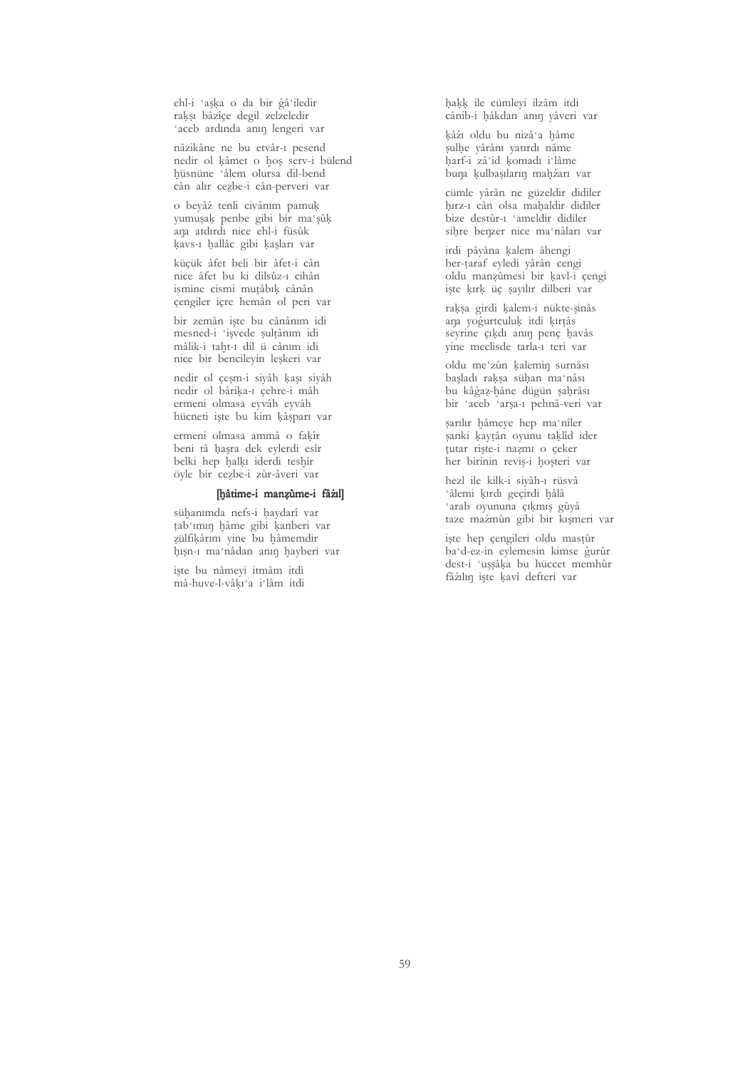ehl-i ʿaşḳa o da bir ġâʾiledir
raḳṣı bâzîçe degil zelzeledir
ʿaceb ardında anıŋ lengeri var

nâzikâne ne bu etvâr-ı pesend
nedir ol ḳâmet o ḫoş serv-i bülend
ḥüsnüne ʿâlem olursa dil-bend
cân alır cez̠be-i cân-perveri var

o beyâż tenli civânım pamuḳ
yumuşaḳ penbe gibi bir maʿşûḳ
aŋa atdırdı nice ehl-i füsûḳ
ḳavs-ı ḥallâc gibi ḳaşları var

küçük âfet beli bir âfet-i cân
nice âfet bu ki dilsûz-ı cihân
ismine cismi muṭâbıḳ cânân
çengiler içre hemân ol peri var

bir zemân işte bu cânânım idi
mesned-i ʿişvede sulṭânım idi
mâlik-i taḫt-ı dil ü cânım idi
nice bir bencileyin leşkeri var

nedir ol çeşm-i siyâh ḳaşı siyâh
nedir ol bârîḳa-ı çehre-i mâh
ermeni olmasa eyvâh eyvâh
hücneti işte bu kim ḳâşparı var

ermeni olmasa ammâ o faḳîr
beni tâ ḥaşra dek eylerdi esîr
belki hep ḫalḳı iderdi tesḫîr
öyle bir cez̠be-i zûr-âveri var

**[ḫâtime-i manẓûme-i fâżıl]**

süḫanımda nefs-i ḥaydarî var
ṭabʿımıŋ ḫâme gibi ḳanberi var
ẕülfiḳârım yine bu ḫâmemdir
ḥışn-ı maʿnâdan anıŋ ḫayberi var

işte bu nâmeyi itmâm itdi
mâ-huve-l-vâḳıʿa iʿlâm itdi

ḥaḳḳ ile cümleyi ilzâm itdi
cânib-i ḥâkdan anıŋ yâveri var

ḳâżı oldu bu nizâʿa ḫâme
ṣulḥe yârânı yatırdı nâme
ḥarf-i zâʾid ḳomadı iʿlâme
buŋa ḳulbaşıların maḥżarı var

cümle yârân ne güzeldir didiler
ḥırz-ı cân olsa maḥaldir didiler
bize destûr-ı ʿameldir didiler
siḥre beŋzer nice maʿnâları var

irdi pâyâna ḳalem âhengi
ber-ṭaraf eyledi yârân cengi
oldu manẓûmesi bir ḳavl-i çengi
işte ḳırḳ üç ṣayılır dilberi var

raḳṣa girdi ḳalem-i nükte-şinâs
aŋa yoġurtculuḳ itdi ḳırṭâs
seyrine çıḳdı anıŋ penç ḥavâs
yine meclisde tarla-ı teri var

oldu meʾzûn ḳalemiŋ surnâsı
başladı raḳṣa süḫan maʿnâsı
bu kâġaẕ-ḫâne dügün ṣaḥrâsı
bir ʿaceb ʿarṣa-ı pehnâ-veri var

ṣarılır ḫâmeye hep maʿnîler
ṣanki ḳayṭân oyunu taḳlîd ider
ṭutar rişte-i naẓmı o çeker
her birinin reviş-i ḫoşteri var

hezl ile kilk-i siyâh-ı rüsvâ
ʿâlemi ḳırdı geçirdi ḥâlâ
ʿarab oyununa çıḳmış ġûyâ
taze mażmûn gibi bir kışmeri var

işte hep çengileri oldu masṭûr
baʿd-ez-in eylemesin kimse ġurûr
dest-i ʿuşşâḳa bu hüccet memhûr
fâżılıŋ işte ḳavî defteri var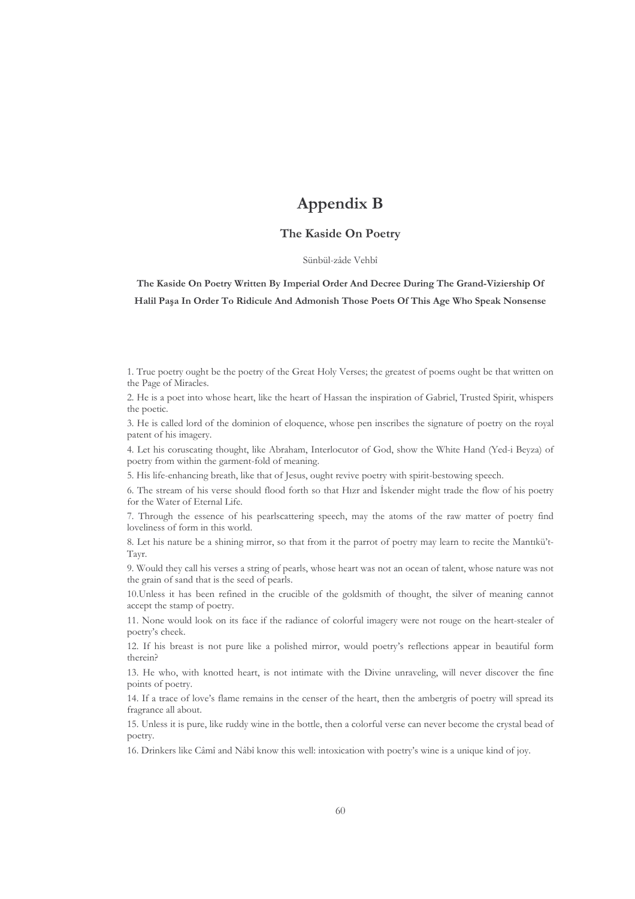# Appendix B

## The Kaside On Poetry

Sünbül-zâde Vehbî

**The Kaside On Poetry Written By Imperial Order And Decree During The Grand-Viziership Of Halil Paşa In Order To Ridicule And Admonish Those Poets Of This Age Who Speak Nonsense**

1. True poetry ought be the poetry of the Great Holy Verses; the greatest of poems ought be that written on the Page of Miracles.

2. He is a poet into whose heart, like the heart of Hassan the inspiration of Gabriel, Trusted Spirit, whispers the poetic.

3. He is called lord of the dominion of eloquence, whose pen inscribes the signature of poetry on the royal patent of his imagery.

4. Let his coruscating thought, like Abraham, Interlocutor of God, show the White Hand (Yed-i Beyza) of poetry from within the garment-fold of meaning.

5. His life-enhancing breath, like that of Jesus, ought revive poetry with spirit-bestowing speech.

6. The stream of his verse should flood forth so that Hızr and İskender might trade the flow of his poetry for the Water of Eternal Life.

7. Through the essence of his pearlscattering speech, may the atoms of the raw matter of poetry find loveliness of form in this world.

8. Let his nature be a shining mirror, so that from it the parrot of poetry may learn to recite the Mantıkü't-Tayr.

9. Would they call his verses a string of pearls, whose heart was not an ocean of talent, whose nature was not the grain of sand that is the seed of pearls.

10.Unless it has been refined in the crucible of the goldsmith of thought, the silver of meaning cannot accept the stamp of poetry.

11. None would look on its face if the radiance of colorful imagery were not rouge on the heart-stealer of poetry's cheek.

12. If his breast is not pure like a polished mirror, would poetry's reflections appear in beautiful form therein?

13. He who, with knotted heart, is not intimate with the Divine unraveling, will never discover the fine points of poetry.

14. If a trace of love's flame remains in the censer of the heart, then the ambergris of poetry will spread its fragrance all about.

15. Unless it is pure, like ruddy wine in the bottle, then a colorful verse can never become the crystal bead of poetry.

16. Drinkers like Câmî and Nâbî know this well: intoxication with poetry's wine is a unique kind of joy.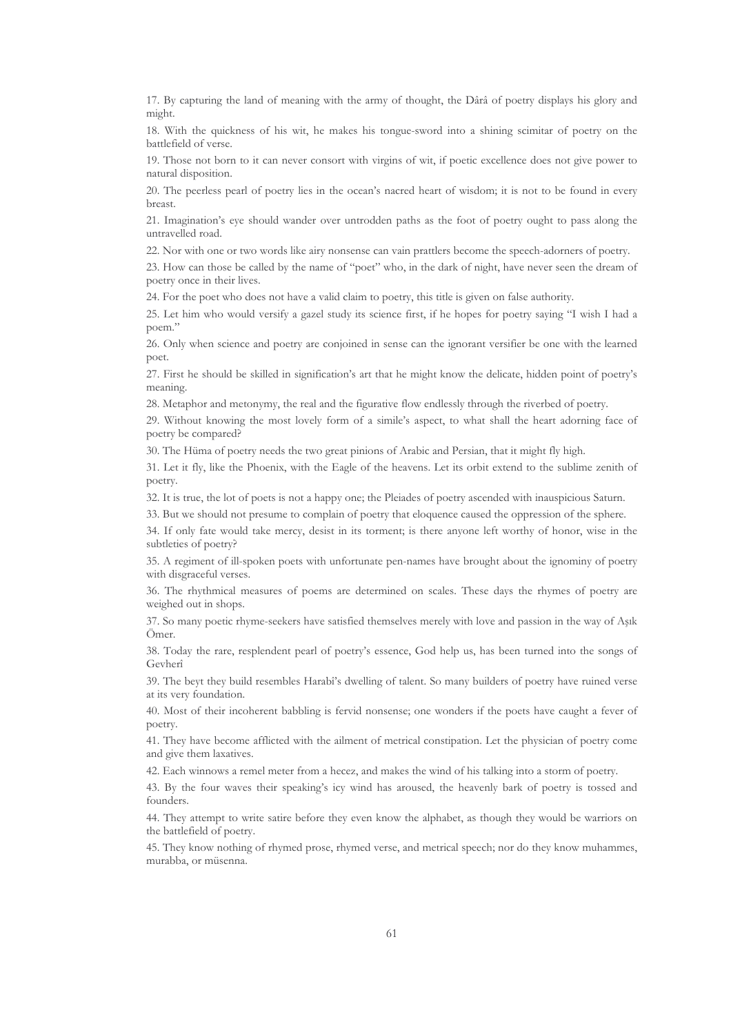17. By capturing the land of meaning with the army of thought, the Dârâ of poetry displays his glory and might.

18. With the quickness of his wit, he makes his tongue-sword into a shining scimitar of poetry on the battlefield of verse.

19. Those not born to it can never consort with virgins of wit, if poetic excellence does not give power to natural disposition.

20. The peerless pearl of poetry lies in the ocean's nacred heart of wisdom; it is not to be found in every breast.

21. Imagination's eye should wander over untrodden paths as the foot of poetry ought to pass along the untravelled road.

22. Nor with one or two words like airy nonsense can vain prattlers become the speech-adorners of poetry.

23. How can those be called by the name of "poet" who, in the dark of night, have never seen the dream of poetry once in their lives.

24. For the poet who does not have a valid claim to poetry, this title is given on false authority.

25. Let him who would versify a gazel study its science first, if he hopes for poetry saying "I wish I had a poem."

26. Only when science and poetry are conjoined in sense can the ignorant versifier be one with the learned poet.

27. First he should be skilled in signification's art that he might know the delicate, hidden point of poetry's meaning.

28. Metaphor and metonymy, the real and the figurative flow endlessly through the riverbed of poetry.

29. Without knowing the most lovely form of a simile's aspect, to what shall the heart adorning face of poetry be compared?

30. The Hüma of poetry needs the two great pinions of Arabic and Persian, that it might fly high.

31. Let it fly, like the Phoenix, with the Eagle of the heavens. Let its orbit extend to the sublime zenith of poetry.

32. It is true, the lot of poets is not a happy one; the Pleiades of poetry ascended with inauspicious Saturn.

33. But we should not presume to complain of poetry that eloquence caused the oppression of the sphere.

34. If only fate would take mercy, desist in its torment; is there anyone left worthy of honor, wise in the subtleties of poetry?

35. A regiment of ill-spoken poets with unfortunate pen-names have brought about the ignominy of poetry with disgraceful verses.

36. The rhythmical measures of poems are determined on scales. These days the rhymes of poetry are weighed out in shops.

37. So many poetic rhyme-seekers have satisfied themselves merely with love and passion in the way of Aşık Ömer.

38. Today the rare, resplendent pearl of poetry's essence, God help us, has been turned into the songs of Gevherî

39. The beyt they build resembles Harabî's dwelling of talent. So many builders of poetry have ruined verse at its very foundation.

40. Most of their incoherent babbling is fervid nonsense; one wonders if the poets have caught a fever of poetry.

41. They have become afflicted with the ailment of metrical constipation. Let the physician of poetry come and give them laxatives.

42. Each winnows a remel meter from a hecez, and makes the wind of his talking into a storm of poetry.

43. By the four waves their speaking's icy wind has aroused, the heavenly bark of poetry is tossed and founders.

44. They attempt to write satire before they even know the alphabet, as though they would be warriors on the battlefield of poetry.

45. They know nothing of rhymed prose, rhymed verse, and metrical speech; nor do they know muhammes, murabba, or müsenna.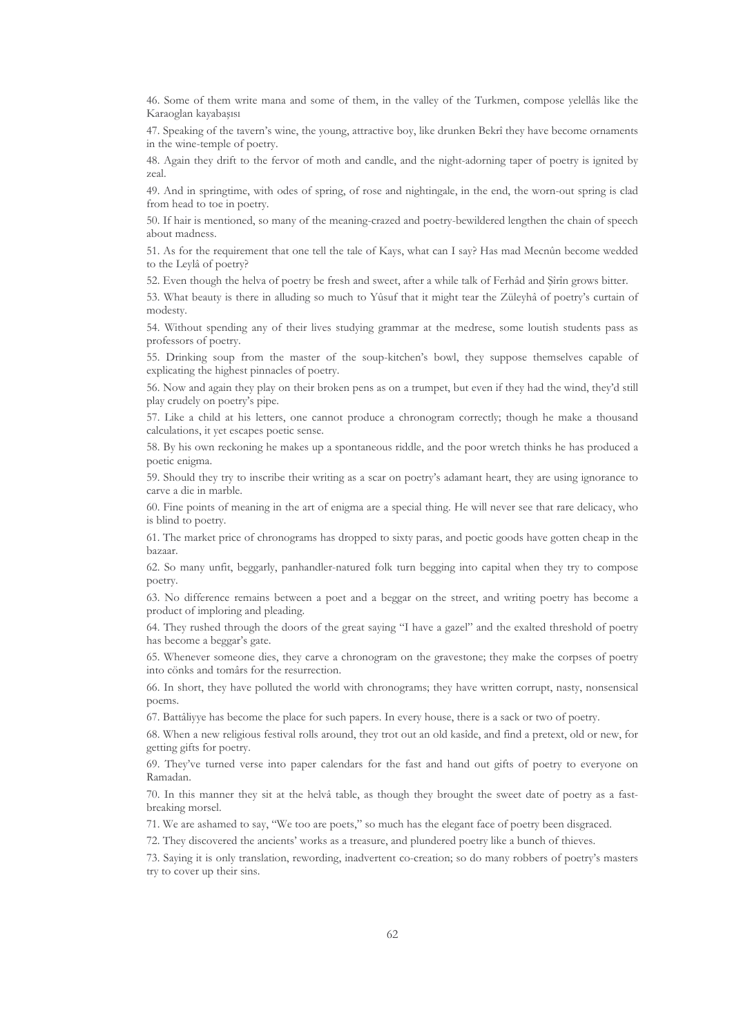46. Some of them write mana and some of them, in the valley of the Turkmen, compose yelellâs like the Karaoglan kayabaşısı

47. Speaking of the tavern's wine, the young, attractive boy, like drunken Bekrî they have become ornaments in the wine-temple of poetry.

48. Again they drift to the fervor of moth and candle, and the night-adorning taper of poetry is ignited by zeal.

49. And in springtime, with odes of spring, of rose and nightingale, in the end, the worn-out spring is clad from head to toe in poetry.

50. If hair is mentioned, so many of the meaning-crazed and poetry-bewildered lengthen the chain of speech about madness.

51. As for the requirement that one tell the tale of Kays, what can I say? Has mad Mecnûn become wedded to the Leylâ of poetry?

52. Even though the helva of poetry be fresh and sweet, after a while talk of Ferhâd and Şîrîn grows bitter.

53. What beauty is there in alluding so much to Yûsuf that it might tear the Züleyhâ of poetry's curtain of modesty.

54. Without spending any of their lives studying grammar at the medrese, some loutish students pass as professors of poetry.

55. Drinking soup from the master of the soup-kitchen's bowl, they suppose themselves capable of explicating the highest pinnacles of poetry.

56. Now and again they play on their broken pens as on a trumpet, but even if they had the wind, they'd still play crudely on poetry's pipe.

57. Like a child at his letters, one cannot produce a chronogram correctly; though he make a thousand calculations, it yet escapes poetic sense.

58. By his own reckoning he makes up a spontaneous riddle, and the poor wretch thinks he has produced a poetic enigma.

59. Should they try to inscribe their writing as a scar on poetry's adamant heart, they are using ignorance to carve a die in marble.

60. Fine points of meaning in the art of enigma are a special thing. He will never see that rare delicacy, who is blind to poetry.

61. The market price of chronograms has dropped to sixty paras, and poetic goods have gotten cheap in the bazaar.

62. So many unfit, beggarly, panhandler-natured folk turn begging into capital when they try to compose poetry.

63. No difference remains between a poet and a beggar on the street, and writing poetry has become a product of imploring and pleading.

64. They rushed through the doors of the great saying "I have a gazel" and the exalted threshold of poetry has become a beggar's gate.

65. Whenever someone dies, they carve a chronogram on the gravestone; they make the corpses of poetry into cönks and tomârs for the resurrection.

66. In short, they have polluted the world with chronograms; they have written corrupt, nasty, nonsensical poems.

67. Battâliyye has become the place for such papers. In every house, there is a sack or two of poetry.

68. When a new religious festival rolls around, they trot out an old kasîde, and find a pretext, old or new, for getting gifts for poetry.

69. They've turned verse into paper calendars for the fast and hand out gifts of poetry to everyone on Ramadan.

70. In this manner they sit at the helvâ table, as though they brought the sweet date of poetry as a fast-breaking morsel.

71. We are ashamed to say, "We too are poets," so much has the elegant face of poetry been disgraced.

72. They discovered the ancients' works as a treasure, and plundered poetry like a bunch of thieves.

73. Saying it is only translation, rewording, inadvertent co-creation; so do many robbers of poetry's masters try to cover up their sins.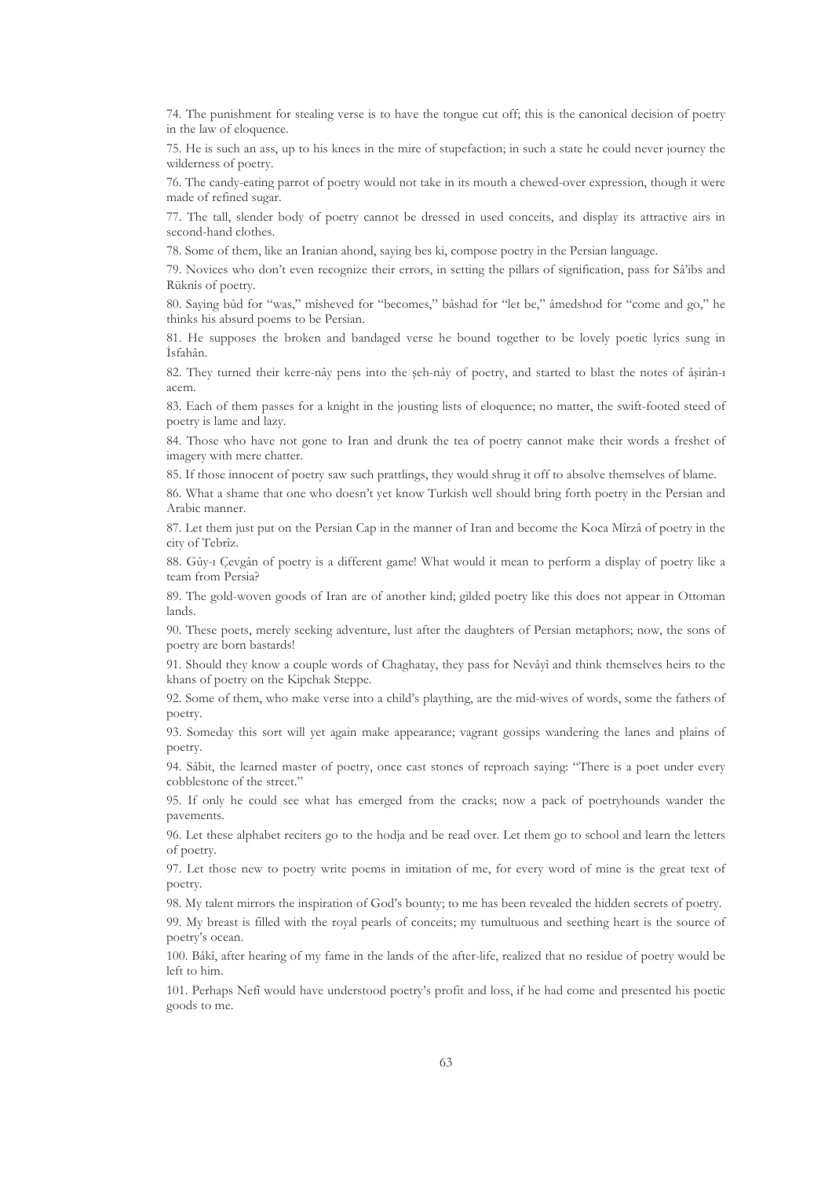74. The punishment for stealing verse is to have the tongue cut off; this is the canonical decision of poetry in the law of eloquence.

75. He is such an ass, up to his knees in the mire of stupefaction; in such a state he could never journey the wilderness of poetry.

76. The candy-eating parrot of poetry would not take in its mouth a chewed-over expression, though it were made of refined sugar.

77. The tall, slender body of poetry cannot be dressed in used conceits, and display its attractive airs in second-hand clothes.

78. Some of them, like an Iranian ahond, saying bes ki, compose poetry in the Persian language.

79. Novices who don't even recognize their errors, in setting the pillars of signification, pass for Sâ'ibs and Rüknîs of poetry.

80. Saying bûd for "was," mîsheved for "becomes," bâshad for "let be," âmedshod for "come and go," he thinks his absurd poems to be Persian.

81. He supposes the broken and bandaged verse he bound together to be lovely poetic lyrics sung in İsfahân.

82. They turned their kerre-nây pens into the şeh-nây of poetry, and started to blast the notes of âşirân-ı acem.

83. Each of them passes for a knight in the jousting lists of eloquence; no matter, the swift-footed steed of poetry is lame and lazy.

84. Those who have not gone to Iran and drunk the tea of poetry cannot make their words a freshet of imagery with mere chatter.

85. If those innocent of poetry saw such prattlings, they would shrug it off to absolve themselves of blame.

86. What a shame that one who doesn't yet know Turkish well should bring forth poetry in the Persian and Arabic manner.

87. Let them just put on the Persian Cap in the manner of Iran and become the Koca Mîrzâ of poetry in the city of Tebrîz.

88. Gûy-ı Çevgân of poetry is a different game! What would it mean to perform a display of poetry like a team from Persia?

89. The gold-woven goods of Iran are of another kind; gilded poetry like this does not appear in Ottoman lands.

90. These poets, merely seeking adventure, lust after the daughters of Persian metaphors; now, the sons of poetry are born bastards!

91. Should they know a couple words of Chaghatay, they pass for Nevâyî and think themselves heirs to the khans of poetry on the Kipchak Steppe.

92. Some of them, who make verse into a child's plaything, are the mid-wives of words, some the fathers of poetry.

93. Someday this sort will yet again make appearance; vagrant gossips wandering the lanes and plains of poetry.

94. Sâbit, the learned master of poetry, once cast stones of reproach saying: "There is a poet under every cobblestone of the street."

95. If only he could see what has emerged from the cracks; now a pack of poetryhounds wander the pavements.

96. Let these alphabet reciters go to the hodja and be read over. Let them go to school and learn the letters of poetry.

97. Let those new to poetry write poems in imitation of me, for every word of mine is the great text of poetry.

98. My talent mirrors the inspiration of God's bounty; to me has been revealed the hidden secrets of poetry.

99. My breast is filled with the royal pearls of conceits; my tumultuous and seething heart is the source of poetry's ocean.

100. Bâkî, after hearing of my fame in the lands of the after-life, realized that no residue of poetry would be left to him.

101. Perhaps Nefî would have understood poetry's profit and loss, if he had come and presented his poetic goods to me.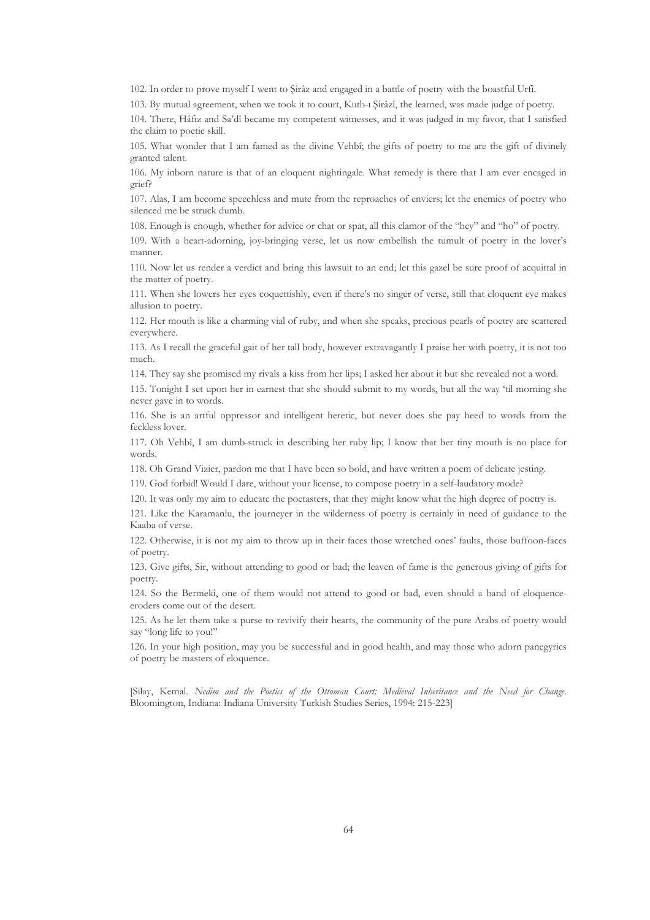102. In order to prove myself I went to Şirâz and engaged in a battle of poetry with the boastful Urfi.

103. By mutual agreement, when we took it to court, Kutb-ı Şirâzî, the learned, was made judge of poetry.

104. There, Hâfiz and Sa'dî became my competent witnesses, and it was judged in my favor, that I satisfied the claim to poetic skill.

105. What wonder that I am famed as the divine Vehbî; the gifts of poetry to me are the gift of divinely granted talent.

106. My inborn nature is that of an eloquent nightingale. What remedy is there that I am ever encaged in grief?

107. Alas, I am become speechless and mute from the reproaches of enviers; let the enemies of poetry who silenced me be struck dumb.

108. Enough is enough, whether for advice or chat or spat, all this clamor of the "hey" and "ho" of poetry.

109. With a heart-adorning, joy-bringing verse, let us now embellish the tumult of poetry in the lover's manner.

110. Now let us render a verdict and bring this lawsuit to an end; let this gazel be sure proof of acquittal in the matter of poetry.

111. When she lowers her eyes coquettishly, even if there's no singer of verse, still that eloquent eye makes allusion to poetry.

112. Her mouth is like a charming vial of ruby, and when she speaks, precious pearls of poetry are scattered everywhere.

113. As I recall the graceful gait of her tall body, however extravagantly I praise her with poetry, it is not too much.

114. They say she promised my rivals a kiss from her lips; I asked her about it but she revealed not a word.

115. Tonight I set upon her in earnest that she should submit to my words, but all the way 'til morning she never gave in to words.

116. She is an artful oppressor and intelligent heretic, but never does she pay heed to words from the feckless lover.

117. Oh Vehbî, I am dumb-struck in describing her ruby lip; I know that her tiny mouth is no place for words.

118. Oh Grand Vizier, pardon me that I have been so bold, and have written a poem of delicate jesting.

119. God forbid! Would I dare, without your license, to compose poetry in a self-laudatory mode?

120. It was only my aim to educate the poetasters, that they might know what the high degree of poetry is.

121. Like the Karamanlu, the journeyer in the wilderness of poetry is certainly in need of guidance to the Kaaba of verse.

122. Otherwise, it is not my aim to throw up in their faces those wretched ones' faults, those buffoon-faces of poetry.

123. Give gifts, Sir, without attending to good or bad; the leaven of fame is the generous giving of gifts for poetry.

124. So the Bermekî, one of them would not attend to good or bad, even should a band of eloquence-eroders come out of the desert.

125. As he let them take a purse to revivify their hearts, the community of the pure Arabs of poetry would say "long life to you!"

126. In your high position, may you be successful and in good health, and may those who adorn panegyrics of poetry be masters of eloquence.

[Silay, Kemal. *Nedim and the Poetics of the Ottoman Court: Medieval Inheritance and the Need for Change*. Bloomington, Indiana: Indiana University Turkish Studies Series, 1994: 215-223]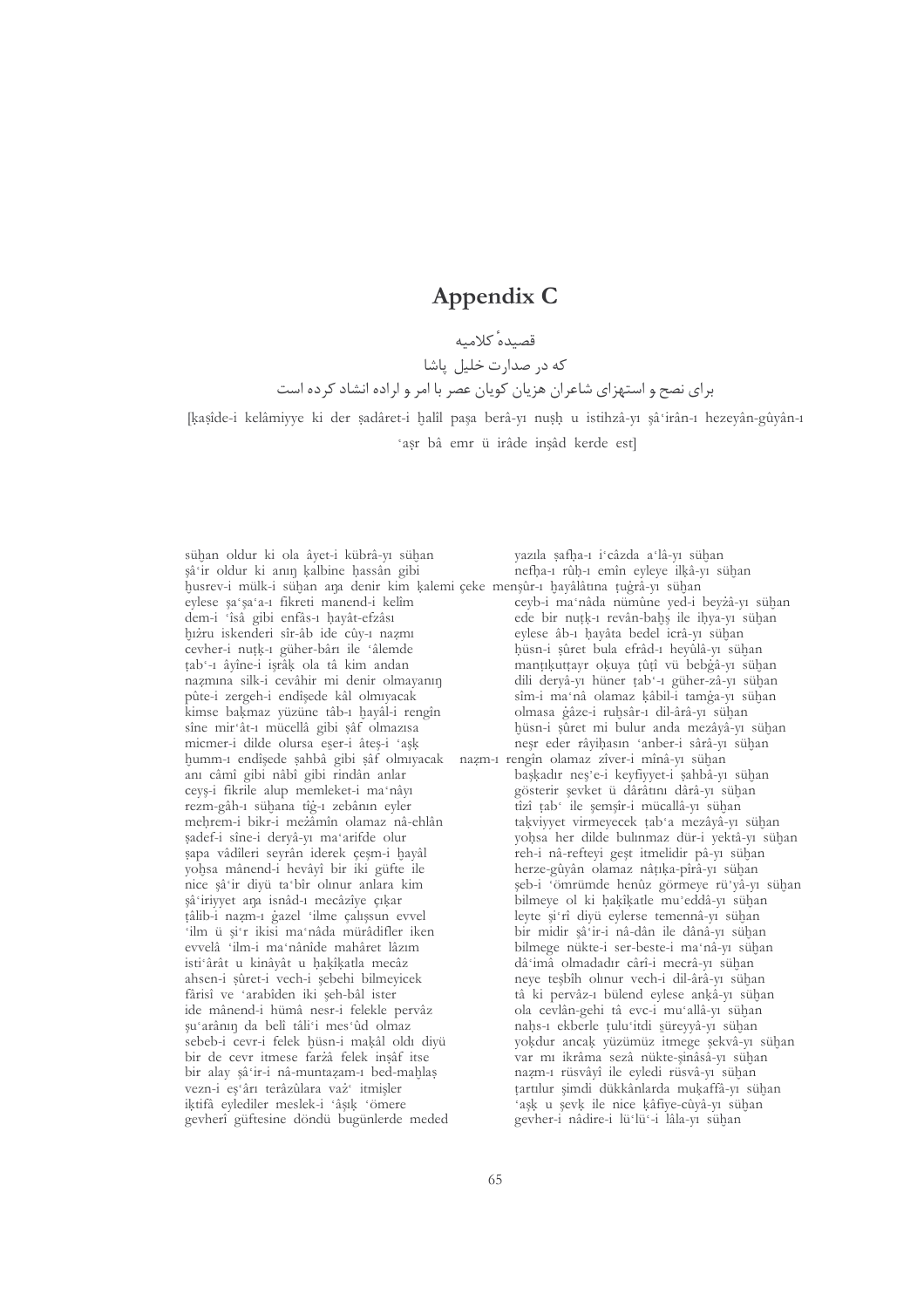# Appendix C

قصیدهٔ کلامیه

که در صدارت خلیل پاشا

برای نصح و استهزای شاعران هزیان کویان عصر با امر و اراده انشاد کرده است

[ḳaṣîde-i kelâmiyye ki der ṣadâret-i ḫalîl paşa berâ-yı nuṣḥ u istihzâ-yı şâʿirân-ı hezeyân-gûyân-ı ʿaṣr bâ emr ü irâde inşâd kerde est]

sühan oldur ki ola âyet-i kübrâ-yı sühan
şâʿir oldur ki anıŋ ḳalbine ḥassân gibi
ḫusrev-i mülk-i süḫan aŋa denir kim ḳalemi çeke
eylese şaʿşaʿa-ı fikreti manend-i kelîm
dem-i ʿîsâ gibi enfâs-ı ḥayât-efzâsı
ḫiżru iskenderi sîr-âb ide cûy-ı naẓmı
cevher-i nuṭḳ-ı güher-bârı ile ʿâlemde
ṭabʿ-ı âyîne-i işrâḳ ola tâ kim andan
naẓmına silk-i cevâhir mi denir olmayanıŋ
pûte-i zergeh-i endîşede kâl olmıyacak
kimse baḳmaz yüzüne tâb-ı ḫayâl-i rengîn
sîne mirʿât-ı mücellâ gibi ṣâf olmazısa
micmer-i dilde olursa eşer-i âteş-i ʿaşḳ
ḫumm-ı endîşede ṣahbâ gibi ṣâf olmıyacak
anı câmî gibi nâbî gibi rindân anlar
ceyş-i fikrile alup memleket-i maʿnâyı
rezm-gâh-ı süḫana tîġ-ı zebânın eyler
meḥrem-i bikr-i meżâmîn olamaz nâ-ehlân
ṣadef-i sîne-i deryâ-yı maʿarifde olur
şapa vâdîleri seyrân iderek çeşm-i ḫayâl
yoḫsa mânend-i hevâyî bir iki güfte ile
nice şâʿir diyü taʿbîr olınur anlara kim
şâʿiriyyet aŋa isnâd-ı mecâziye çıḳar
ṭâlib-i naẓm-ı ġazel ʿilme çalışsun evvel
ʿilm ü şiʿr ikisi maʿnâda mürâdifler iken
evvelâ ʿilm-i maʿnânîde mahâret lâzım
istiʿârât u kinâyât u ḥaḳîḳatla mecâz
ahsen-i ṣûret-i vech-i şebehi bilmeyicek
fârisî ve ʿarabîden iki şeh-bâl ister
ide mânend-i hümâ nesr-i felekle pervâz
şuʿarânıŋ da belî tâliʿi mesʿûd olmaz
sebeb-i cevr-i felek ḥüsn-i maḳâl oldı diyü
bir de cevr itmese farżâ felek inṣâf itse
bir alay şâʿir-i nâ-muntaẓam-ı bed-maḫlaṣ
vezn-i eşʿârı terâzûlara vażʿ itmişler
iktifâ eylediler meslek-i ʿâşıḳ ʿömere
gevherî güftesine döndü bugünlerde meded

yazıla ṣafḥa-ı iʿcâzda aʿlâ-yı süḫan
nefḫa-ı rûḥ-ı emîn eyleye ilḳâ-yı süḫan
menşûr-ı ḫayâlâtına ṭuġrâ-yı süḫan
ceyb-i maʿnâda nümûne yed-i beyżâ-yı süḫan
ede bir nuṭḳ-ı revân-baḫş ile iḥya-yı süḫan
eylese âb-ı ḥayâta bedel icrâ-yı süḫan
ḥüsn-i ṣûret bula efrâd-ı heyûlâ-yı süḫan
manṭıḳuṭṭayr oḳuya ṭûṭî vü bebġâ-yı süḫan
dili deryâ-yı hüner ṭabʿ-ı güher-zâ-yı süḫan
sîm-i maʿnâ olamaz ḳâbil-i tamġa-yı süḫan
olmasa ġâze-i ruḫsâr-ı dil-ârâ-yı süḫan
ḥüsn-i ṣûret mi bulur anda mezâyâ-yı süḫan
neşr eder râyiḥasın ʿanber-i sârâ-yı süḫan
naẓm-ı rengîn olamaz zîver-i mînâ-yı süḫan
başḳadır neşʾe-i keyfiyyet-i ṣahbâ-yı süḫan
gösterir şevket ü dârâtını dârâ-yı süḫan
tîzî ṭabʿ ile şemşîr-i mücallâ-yı süḫan
taḳviyyet virmeyecek ṭabʿa mezâyâ-yı süḫan
yoḫsa her dilde bulunmaz dür-i yektâ-yı süḫan
reh-i nâ-refteyi geşt itmelidir pâ-yı süḫan
herze-gûyân olamaz nâṭıḳa-pîrâ-yı süḫan
şeb-i ʿömrümde henûz görmeye rüʾyâ-yı süḫan
bilmeye ol ki ḥaḳîḳatle muʾeddâ-yı süḫan
leyte şiʿrî diyü eylerse temennâ-yı süḫan
bir midir şâʿir-i nâ-dân ile dânâ-yı süḫan
bilmege nükte-i ser-beste-i maʿnâ-yı süḫan
dâʿimâ olmadadır cârî-i mecrâ-yı süḫan
neye teşbîh olınur vech-i dil-ârâ-yı süḫan
tâ ki pervâz-ı bülend eylese anḳâ-yı süḫan
ola cevlân-gehi tâ evc-i muʿallâ-yı süḫan
naḥs-ı ekberle ṭuluʿitdi süreyyâ-yı süḫan
yoḳdur ancaḳ yüzümüz itmege şekvâ-yı süḫan
var mı ikrâma sezâ nükte-şinâsâ-yı süḫan
naẓm-ı rüsvâyî ile eyledi rüsvâ-yı süḫan
ṭartılur şimdi dükkânlarda muḳaffâ-yı süḫan
ʿaşḳ u şevḳ ile nice ḳâfiye-cûyâ-yı süḫan
gevher-i nâdire-i lüʾlüʿ-i lâla-yı süḫan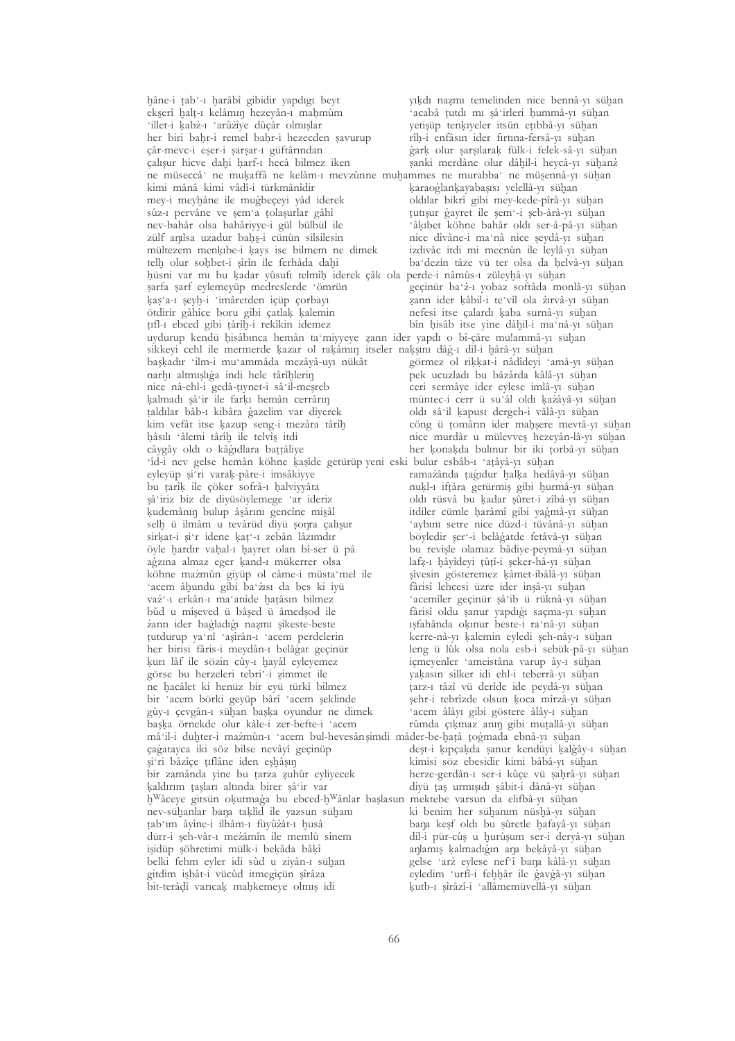ḫâne-i ṭab'-ı ḫarâbî gibidir yapdıgı beyt yıkdı naẓmı temelinden nice bennâ-yı süḫan
ekserî ḫalṭ-ı kelâmıŋ hezeyân-ı maḥmûm 'acabâ ṭutdı mı şâ'irleri ḥummâ-yı süḫan
'illet-i ḳabż-ı 'arûżiye dûçâr olmışlar yetişüp tenḳıyeler itsün eṭıbbâ-yı süḫan
her biri baḥr-i remel baḥr-i hezecden ṣavurup rîḥ-i enfâsın ider fırtına-fersâ-yı süḫan
çâr-mevc-i eser-i şarşar-ı güftârından ġarḳ olur ṣarsılaraḳ fülk-i felek-sâ-yı süḫan
çalışur hicve daḫi ḥarf-ı hecâ bilmez iken ṣanki merdâne olur dâḫil-i heycâ-yı süḫanż
ne müseccâ' ne muḳaffâ ne kelâm-ı mevzûnne muḫammes ne murabba' ne müsennâ-yı süḫan
kimi mânâ kimi vâdî-i türkmânîdir ḳaraoğlanḳayabaşısı yelellâ-yı süḫan
mey-i meyḫâne ile muġbeçeyi yâd iderek oldılar bikrî gibi mey-kede-pîrâ-yı süḫan
sûz-ı pervâne ve şem'a ṭolaşurlar gâhî ṭutışur ġayret ile şem'-i şeb-ârâ-yı süḫan
nev-bahâr olsa bahâriyye-i gül bülbül ile 'âḳıbet köhne bahâr oldı ser-â-pâ-yı süḫan
zülf aŋılsa uzadur baḥs-i cünûn silsilesin nice dîvâne-i ma'nâ nice şeydâ-yı süḫan
mültezem menḳıbe-i ḳays ise bilmem ne dimek izdivâc itdi mi mecnûn ile leylâ-yı süḫan
telḫ olur soḥbet-i şîrîn ile ferhâda daḫi ba'dezin tâze vü ter olsa da ḥelvâ-yı süḫan
ḥüsni var mı bu ḳadar yûsufı telmîḥ iderek çâk ola perde-i nâmûs-ı züleyḫâ-yı süḫan
ṣarfa ṣarf eylemeyüp medreslerde 'ömrün geçinür ba'ż-ı yobaz softâda monlâ-yı süḫan
ḳaş'a-ı şeyḫ-i 'imâretden içüp çorbayı ẓann ider ḳâbil-i te'vîl ola żırvâ-yı süḫan
ötdirir gâhîce boru gibi çatlaḳ ḳalemin nefesi itse çalardı ḳaba surnâ-yı süḫan
ṭıfl-ı ebced gibi târîḫ-i rekîkin idemez bîn ḥisâb itse yine dâḫil-i ma'nâ-yı süḫan
uydurup kendü ḥisâbınca hemân ta'miyyeye ẓann ider yapdı o bî-çâre mu!ammâ-yı süḫan
sikkeyi cehl ile mermerde ḳazar ol raḳâmıŋ itseler naḳşını dâġ-ı dil-i ḫârâ-yı süḫan
başḳadır 'ilm-i mu'ammâda mezâyâ-uyı nükât görmez ol riḳḳat-i nâdîdeyi 'amâ-yı süḫan
narḫı altmışlıġa indi hele târîḫleriŋ pek ucuzladı bu bâzârda kâlâ-yı süḫan
nice nâ-ehl-i gedâ-ṭıynet-i sâ'il-meşreb ceri sermâye ider eylese imlâ-yı süḫan
ḳalmadı şâ'ir ile farḳı hemân cerrârıŋ müntec-i cerr ü su'âl oldı ḳażâyâ-yı süḫan
ṭaldılar bâb-ı kibâra ġazelim var diyerek oldı sâ'il ḳapusı dergeh-i vâlâ-yı süḫan
kim vefât itse ḳazup seng-i mezâra târîḫ cöng ü ṭomârın ider maḥşere mevtâ-yı süḫan
ḥâsılı 'âlemi târîḫ ile telvîs itdi nice murdâr u mülevves hezeyân-lâ-yı süḫan
câygây oldı o kâġıdlara baṭṭâliye her ḳonaḳda bulınur bir iki ṭorbâ-yı süḫan
'îd-i nev gelse hemân köhne ḳaṣîde getürüp yeni eski bulur esbâb-ı 'aṭâyâ-yı süḫan
eyleyüp şi'ri varaḳ-pâre-i imsâkiyye ramażânda ṭaġıdur ḫalḳa hedâyâ-yı süḫan
bu ṭarîḳ ile çöker sofrâ-ı ḥalviyyâta nuḳl-ı iftâra getürmiş gibi ḫurmâ-yı süḫan
şâ'iriz biz de diyüsöylemege 'ar ideriz oldı rüsvâ bu ḳadar ṣûret-i zîbâ-yı süḫan
ḳudemânıŋ bulup âsârını gencîne misâl itdiler cümle ḥarâmî gibi yaġmâ-yı süḫan
selḫ ü ilmâm u tevârüd diyü ṣoŋra çalışur 'aybını setre nice düzd-i tüvânâ-yı süḫan
sirḳat-i şi'r idene ḳaṭ'-ı zebân lâzımdır böyledir şer'-i belâġatde fetâvâ-yı süḫan
öyle ḫardır vaḥal-ı ḥayret olan bî-ser ü pâ bu revişle olamaz bâdiye-peymâ-yı süḫan
aġzına almaz eger ḳand-ı mükerrer olsa lafẓ-ı ḥâyîdeyi ṭûṭî-i şeker-hâ-yı süḫan
köhne mażmûn giyüp ol câme-i müsta'mel ile şîvesin gösteremez ḳâmet-ibâlâ-yı süḫan
'acem âḫundu gibi ba'żısı da bes ki iyü fârisî lehcesi üzre ider inşâ-yı süḫan
vaż'-ı erkân-ı ma'anîde ḫaṭâsın bilmez 'acemîler geçinür şâ'ib ü ruknâ-yı süḫan
bûd u mîşeved ü bâşed ü âmedşod ile fârisî oldu ṣanur yapdıġı saçma-yı süḫan
żann ider baġladıġı naẓmı şikeste-beste ıṣfahânda oḳınur beste-i ra'nâ-yı süḫan
ṭutdurup ya'nî 'aşîrân-ı 'acem perdelerin kerre-nâ-yı ḳalemin eyledi şeh-nây-ı süḫan
her birisi fâris-i meydân-ı belâġat geçinür leng ü lûk olsa nola esb-i sebük-pâ-yı süḫan
ḳurı lâf ile sözin cûy-ı ḫayâl eyleyemez içmeyenler 'ameistâna varup ây-ı süḫan
görse bu herzeleri tebrî'-i zimmet ile yaḳasın silker idi ehl-i teberrâ-yı süḫan
ne ḫacâlet ki henüz bir eyü türkî bilmez ṭarz-ı tâzî vü derîde ide peydâ-yı süḫan
bir 'acem börki geyüp bârî 'acem şeklinde şehr-i tebrîzde olsun ḳoca mîrzâ-yı süḫan
gûy-ı çevgân-ı süḫan başḳa oyundur ne dimek 'acem âlâyı gibi göstere âlây-ı süḫan
başḳa örnekde olur kâle-i zer-befte-i 'acem rûmda çıḳmaz anıŋ gibi muṭallâ-yı süḫan
mâ'il-i duḫter-i mażmûn-ı 'acem bul-hevesânşimdi mâder-be-ḫaṭâ ṭoġmada ebnâ-yı süḫan
çaġatayca iki söz bilse nevâyî geçinüp deşt-i ḳıpçaḳda ṣanur kendüyi ḳalġây-ı süḫan
şi'ri bâzîçe ṭıflâne iden eṣḥâbıŋ kimisi söz ebesidir kimi bâbâ-yı süḫan
bir zamânda yine bu ṭarza ẓuhûr eyliyecek herze-gerdân-ı ser-i kûçe vü ṣaḥrâ-yı süḫan
ḳaldırım ṭaşları altında birer şâ'ir var diyü ṭaş urmışıdı ṣâbit-i dânâ-yı süḫan
ḫ^Wâceye gitsün oḳutmaġa bu ebced-ḫ^Wânlar başlasun mektebe varsun da elifbâ-yı süḫan
nev-süḫanlar baŋa taḳlîd ile yazsun süḫanı ki benim her süḫanım nüsḫâ-yı süḫan
ṭab'ım âyîne-i ilhâm-ı füyûżât-ı ḫusâ baŋa keşf oldı bu ṣûretle ḫafayâ-yı süḫan
dürr-i şeh-vâr-ı meżâmîn ile memlû sînem dil-i pür-cûş u ḫurûşum ser-i deryâ-yı süḫan
işidüp şöhretimi mülk-i beḳâda bâḳî aŋlamış ḳalmadıġın aŋa beḳâyâ-yı süḫan
belki fehm eyler idi sûd u ziyân-ı süḫan gelse 'arż eylese nef'î baŋa kâlâ-yı süḫan
gitdim işbât-i vücûd itmegiçün şîrâza eyledim 'urfî-i feḫḫâr ile ġavġâ-yı süḫan
bit-terâḍî varıcaḳ maḥkemeye olmış idi ḳuṭb-ı şîrâzî-i 'allâmemüvellâ-yı süḫan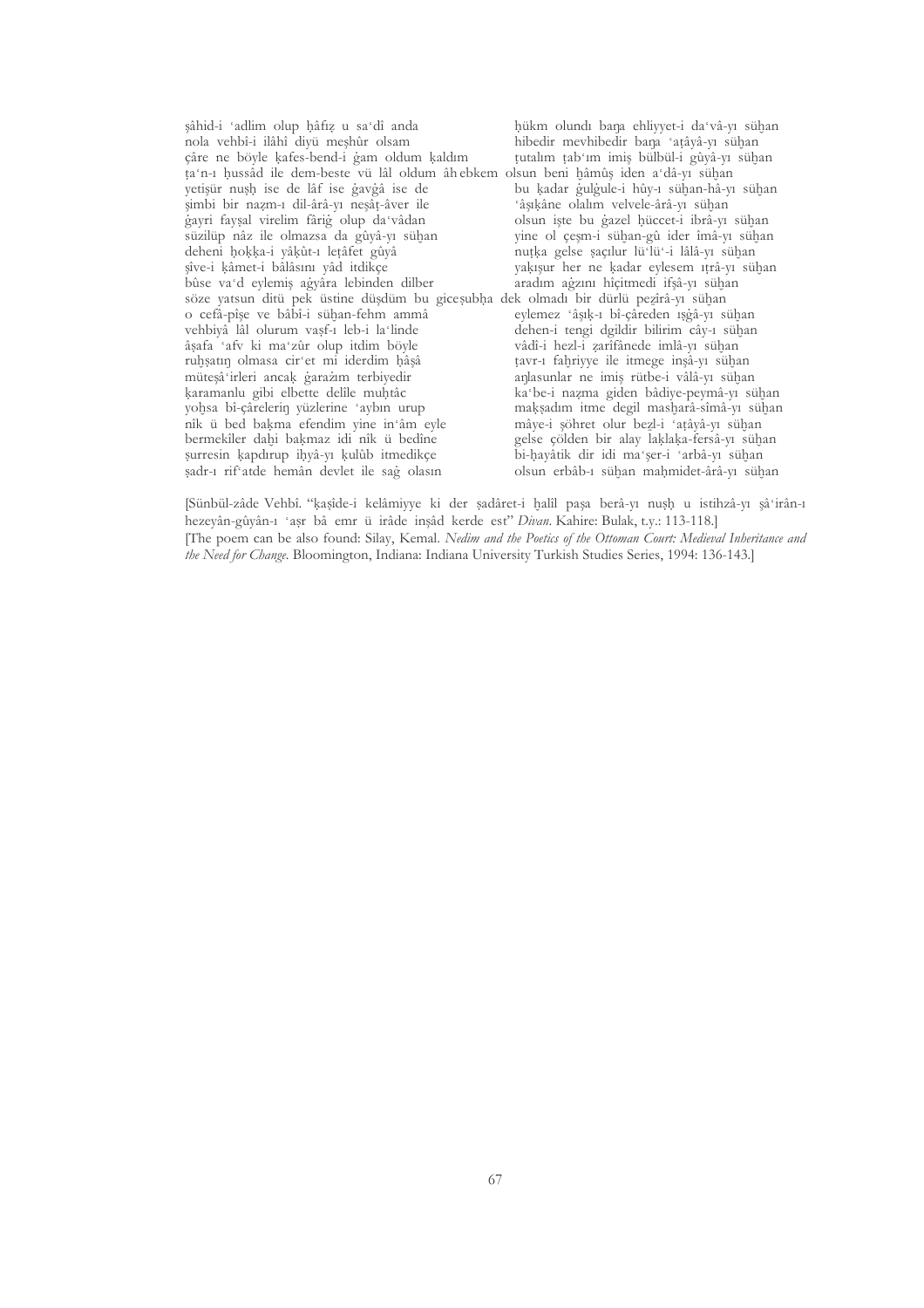şâhid-i ʿadlim olup ḥâfıẓ u saʿdî anda | ḥükm olundı baŋa ehliyyet-i daʿvâ-yı süḫan
nola vehbî-i ilâhî diyü meşhûr olsam | hibedir mevhibedir baŋa ʿaṭâyâ-yı süḫan
çâre ne böyle ḳafes-bend-i ġam oldum ḳaldım | ṭutalım ṭabʿım imiş bülbül-i gûyâ-yı süḫan
ṭaʿn-ı ḥussâd ile dem-beste vü lâl oldum âh ebkem olsun beni ḫâmûş iden aʿdâ-yı süḫan
yetişür nuṣḥ ise de lâf ise ġavġâ ise de | bu ḳadar ġulġule-i hûy-ı süḫan-hâ-yı süḫan
şimbi bir naẓm-ı dil-ârâ-yı neşâṭ-âver ile | ʿâşıḳâne olalım velvele-ârâ-yı süḫan
ġayri fayṣal virelim fâriġ olup daʿvâdan | olsun işte bu ġazel ḥüccet-i ibrâ-yı süḫan
süzilüp nâz ile olmazsa da gûyâ-yı süḫan | yine ol çeşm-i süḫan-gû ider îmâ-yı süḫan
deheni ḥoḳḳa-i yâḳût-ı leṭâfet gûyâ | nuṭḳa gelse ṣaçılur lüʾlüʾ-i lâlâ-yı süḫan
şîve-i ḳâmet-i bâlâsını yâd itdikçe | yaḳışur her ne ḳadar eylesem ıṭrâ-yı süḫan
bûse vaʿd eylemiş aġyâra lebinden dilber | aradım aġzını hîçitmedi ifşâ-yı süḫan
söze yatsun ditü pek üstine düşdüm bu giceṣubḥa dek olmadı bir dürlü peẕîrâ-yı süḫan
o cefâ-pîşe ve bâbî-i süḫan-fehm ammâ | eylemez ʿâşıḳ-ı bî-çâreden ıṣġâ-yı süḫan
vehbiyâ lâl olurum vaṣf-ı leb-i laʿlinde | dehen-i tengi dgildir bilirim cây-ı süḫan
âṣafa ʿafv ki maʿẕûr olup itdim böyle | vâdî-i hezl-i ẓarîfânede imlâ-yı süḫan
ruḫṣatıŋ olmasa cirʿet mi iderdim ḥâşâ | ṭavr-ı faḫriyye ile itmege inşâ-yı süḫan
müteşâʿirleri ancaḳ ġaraẓım terbiyedir | aŋlasunlar ne imiş rütbe-i vâlâ-yı süḫan
ḳaramanlu gibi elbette delîle muḥtâc | kaʿbe-i naẓma giden bâdiye-peymâ-yı süḫan
yoḫsa bî-çâreleriŋ yüzlerine ʿaybın urup | maḳṣadım itme degil masḫarâ-sîmâ-yı süḫan
nîk ü bed baḳma efendim yine inʿâm eyle | mâye-i şöhret olur beẕl-i ʿaṭâyâ-yı süḫan
bermekîler daḫi baḳmaz idi nîk ü bedîne | gelse çölden bir alay laḳlaḳa-fersâ-yı süḫan
ṣurresin ḳapdırup iḥyâ-yı ḳulûb itmedikçe | bi-ḥayâtik dir idi maʿşer-i ʿarbâ-yı süḫan
ṣadr-ı rifʿatde hemân devlet ile saġ olasın | olsun erbâb-ı süḫan maḥmidet-ârâ-yı süḫan

[Sünbül-zâde Vehbî. "ḳaṣîde-i kelâmiyye ki der ṣadâret-i ḫalîl paşa berâ-yı nuṣḥ u istihzâ-yı şâʿirân-ı hezeyân-gûyân-ı ʿaṣr bâ emr ü irâde inşâd kerde est" *Dîvan*. Kahire: Bulak, t.y.: 113-118.]
[The poem can be also found: Silay, Kemal. *Nedim and the Poetics of the Ottoman Court: Medieval Inheritance and the Need for Change*. Bloomington, Indiana: Indiana University Turkish Studies Series, 1994: 136-143.]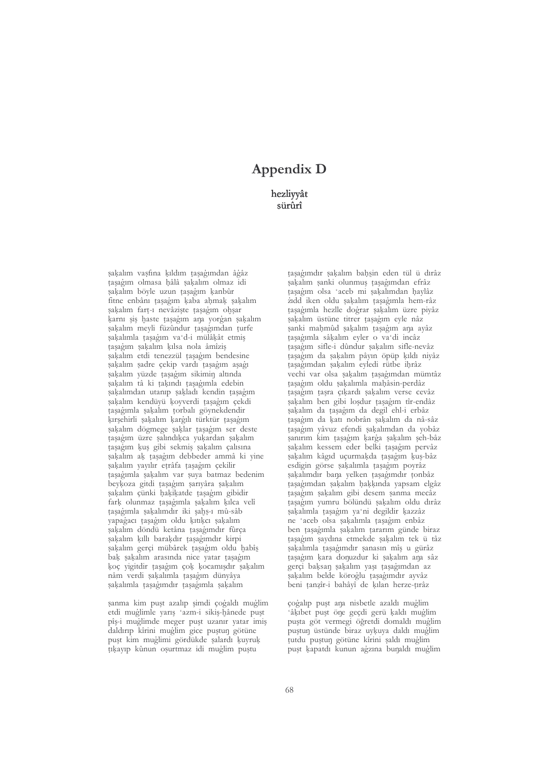# Appendix D

## hezliyyât
## sürûrî

şaḳalım vaṣfına ḳıldım ṭaşaġımdan âġâz
ṭaşaġım olmasa ḥâlâ şaḳalım olmaz idi
şaḳalım böyle uzun ṭaşaġım ḳanbûr
fitne enbânı ṭaşaġım ḳaba aḥmaḳ şaḳalım
şaḳalım farṭ-ı nevâzişte ṭaşaġım oḫşar
ḳarnı şiş ḫaste ṭaşaġım aŋa yorġan şaḳalım
şaḳalım meyli füzûndur ṭaşaġımdan ṭurfe
şaḳalımla ṭaşaġım vaʿd-i mülâḳât etmiş
ṭaşaġım şaḳalım ḳılsa nola âmîziş
şaḳalım etdi tenezzül ṭaşaġım bendesine
şaḳalım ṣadre çekip vardı ṭaşaġım aşaġı
şaḳalım yüzde ṭaşaġım sikimiŋ altında
şaḳalım tâ ki ṭaḳındı ṭaşaġımla edebin
şaḳalımdan utanıp ṣaḳladı kendin ṭaşaġım
şaḳalım kendüyü ḳoyverdi ṭaşaġım çekdi
ṭaşaġımla şaḳalım ṭorbalı göynekdendir
ḳırşehirli şaḳalım ḳarġılı türktür ṭaşaġım
şaḳalım dögmege ṣaḳlar ṭaşaġım ser deste
ṭaşaġım üzre ṣalındıḳca yuḳardan şaḳalım
ṭaşaġım ḳuş gibi sekmiş şaḳalım çalısına
şaḳalım aḳ ṭaşaġım debbeder ammâ ki yine
şaḳalım yayılır eṭrâfa ṭaşaġım çekilir
ṭaşaġımla şaḳalım var ṣuya batmaz bedenim
beyḳoza gitdi ṭaşaġım ṣarıyâra şaḳalım
şaḳalım çünki ḥaḳiḳatde ṭaşaġım gibidir
farḳ olunmaz ṭaşaġımla şaḳalım ḳılca velî
ṭaşaġımla şaḳalımdır iki şaḫṣ-ı mû-sâb
yapaġacı ṭaşaġım oldu ḳıtıḳcı şaḳalım
şaḳalım döndü ketâna ṭaşaġımdır fûrça
şaḳalım ḳıllı baraḳdır ṭaşaġımdır kirpi
şaḳalım gerçi mübârek ṭaşaġım oldu ḫabîş
baḳ şaḳalım arasında nice yatar ṭaşaġım
ḳoç yigitdir ṭaşaġım çoḳ ḳocamışdır şaḳalım
nâm verdi şaḳalımla ṭaşaġım dünyâya
şaḳalımla ṭaşaġımdır ṭaşaġımla şaḳalım

ṭaşaġımdır şaḳalım baḥşin eden tül ü dırâz
şaḳalım şanki olunmuş ṭaşaġımdan efrâz
ṭaşaġım olsa ʿaceb mi şaḳalımdan ḥaylâz
żıdd iken oldu şaḳalım ṭaşaġımla hem-râz
ṭaşaġımla hezlle doġrar şaḳalım üzre piyâz
şaḳalım üstüne titrer ṭaşaġım eyle nâz
şanki maḥmûd şaḳalım ṭaşaġım aŋa ayâz
ṭaşaġımla sâḳalım eyler o vaʿdi incâz
ṭaşaġım sifle-i dûndur şaḳalım sifle-nevâz
ṭaşaġım da şaḳalım pâyın öpüp ḳıldı niyâz
ṭaşaġımdan şaḳalım eyledi rütbe iḥrâz
vechi var olsa şaḳalım ṭaşaġımdan mümtâz
ṭaşaġım oldu şaḳalımla maḥâsin-perdâz
ṭaşaġım ṭaşra çıḳardı şaḳalım verse cevâz
şaḳalım ben gibi loşdur ṭaşaġım tîr-endâz
şaḳalım da ṭaşaġım da degil ehl-i erbâz
ṭaşaġım da ḳatı nobrân şaḳalım da nâ-sâz
ṭaşaġım yâvuz efendi şaḳalımdan da yobâz
ṣanırım kim ṭaşaġım ḳarġa şaḳalım şeh-bâz
şaḳalım kessem eder belki ṭaşaġım pervâz
şaḳalım kâġıd uçurmaḳda ṭaşaġım ḳuş-bâz
esdigin görse şaḳalımla ṭaşaġım poyrâz
şaḳalımdır baŋa yelken ṭaşaġımdır ṭonbâz
ṭaşaġımdan şaḳalım ḥaḳḳında yapsam elgâz
ṭaşaġım şaḳalım gibi desem şanma mecâz
ṭaşaġım yumru bölündü şaḳalım oldu dırâz
şaḳalımla ṭaşaġım yaʿni degildir ḳazzâz
ne ʿaceb olsa şaḳalımla ṭaşaġım enbâz
ben ṭaşaġımla şaḳalım ṭararım günde biraz
ṭaşaġım ṣaydına etmekde şaḳalım tek ü tâz
şaḳalımla ṭaşaġımdır şanasın mîş u gürâz
ṭaşaġım ḳara doŋuzdur ki şaḳalım aŋa sâz
gerçi baḳsaŋ şaḳalım yaşı ṭaşaġımdan az
şaḳalım belde köroġlu ṭaşaġımdır ayvâz
beni ṭanẓîr-i bahâyî de ḳılan herze-ṭırâz

şanma kim puşt azalıp şimdi çoġaldı muġlim
etdi muġlimle yarış ʿazm-i sikiş-ḫânede puşt
pîş-i muġlimde meger puşt uzanır yatar imiş
daldırıp kîrini muġlim gice puştuŋ götüne
puşt kim muġlimi gördükde ṣalardı ḳuyruḳ
ṭıḳayıp kûnun oṣurtmaz idi muġlim puştu

çoġalıp puşt aŋa nisbetle azaldı muġlim
ʿâḳıbet puşt öŋe geçdi gerü ḳaldı muġlim
puşta göt vermegi öğretdi domaldı muġlim
puştuŋ üstünde biraz uyḳuya daldı muġlim
ṭutdu puştuŋ götüne kîrini ṣaldı muġlim
puşt ḳapatdı kunun aġzına buŋaldı muġlim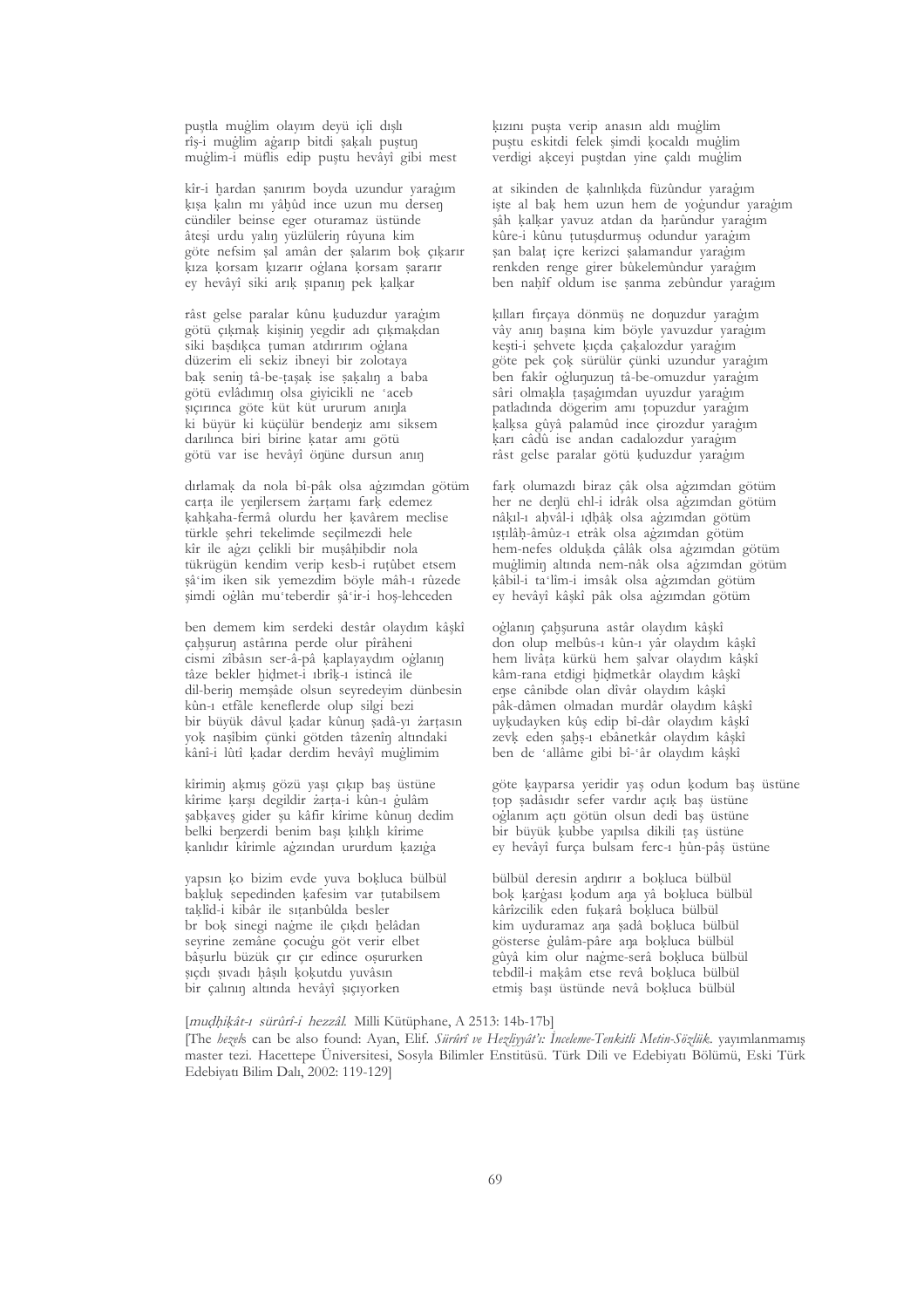puştla muġlim olayım deyü içli dışlı
rîş-i muġlim aġarıp bitdi şaķalı puştuŋ
muġlim-i müflis edip puştu hevâyî gibi mest

ķızını puşta verip anasın aldı muġlim
puştu eskitdi felek şimdi ķocaldı muġlim
verdigi aķçeyi puştdan yine çaldı muġlim

kîr-i ḫardan şanırım boyda uzundur yaraġım
ķışa ķalın mı yâḫûd ince uzun mu derseŋ
cündiler beinse eger oturamaz üstünde
âteşi urdu yalıŋ yüzlüleriŋ rûyuna kim
göte nefsim şal amân der şalarım boķ çıķarır
ķıza ķorsam ķızarır oġlana ķorsam şararır
ey hevâyî siki arıķ şıpanıŋ pek ķalķar

at sikinden de ķalınlıķda füzûndur yaraġım
işte al baķ hem uzun hem de yoġundur yaraġım
şâh ķalķar yavuz atdan da ḫarûndur yaraġım
kûre-i kûnu ṭutuşdurmuş odundur yaraġım
şan balaṭ içre kerizci şalamandur yaraġım
renkden renge girer bûkelemûndur yaraġım
ben naḥîf oldum ise şanma zebûndur yaraġım

râst gelse paralar kûnu ķuduzdur yaraġım
götü çıķmaķ kişiniŋ yegdir adı çıķmaķdan
siki başdıķca ṭuman atdırırım oġlana
düzerim eli sekiz ibneyi bir zolotaya
baķ seniŋ tâ-be-ṭaşaķ ise şaķalıŋ a baba
götü evlâdımıŋ olsa giyicikli ne ʿaceb
şıçırınca göte küt küt ururum anıŋla
ki büyür ki küçülür bendeŋiz amı siksem
darılınca biri birine ķatar amı götü
götü var ise hevâyî öŋüne dursun anıŋ

ķılları fırçaya dönmüş ne doŋuzdur yaraġım
vây anıŋ başına kim böyle yavuzdur yaraġım
keşti-i şehvete ķıçda çaķalozdur yaraġım
göte pek çoķ sürülür çünki uzundur yaraġım
ben fakîr oġluŋuzuŋ tâ-be-omuzdur yaraġım
sârî olmaķla ṭaşaġımdan uyuzdur yaraġım
patladında dögerim amı ṭopuzdur yaraġım
ķalķsa gûyâ palamûd ince çirozdur yaraġım
ķarı câdû ise andan cadalozdur yaraġım
râst gelse paralar götü ķuduzdur yaraġım

dırlamaķ da nola bî-pâk olsa aġzımdan götüm
carṭa ile yeŋilersem żarṭamı farķ edemez
ķahķaha-fermâ olurdu her ķavârem meclise
türkle şehri tekelimde seçilmezdi hele
kîr ile aġzı çelikli bir muşâḥibdir nola
tükrügün kendim verip kesb-i ruṭûbet etsem
şâʿim iken sik yemezdim böyle mâh-ı rûzede
şimdi oġlân muʿteberdir şâʿir-i hoş-lehceden

farķ olumazdı biraz çâk olsa aġzımdan götüm
her ne deŋlü ehl-i idrâk olsa aġzımdan götüm
nâķıl-ı aḥvâl-i ıdḥâķ olsa aġzımdan götüm
ışṭılâḥ-âmûz-ı etrâk olsa aġzımdan götüm
hem-nefes olduķda çâlâk olsa aġzımdan götüm
muġlimiŋ altında nem-nâk olsa aġzımdan götüm
ķâbil-i taʿlîm-i imsâk olsa aġzımdan götüm
ey hevâyî kâşkî pâk olsa aġzımdan götüm

ben demem kim serdeki destâr olaydım kâşkî
çaḫşuruŋ astârına perde olur pîrâheni
cismi zîbâsın ser-â-pâ ķaplayaydım oġlanıŋ
tâze bekler ḫidmet-i ıbrîķ-ı istincâ ile
dil-beriŋ memşâde olsun seyredeyim dünbesin
kûn-ı etfâle keneflerde olup silgi bezi
bir büyük dâvul ķadar kûnuŋ şadâ-yı żarṭasın
yoķ naşîbim çünki götden tâzeniŋ altındaki
kânî-i lûṭî ķadar derdim hevâyî muġlimim

oġlanıŋ çaḫşuruna astâr olaydım kâşkî
don olup melbûs-ı kûn-ı yâr olaydım kâşkî
hem livâṭa kürkü hem şalvar olaydım kâşkî
kâm-rana etdigi ḫidmetkâr olaydım kâşkî
eŋse cânibde olan dîvâr olaydım kâşkî
pâk-dâmen olmadan murdâr olaydım kâşkî
uyķudayken kûş edip bî-dâr olaydım kâşkî
zevķ eden şaḫṣ-ı ebânetkâr olaydım kâşkî
ben de ʿallâme gibi bî-ʿâr olaydım kâşkî

kîrimiŋ aķmış gözü yaşı çıķıp baş üstüne
kîrime ķarşı degildir żarṭa-i kûn-ı ġulâm
şabķaveş gider şu kâfir kîrime kûnuŋ dedim
belki beŋzerdi benim başı ķılıķlı kîrime
ķanlıdır kîrimle aġzından ururdum ķazıġa

göte ķayparsa yeridir yaş odun ķodum baş üstüne
ṭop şadâsıdır sefer vardır açıķ baş üstüne
oġlanım açtı götün olsun dedi baş üstüne
bir büyük ķubbe yapılsa dikili ṭaş üstüne
ey hevâyî furça bulsam ferc-ı ḫûn-pâş üstüne

yapsın ķo bizim evde yuva boķluca bülbül
baķluķ sepedinden ķafesim var ṭutabilsem
taķlîd-i kibâr ile sıṭanbûlda besler
br boķ sinegi naġme ile çıķdı ḫelâdan
seyrine zemâne çocuġu göt verir elbet
bâşurlu büzük çır çır edince oşururken
şıçdı şıvadı ḫâşılı ķoķutdu yuvâsın
bir çalınıŋ altında hevâyî şıçıyorken

bülbül deresin aŋdırır a boķluca bülbül
boķ ķarġası ķodum aŋa yâ boķluca bülbül
kârizcilik eden fuķarâ boķluca bülbül
kim uyduramaz aŋa şadâ boķluca bülbül
gösterse ġulâm-pâre aŋa boķluca bülbül
gûyâ kim olur naġme-serâ boķluca bülbül
tebdîl-i maķâm etse revâ boķluca bülbül
etmiş başı üstünde nevâ boķluca bülbül

[*muḍḥiķât-ı sürûrî-i hezzâl.* Milli Kütüphane, A 2513: 14b-17b]

[The *hezel*s can be also found: Ayan, Elif. *Sürûrî ve Hezliyyât'ı: İnceleme-Tenkitli Metin-Sözlük*. yayımlanmamış master tezi. Hacettepe Üniversitesi, Sosyla Bilimler Enstitüsü. Türk Dili ve Edebiyatı Bölümü, Eski Türk Edebiyatı Bilim Dalı, 2002: 119-129]